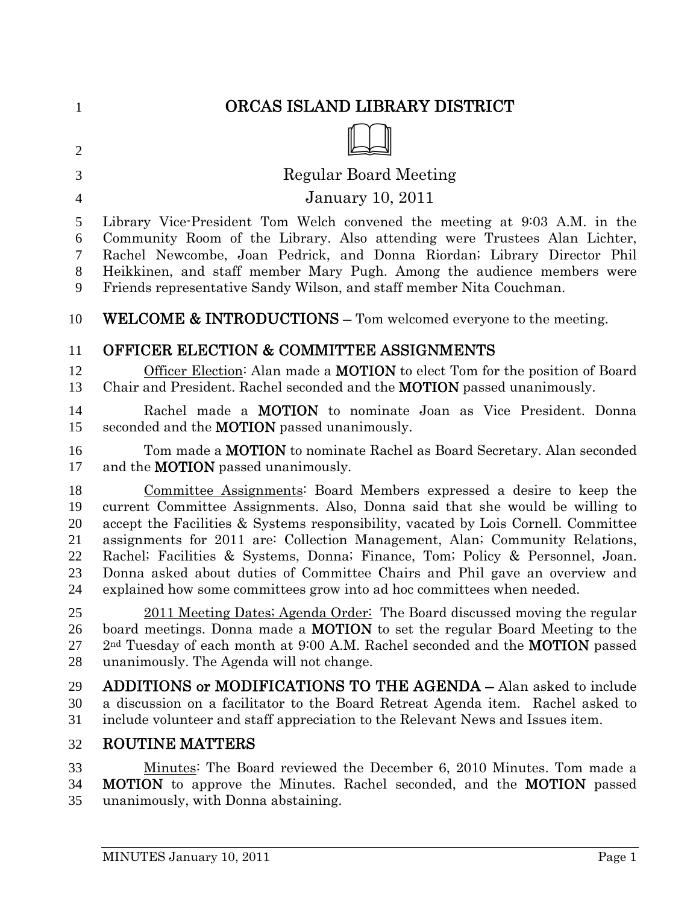# ORCAS ISLAND LIBRARY DISTRICT

## Regular Board Meeting

## January 10, 2011

Library Vice-President Tom Welch convened the meeting at 9:03 A.M. in the Community Room of the Library. Also attending were Trustees Alan Lichter, Rachel Newcombe, Joan Pedrick, and Donna Riordan; Library Director Phil Heikkinen, and staff member Mary Pugh. Among the audience members were Friends representative Sandy Wilson, and staff member Nita Couchman.

**WELCOME & INTRODUCTIONS –** Tom welcomed everyone to the meeting.

## OFFICER ELECTION & COMMITTEE ASSIGNMENTS

Officer Election: Alan made a **MOTION** to elect Tom for the position of Board Chair and President. Rachel seconded and the **MOTION** passed unanimously.

Rachel made a **MOTION** to nominate Joan as Vice President. Donna seconded and the **MOTION** passed unanimously.

Tom made a **MOTION** to nominate Rachel as Board Secretary. Alan seconded and the **MOTION** passed unanimously.

Committee Assignments: Board Members expressed a desire to keep the current Committee Assignments. Also, Donna said that she would be willing to accept the Facilities & Systems responsibility, vacated by Lois Cornell. Committee assignments for 2011 are: Collection Management, Alan; Community Relations, Rachel; Facilities & Systems, Donna; Finance, Tom; Policy & Personnel, Joan. Donna asked about duties of Committee Chairs and Phil gave an overview and explained how some committees grow into ad hoc committees when needed.

2011 Meeting Dates; Agenda Order: The Board discussed moving the regular board meetings. Donna made a **MOTION** to set the regular Board Meeting to the 2nd Tuesday of each month at 9:00 A.M. Rachel seconded and the **MOTION** passed unanimously. The Agenda will not change.

**ADDITIONS or MODIFICATIONS TO THE AGENDA –** Alan asked to include a discussion on a facilitator to the Board Retreat Agenda item. Rachel asked to include volunteer and staff appreciation to the Relevant News and Issues item.

## ROUTINE MATTERS

Minutes: The Board reviewed the December 6, 2010 Minutes. Tom made a **MOTION** to approve the Minutes. Rachel seconded, and the **MOTION** passed unanimously, with Donna abstaining.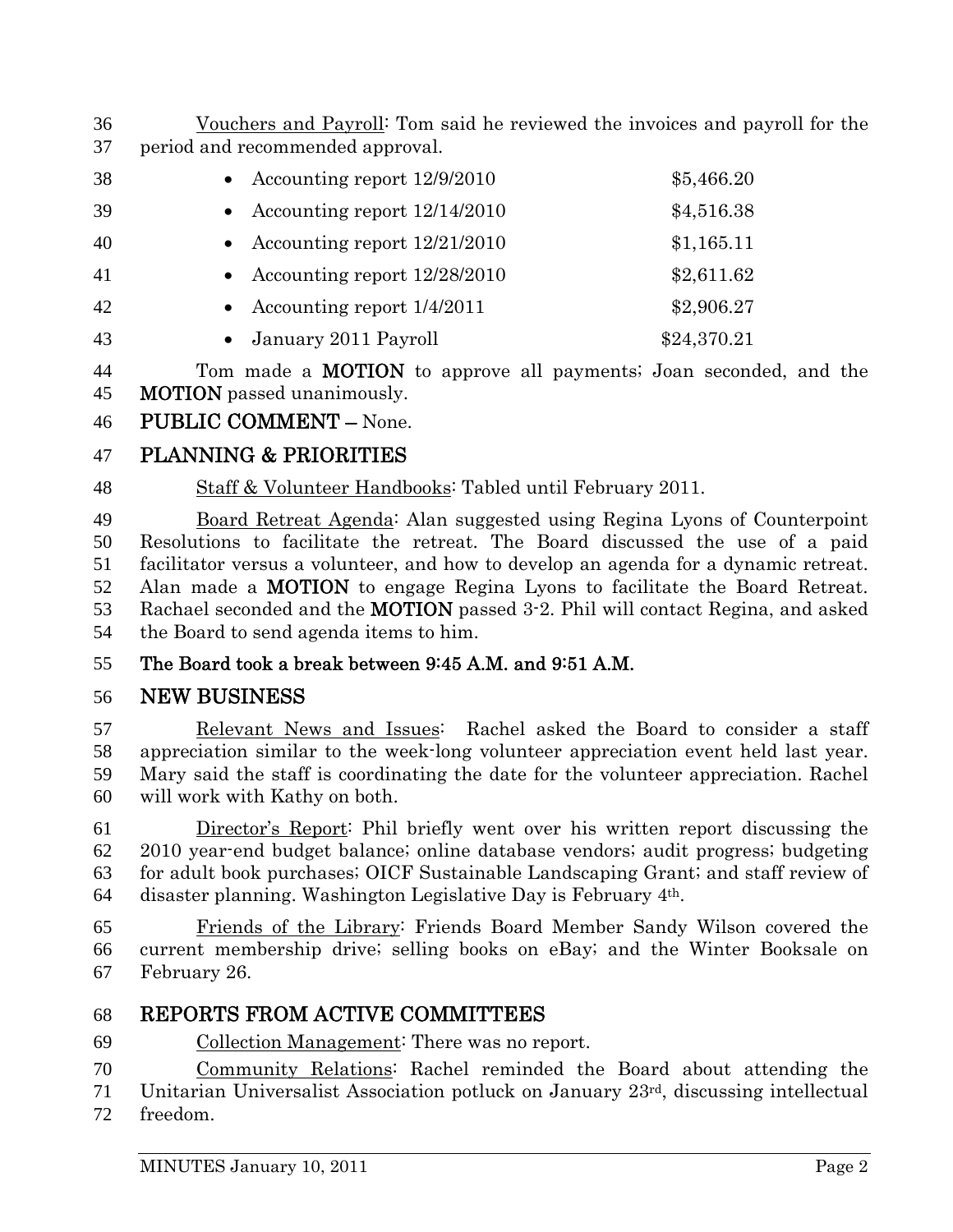Vouchers and Payroll: Tom said he reviewed the invoices and payroll for the period and recommended approval.

- Accounting report 12/9/2010 $5,466.20
- Accounting report 12/14/2010 $4,516.38
- Accounting report 12/21/2010 $1,165.11
- Accounting report 12/28/2010 $2,611.62
- Accounting report 1/4/2011 $2,906.27
- January 2011 Payroll $24,370.21

Tom made a **MOTION** to approve all payments; Joan seconded, and the **MOTION** passed unanimously.

## PUBLIC COMMENT – None.

## PLANNING & PRIORITIES

Staff & Volunteer Handbooks: Tabled until February 2011.

Board Retreat Agenda: Alan suggested using Regina Lyons of Counterpoint Resolutions to facilitate the retreat. The Board discussed the use of a paid facilitator versus a volunteer, and how to develop an agenda for a dynamic retreat. Alan made a **MOTION** to engage Regina Lyons to facilitate the Board Retreat. Rachael seconded and the **MOTION** passed 3-2. Phil will contact Regina, and asked the Board to send agenda items to him.

**The Board took a break between 9:45 A.M. and 9:51 A.M.**

## NEW BUSINESS

Relevant News and Issues: Rachel asked the Board to consider a staff appreciation similar to the week-long volunteer appreciation event held last year. Mary said the staff is coordinating the date for the volunteer appreciation. Rachel will work with Kathy on both.

Director's Report: Phil briefly went over his written report discussing the 2010 year-end budget balance; online database vendors; audit progress; budgeting for adult book purchases; OICF Sustainable Landscaping Grant; and staff review of disaster planning. Washington Legislative Day is February 4th.

Friends of the Library: Friends Board Member Sandy Wilson covered the current membership drive; selling books on eBay; and the Winter Booksale on February 26.

## REPORTS FROM ACTIVE COMMITTEES

Collection Management: There was no report.

Community Relations: Rachel reminded the Board about attending the Unitarian Universalist Association potluck on January 23rd, discussing intellectual freedom.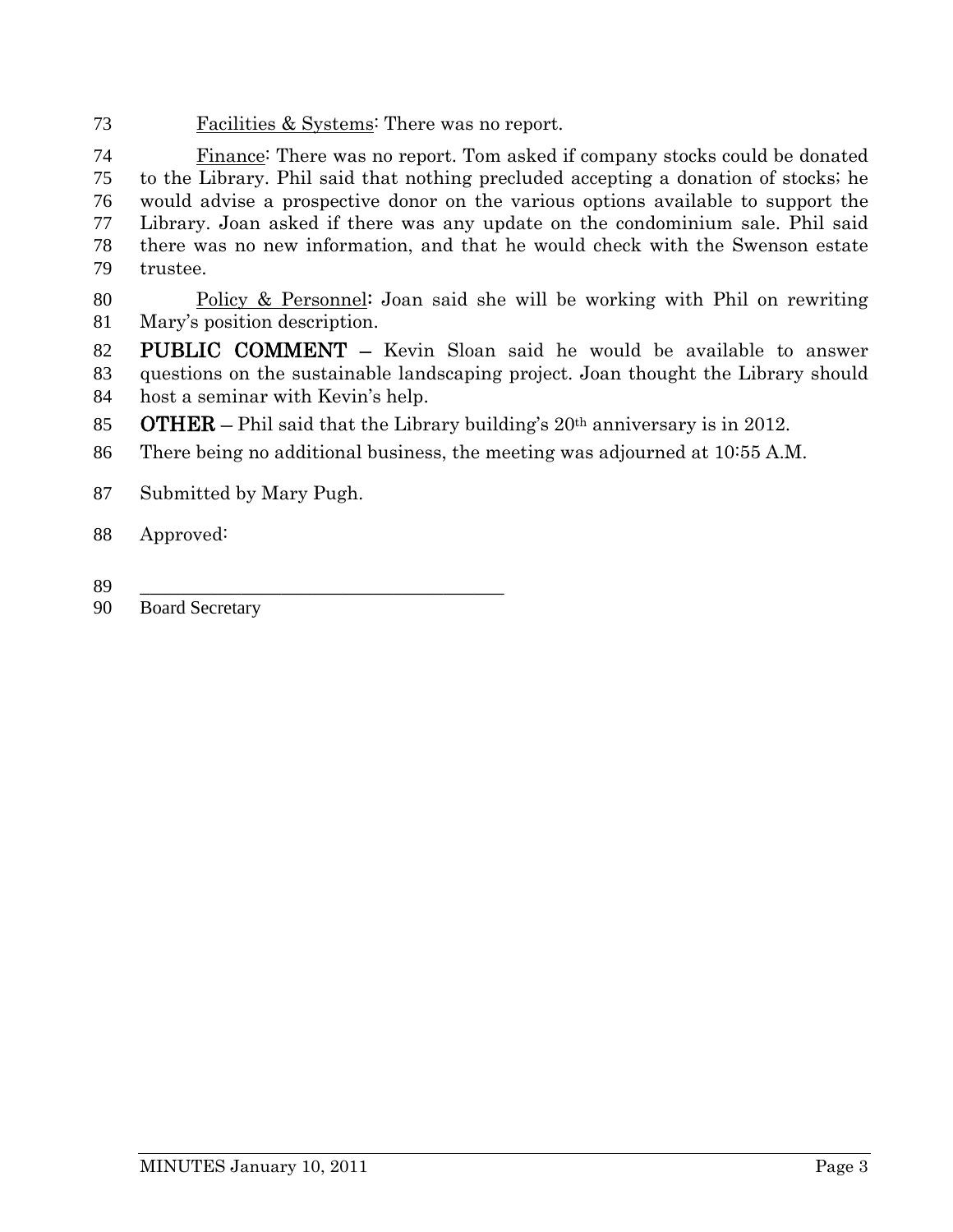<u>Facilities & Systems</u>: There was no report.

<u>Finance</u>: There was no report. Tom asked if company stocks could be donated to the Library. Phil said that nothing precluded accepting a donation of stocks; he would advise a prospective donor on the various options available to support the Library. Joan asked if there was any update on the condominium sale. Phil said there was no new information, and that he would check with the Swenson estate trustee.

<u>Policy & Personnel</u>: Joan said she will be working with Phil on rewriting Mary's position description.

**PUBLIC COMMENT** – Kevin Sloan said he would be available to answer questions on the sustainable landscaping project. Joan thought the Library should host a seminar with Kevin's help.

**OTHER** – Phil said that the Library building's 20th anniversary is in 2012.

There being no additional business, the meeting was adjourned at 10:55 A.M.

Submitted by Mary Pugh.

Approved:

_______________________________________

Board Secretary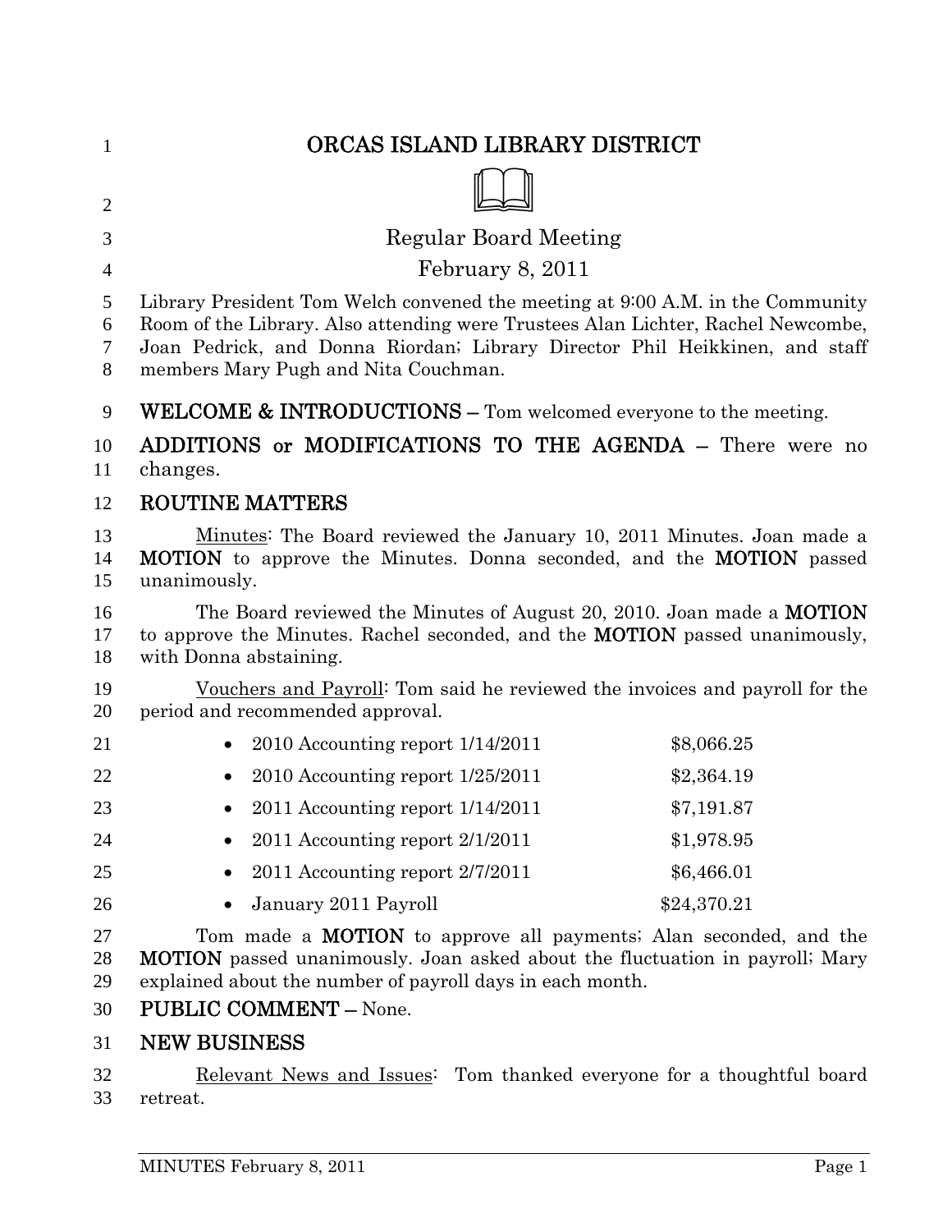# ORCAS ISLAND LIBRARY DISTRICT

## Regular Board Meeting

## February 8, 2011

Library President Tom Welch convened the meeting at 9:00 A.M. in the Community Room of the Library. Also attending were Trustees Alan Lichter, Rachel Newcombe, Joan Pedrick, and Donna Riordan; Library Director Phil Heikkinen, and staff members Mary Pugh and Nita Couchman.

**WELCOME & INTRODUCTIONS** – Tom welcomed everyone to the meeting.

**ADDITIONS or MODIFICATIONS TO THE AGENDA** – There were no changes.

**ROUTINE MATTERS**

Minutes: The Board reviewed the January 10, 2011 Minutes. Joan made a **MOTION** to approve the Minutes. Donna seconded, and the **MOTION** passed unanimously.

The Board reviewed the Minutes of August 20, 2010. Joan made a **MOTION** to approve the Minutes. Rachel seconded, and the **MOTION** passed unanimously, with Donna abstaining.

Vouchers and Payroll: Tom said he reviewed the invoices and payroll for the period and recommended approval.

- 2010 Accounting report 1/14/2011 $8,066.25
- 2010 Accounting report 1/25/2011 $2,364.19
- 2011 Accounting report 1/14/2011 $7,191.87
- 2011 Accounting report 2/1/2011 $1,978.95
- 2011 Accounting report 2/7/2011 $6,466.01
- January 2011 Payroll $24,370.21

Tom made a **MOTION** to approve all payments; Alan seconded, and the **MOTION** passed unanimously. Joan asked about the fluctuation in payroll; Mary explained about the number of payroll days in each month.

**PUBLIC COMMENT** – None.

**NEW BUSINESS**

Relevant News and Issues: Tom thanked everyone for a thoughtful board retreat.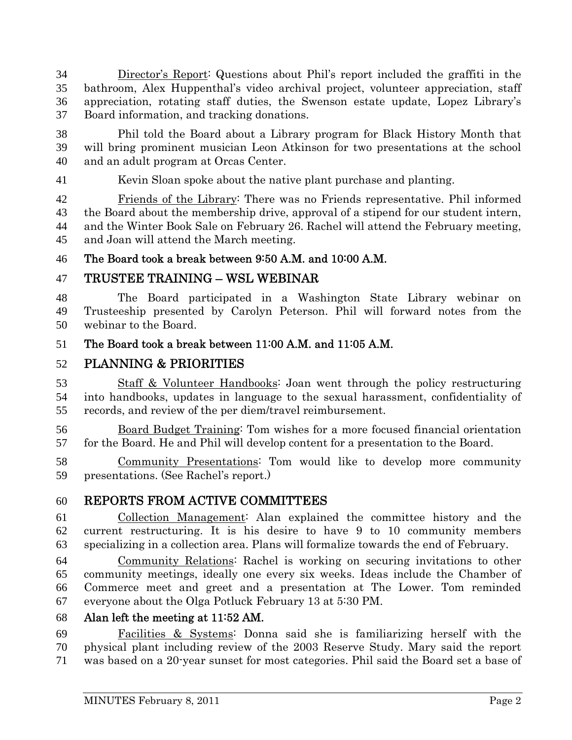Director's Report: Questions about Phil's report included the graffiti in the bathroom, Alex Huppenthal's video archival project, volunteer appreciation, staff appreciation, rotating staff duties, the Swenson estate update, Lopez Library's Board information, and tracking donations.

Phil told the Board about a Library program for Black History Month that will bring prominent musician Leon Atkinson for two presentations at the school and an adult program at Orcas Center.

Kevin Sloan spoke about the native plant purchase and planting.

Friends of the Library: There was no Friends representative. Phil informed the Board about the membership drive, approval of a stipend for our student intern, and the Winter Book Sale on February 26. Rachel will attend the February meeting, and Joan will attend the March meeting.

**The Board took a break between 9:50 A.M. and 10:00 A.M.**

## TRUSTEE TRAINING – WSL WEBINAR

The Board participated in a Washington State Library webinar on Trusteeship presented by Carolyn Peterson. Phil will forward notes from the webinar to the Board.

**The Board took a break between 11:00 A.M. and 11:05 A.M.**

## PLANNING & PRIORITIES

Staff & Volunteer Handbooks: Joan went through the policy restructuring into handbooks, updates in language to the sexual harassment, confidentiality of records, and review of the per diem/travel reimbursement.

Board Budget Training: Tom wishes for a more focused financial orientation for the Board. He and Phil will develop content for a presentation to the Board.

Community Presentations: Tom would like to develop more community presentations. (See Rachel's report.)

## REPORTS FROM ACTIVE COMMITTEES

Collection Management: Alan explained the committee history and the current restructuring. It is his desire to have 9 to 10 community members specializing in a collection area. Plans will formalize towards the end of February.

Community Relations: Rachel is working on securing invitations to other community meetings, ideally one every six weeks. Ideas include the Chamber of Commerce meet and greet and a presentation at The Lower. Tom reminded everyone about the Olga Potluck February 13 at 5:30 PM.

**Alan left the meeting at 11:52 AM.**

Facilities & Systems: Donna said she is familiarizing herself with the physical plant including review of the 2003 Reserve Study. Mary said the report was based on a 20-year sunset for most categories. Phil said the Board set a base of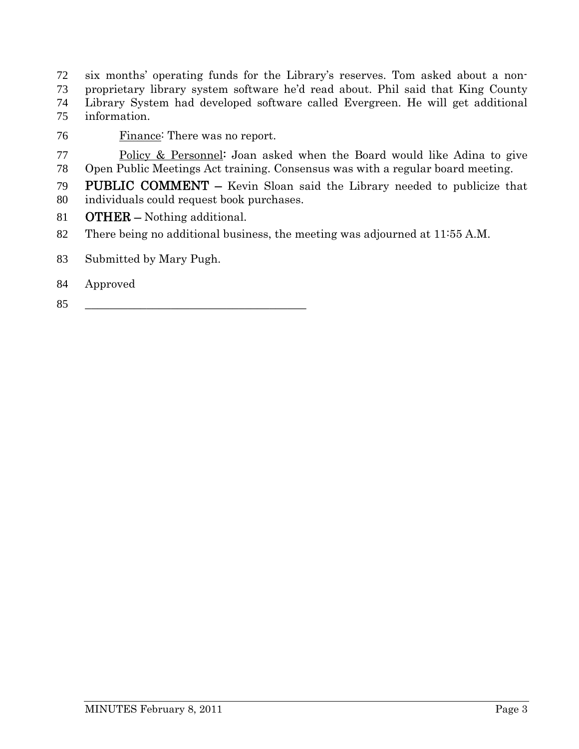six months' operating funds for the Library's reserves. Tom asked about a non-proprietary library system software he'd read about. Phil said that King County Library System had developed software called Evergreen. He will get additional information.

Finance: There was no report.

Policy & Personnel: Joan asked when the Board would like Adina to give Open Public Meetings Act training. Consensus was with a regular board meeting.

**PUBLIC COMMENT –** Kevin Sloan said the Library needed to publicize that individuals could request book purchases.

**OTHER –** Nothing additional.

There being no additional business, the meeting was adjourned at 11:55 A.M.

Submitted by Mary Pugh.

Approved

\_\_\_\_\_\_\_\_\_\_\_\_\_\_\_\_\_\_\_\_\_\_\_\_\_\_\_\_\_\_\_\_\_\_\_\_\_\_\_\_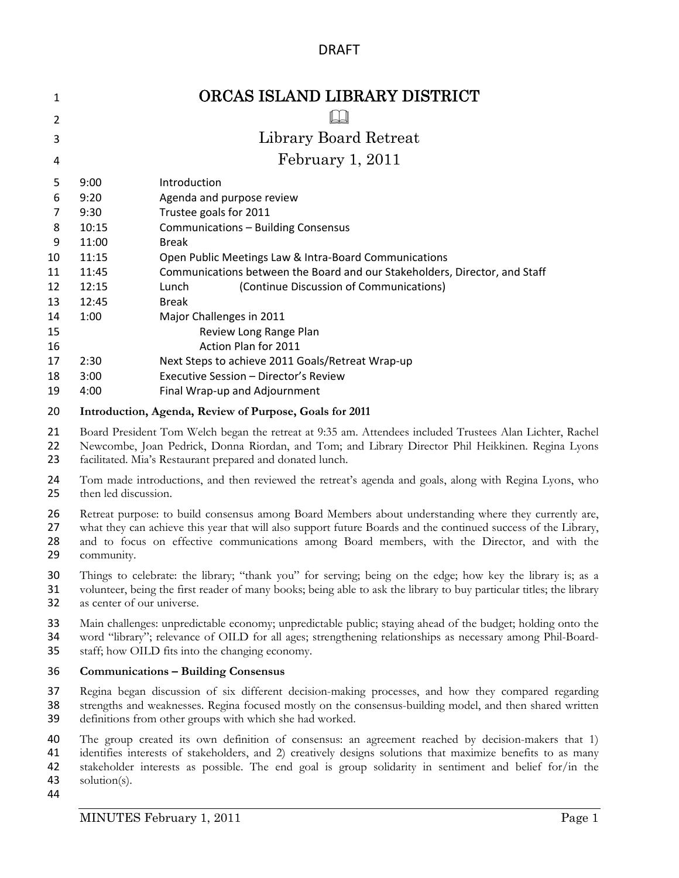DRAFT

# ORCAS ISLAND LIBRARY DISTRICT

📖

## Library Board Retreat

## February 1, 2011

| | |
|---|---|
| 9:00 | Introduction |
| 9:20 | Agenda and purpose review |
| 9:30 | Trustee goals for 2011 |
| 10:15 | Communications – Building Consensus |
| 11:00 | Break |
| 11:15 | Open Public Meetings Law & Intra-Board Communications |
| 11:45 | Communications between the Board and our Stakeholders, Director, and Staff |
| 12:15 | Lunch (Continue Discussion of Communications) |
| 12:45 | Break |
| 1:00 | Major Challenges in 2011 |
| | Review Long Range Plan |
| | Action Plan for 2011 |
| 2:30 | Next Steps to achieve 2011 Goals/Retreat Wrap-up |
| 3:00 | Executive Session – Director's Review |
| 4:00 | Final Wrap-up and Adjournment |

**Introduction, Agenda, Review of Purpose, Goals for 2011**

Board President Tom Welch began the retreat at 9:35 am. Attendees included Trustees Alan Lichter, Rachel Newcombe, Joan Pedrick, Donna Riordan, and Tom; and Library Director Phil Heikkinen. Regina Lyons facilitated. Mia's Restaurant prepared and donated lunch.

Tom made introductions, and then reviewed the retreat's agenda and goals, along with Regina Lyons, who then led discussion.

Retreat purpose: to build consensus among Board Members about understanding where they currently are, what they can achieve this year that will also support future Boards and the continued success of the Library, and to focus on effective communications among Board members, with the Director, and with the community.

Things to celebrate: the library; "thank you" for serving; being on the edge; how key the library is; as a volunteer, being the first reader of many books; being able to ask the library to buy particular titles; the library as center of our universe.

Main challenges: unpredictable economy; unpredictable public; staying ahead of the budget; holding onto the word "library"; relevance of OILD for all ages; strengthening relationships as necessary among Phil-Board-staff; how OILD fits into the changing economy.

**Communications – Building Consensus**

Regina began discussion of six different decision-making processes, and how they compared regarding strengths and weaknesses. Regina focused mostly on the consensus-building model, and then shared written definitions from other groups with which she had worked.

The group created its own definition of consensus: an agreement reached by decision-makers that 1) identifies interests of stakeholders, and 2) creatively designs solutions that maximize benefits to as many stakeholder interests as possible. The end goal is group solidarity in sentiment and belief for/in the solution(s).

MINUTES February 1, 2011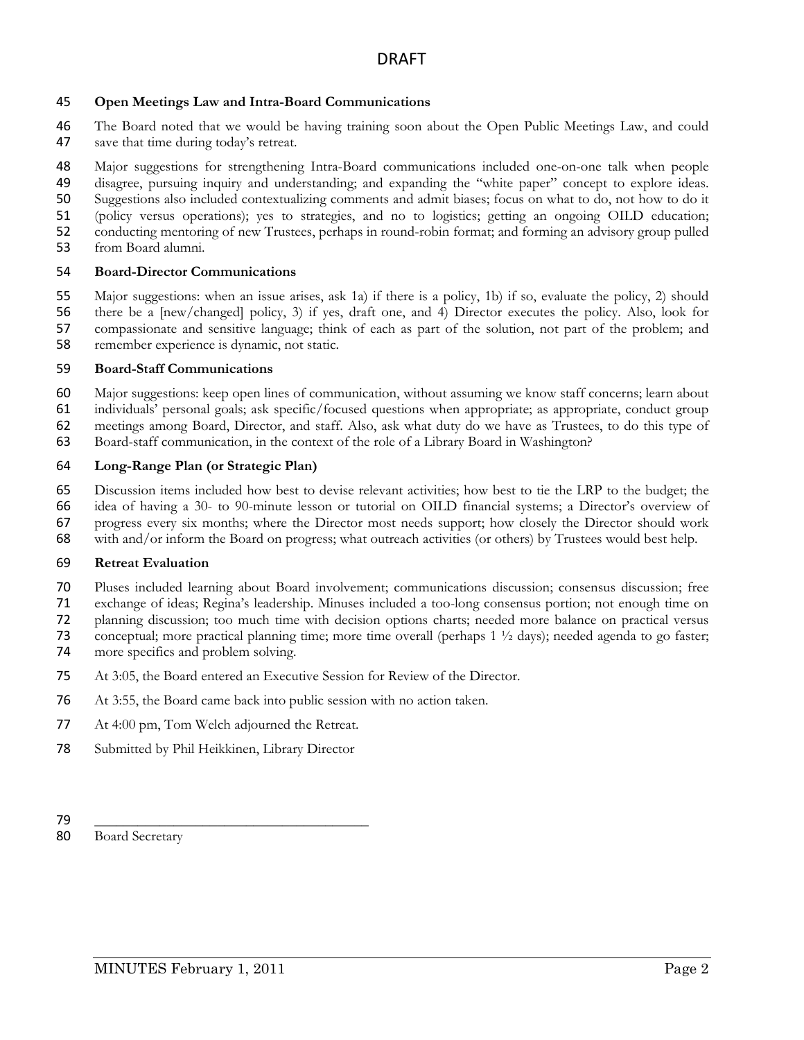DRAFT

**Open Meetings Law and Intra-Board Communications**

The Board noted that we would be having training soon about the Open Public Meetings Law, and could save that time during today's retreat.

Major suggestions for strengthening Intra-Board communications included one-on-one talk when people disagree, pursuing inquiry and understanding; and expanding the "white paper" concept to explore ideas. Suggestions also included contextualizing comments and admit biases; focus on what to do, not how to do it (policy versus operations); yes to strategies, and no to logistics; getting an ongoing OILD education; conducting mentoring of new Trustees, perhaps in round-robin format; and forming an advisory group pulled from Board alumni.

**Board-Director Communications**

Major suggestions: when an issue arises, ask 1a) if there is a policy, 1b) if so, evaluate the policy, 2) should there be a [new/changed] policy, 3) if yes, draft one, and 4) Director executes the policy. Also, look for compassionate and sensitive language; think of each as part of the solution, not part of the problem; and remember experience is dynamic, not static.

**Board-Staff Communications**

Major suggestions: keep open lines of communication, without assuming we know staff concerns; learn about individuals' personal goals; ask specific/focused questions when appropriate; as appropriate, conduct group meetings among Board, Director, and staff. Also, ask what duty do we have as Trustees, to do this type of Board-staff communication, in the context of the role of a Library Board in Washington?

**Long-Range Plan (or Strategic Plan)**

Discussion items included how best to devise relevant activities; how best to tie the LRP to the budget; the idea of having a 30- to 90-minute lesson or tutorial on OILD financial systems; a Director's overview of progress every six months; where the Director most needs support; how closely the Director should work with and/or inform the Board on progress; what outreach activities (or others) by Trustees would best help.

**Retreat Evaluation**

Pluses included learning about Board involvement; communications discussion; consensus discussion; free exchange of ideas; Regina's leadership. Minuses included a too-long consensus portion; not enough time on planning discussion; too much time with decision options charts; needed more balance on practical versus conceptual; more practical planning time; more time overall (perhaps 1 ½ days); needed agenda to go faster; more specifics and problem solving.

At 3:05, the Board entered an Executive Session for Review of the Director.

At 3:55, the Board came back into public session with no action taken.

At 4:00 pm, Tom Welch adjourned the Retreat.

Submitted by Phil Heikkinen, Library Director

\_\_\_\_\_\_\_\_\_\_\_\_\_\_\_\_\_\_\_\_\_\_\_\_\_\_\_\_\_\_\_\_\_\_\_\_\_\_

Board Secretary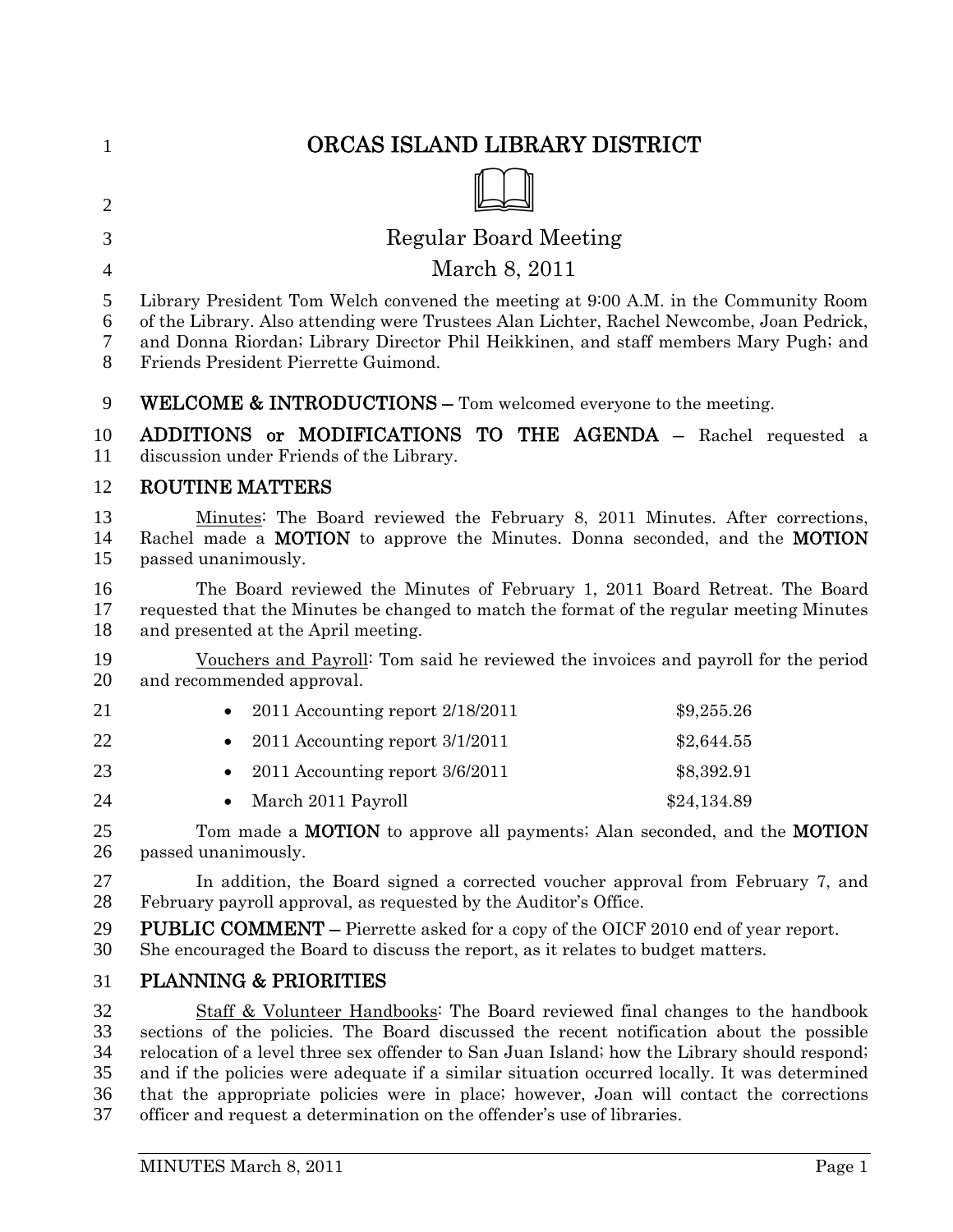# ORCAS ISLAND LIBRARY DISTRICT

## Regular Board Meeting

## March 8, 2011

Library President Tom Welch convened the meeting at 9:00 A.M. in the Community Room of the Library. Also attending were Trustees Alan Lichter, Rachel Newcombe, Joan Pedrick, and Donna Riordan; Library Director Phil Heikkinen, and staff members Mary Pugh; and Friends President Pierrette Guimond.

**WELCOME & INTRODUCTIONS –** Tom welcomed everyone to the meeting.

**ADDITIONS or MODIFICATIONS TO THE AGENDA –** Rachel requested a discussion under Friends of the Library.

**ROUTINE MATTERS**

Minutes: The Board reviewed the February 8, 2011 Minutes. After corrections, Rachel made a **MOTION** to approve the Minutes. Donna seconded, and the **MOTION** passed unanimously.

The Board reviewed the Minutes of February 1, 2011 Board Retreat. The Board requested that the Minutes be changed to match the format of the regular meeting Minutes and presented at the April meeting.

Vouchers and Payroll: Tom said he reviewed the invoices and payroll for the period and recommended approval.

- 2011 Accounting report 2/18/2011 $9,255.26
- 2011 Accounting report 3/1/2011 $2,644.55
- 2011 Accounting report 3/6/2011 $8,392.91
- March 2011 Payroll $24,134.89

Tom made a **MOTION** to approve all payments; Alan seconded, and the **MOTION** passed unanimously.

In addition, the Board signed a corrected voucher approval from February 7, and February payroll approval, as requested by the Auditor's Office.

**PUBLIC COMMENT –** Pierrette asked for a copy of the OICF 2010 end of year report. She encouraged the Board to discuss the report, as it relates to budget matters.

**PLANNING & PRIORITIES**

Staff & Volunteer Handbooks: The Board reviewed final changes to the handbook sections of the policies. The Board discussed the recent notification about the possible relocation of a level three sex offender to San Juan Island; how the Library should respond; and if the policies were adequate if a similar situation occurred locally. It was determined that the appropriate policies were in place; however, Joan will contact the corrections officer and request a determination on the offender's use of libraries.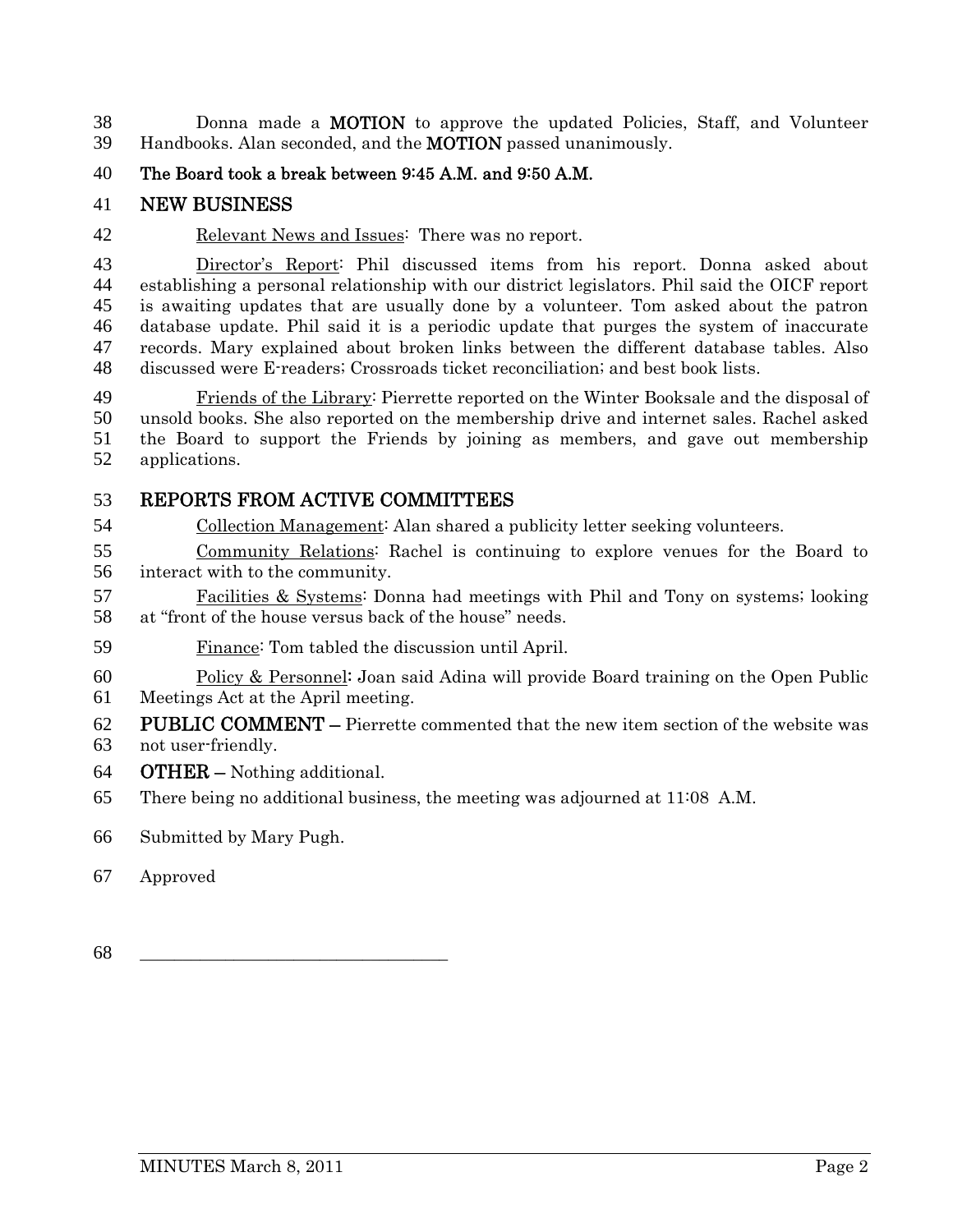Donna made a **MOTION** to approve the updated Policies, Staff, and Volunteer Handbooks. Alan seconded, and the **MOTION** passed unanimously.

**The Board took a break between 9:45 A.M. and 9:50 A.M.**

## NEW BUSINESS

Relevant News and Issues: There was no report.

Director's Report: Phil discussed items from his report. Donna asked about establishing a personal relationship with our district legislators. Phil said the OICF report is awaiting updates that are usually done by a volunteer. Tom asked about the patron database update. Phil said it is a periodic update that purges the system of inaccurate records. Mary explained about broken links between the different database tables. Also discussed were E-readers; Crossroads ticket reconciliation; and best book lists.

Friends of the Library: Pierrette reported on the Winter Booksale and the disposal of unsold books. She also reported on the membership drive and internet sales. Rachel asked the Board to support the Friends by joining as members, and gave out membership applications.

## REPORTS FROM ACTIVE COMMITTEES

Collection Management: Alan shared a publicity letter seeking volunteers.

Community Relations: Rachel is continuing to explore venues for the Board to interact with to the community.

Facilities & Systems: Donna had meetings with Phil and Tony on systems; looking at "front of the house versus back of the house" needs.

Finance: Tom tabled the discussion until April.

Policy & Personnel**:** Joan said Adina will provide Board training on the Open Public Meetings Act at the April meeting.

**PUBLIC COMMENT –** Pierrette commented that the new item section of the website was not user-friendly.

**OTHER –** Nothing additional.

There being no additional business, the meeting was adjourned at 11:08 A.M.

Submitted by Mary Pugh.

Approved

\_\_\_\_\_\_\_\_\_\_\_\_\_\_\_\_\_\_\_\_\_\_\_\_\_\_\_\_\_\_\_\_\_\_\_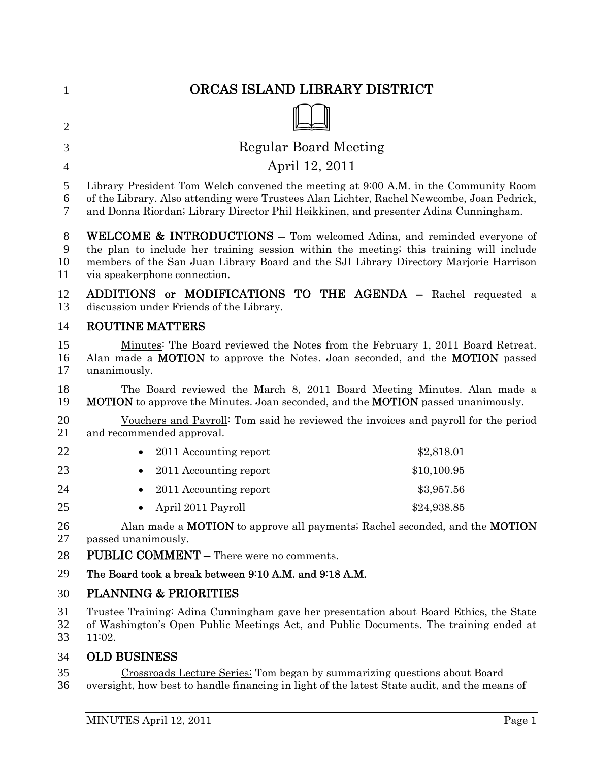# ORCAS ISLAND LIBRARY DISTRICT

## Regular Board Meeting

## April 12, 2011

Library President Tom Welch convened the meeting at 9:00 A.M. in the Community Room of the Library. Also attending were Trustees Alan Lichter, Rachel Newcombe, Joan Pedrick, and Donna Riordan; Library Director Phil Heikkinen, and presenter Adina Cunningham.

**WELCOME & INTRODUCTIONS** – Tom welcomed Adina, and reminded everyone of the plan to include her training session within the meeting; this training will include members of the San Juan Library Board and the SJI Library Directory Marjorie Harrison via speakerphone connection.

**ADDITIONS or MODIFICATIONS TO THE AGENDA** – Rachel requested a discussion under Friends of the Library.

### ROUTINE MATTERS

Minutes: The Board reviewed the Notes from the February 1, 2011 Board Retreat. Alan made a **MOTION** to approve the Notes. Joan seconded, and the **MOTION** passed unanimously.

The Board reviewed the March 8, 2011 Board Meeting Minutes. Alan made a **MOTION** to approve the Minutes. Joan seconded, and the **MOTION** passed unanimously.

Vouchers and Payroll: Tom said he reviewed the invoices and payroll for the period and recommended approval.

- 2011 Accounting report $2,818.01
- 2011 Accounting report $10,100.95
- 2011 Accounting report $3,957.56
- April 2011 Payroll $24,938.85

Alan made a **MOTION** to approve all payments; Rachel seconded, and the **MOTION** passed unanimously.

**PUBLIC COMMENT** – There were no comments.

**The Board took a break between 9:10 A.M. and 9:18 A.M.**

### PLANNING & PRIORITIES

Trustee Training: Adina Cunningham gave her presentation about Board Ethics, the State of Washington's Open Public Meetings Act, and Public Documents. The training ended at 11:02.

### OLD BUSINESS

Crossroads Lecture Series: Tom began by summarizing questions about Board oversight, how best to handle financing in light of the latest State audit, and the means of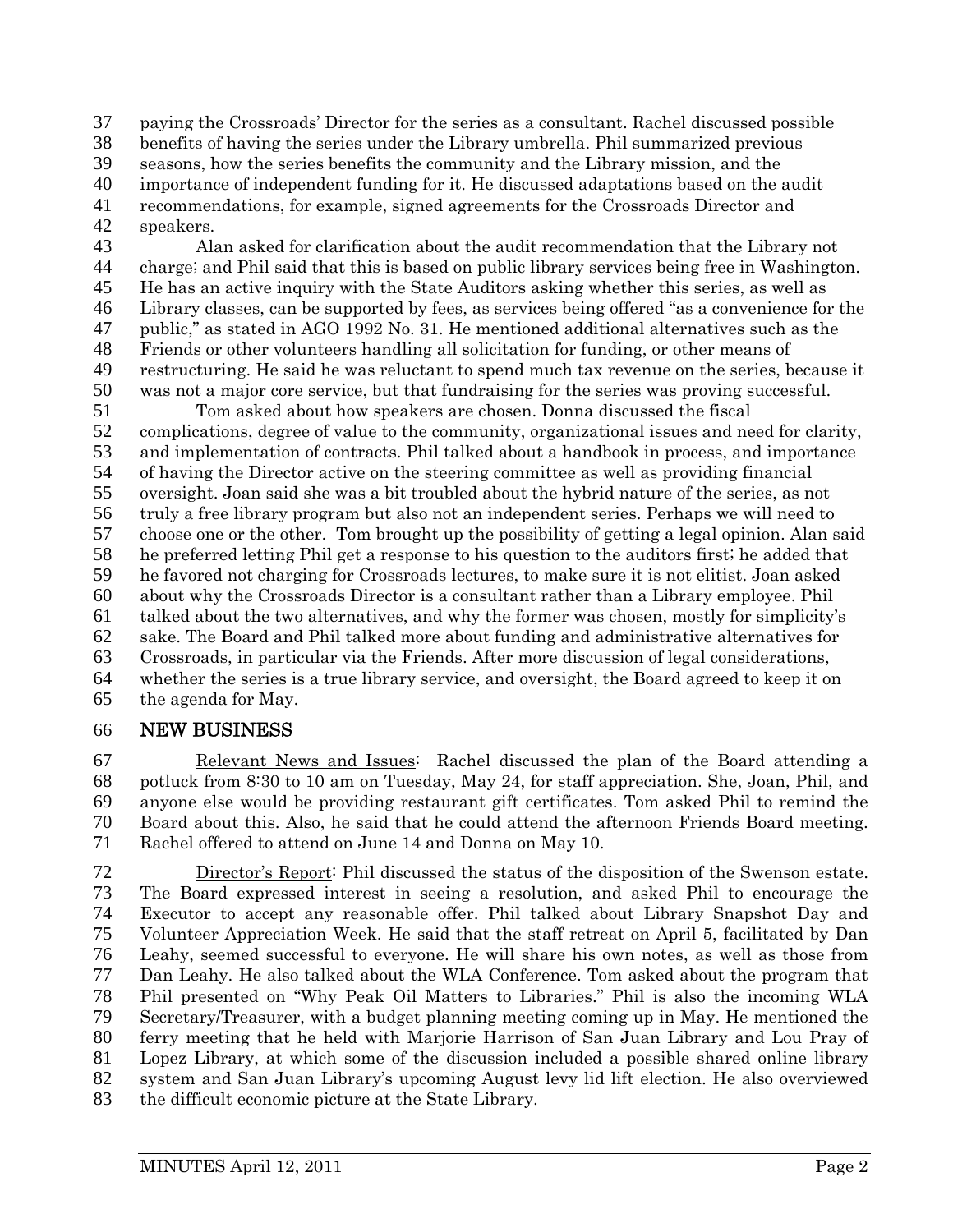paying the Crossroads' Director for the series as a consultant. Rachel discussed possible benefits of having the series under the Library umbrella. Phil summarized previous seasons, how the series benefits the community and the Library mission, and the importance of independent funding for it. He discussed adaptations based on the audit recommendations, for example, signed agreements for the Crossroads Director and speakers.

Alan asked for clarification about the audit recommendation that the Library not charge; and Phil said that this is based on public library services being free in Washington. He has an active inquiry with the State Auditors asking whether this series, as well as Library classes, can be supported by fees, as services being offered "as a convenience for the public," as stated in AGO 1992 No. 31. He mentioned additional alternatives such as the Friends or other volunteers handling all solicitation for funding, or other means of restructuring. He said he was reluctant to spend much tax revenue on the series, because it was not a major core service, but that fundraising for the series was proving successful.

Tom asked about how speakers are chosen. Donna discussed the fiscal complications, degree of value to the community, organizational issues and need for clarity, and implementation of contracts. Phil talked about a handbook in process, and importance of having the Director active on the steering committee as well as providing financial oversight. Joan said she was a bit troubled about the hybrid nature of the series, as not truly a free library program but also not an independent series. Perhaps we will need to choose one or the other. Tom brought up the possibility of getting a legal opinion. Alan said he preferred letting Phil get a response to his question to the auditors first; he added that he favored not charging for Crossroads lectures, to make sure it is not elitist. Joan asked about why the Crossroads Director is a consultant rather than a Library employee. Phil talked about the two alternatives, and why the former was chosen, mostly for simplicity's sake. The Board and Phil talked more about funding and administrative alternatives for Crossroads, in particular via the Friends. After more discussion of legal considerations, whether the series is a true library service, and oversight, the Board agreed to keep it on the agenda for May.

## NEW BUSINESS

Relevant News and Issues: Rachel discussed the plan of the Board attending a potluck from 8:30 to 10 am on Tuesday, May 24, for staff appreciation. She, Joan, Phil, and anyone else would be providing restaurant gift certificates. Tom asked Phil to remind the Board about this. Also, he said that he could attend the afternoon Friends Board meeting. Rachel offered to attend on June 14 and Donna on May 10.

Director's Report: Phil discussed the status of the disposition of the Swenson estate. The Board expressed interest in seeing a resolution, and asked Phil to encourage the Executor to accept any reasonable offer. Phil talked about Library Snapshot Day and Volunteer Appreciation Week. He said that the staff retreat on April 5, facilitated by Dan Leahy, seemed successful to everyone. He will share his own notes, as well as those from Dan Leahy. He also talked about the WLA Conference. Tom asked about the program that Phil presented on "Why Peak Oil Matters to Libraries." Phil is also the incoming WLA Secretary/Treasurer, with a budget planning meeting coming up in May. He mentioned the ferry meeting that he held with Marjorie Harrison of San Juan Library and Lou Pray of Lopez Library, at which some of the discussion included a possible shared online library system and San Juan Library's upcoming August levy lid lift election. He also overviewed the difficult economic picture at the State Library.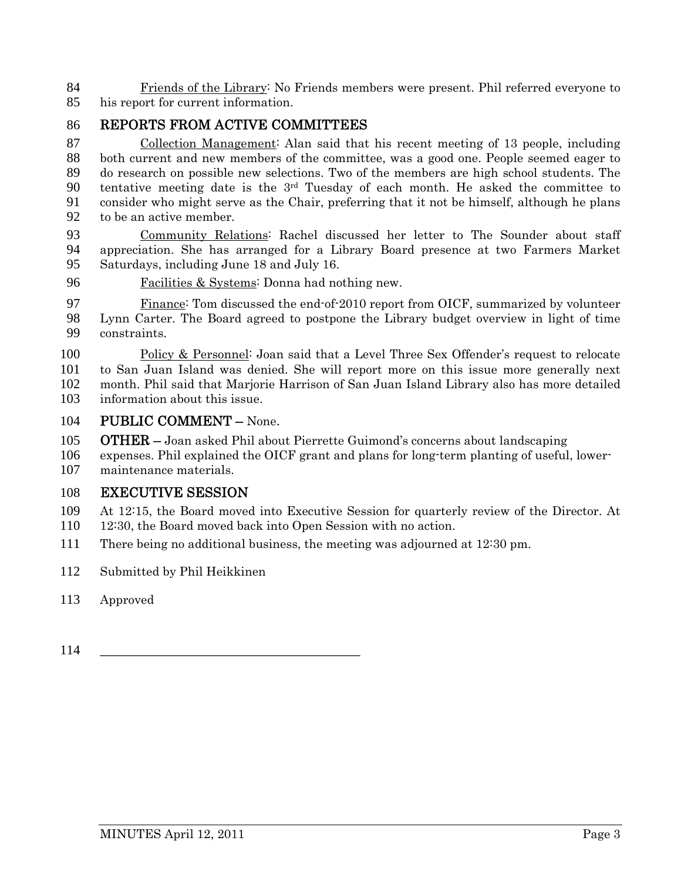Friends of the Library: No Friends members were present. Phil referred everyone to his report for current information.

## REPORTS FROM ACTIVE COMMITTEES

Collection Management: Alan said that his recent meeting of 13 people, including both current and new members of the committee, was a good one. People seemed eager to do research on possible new selections. Two of the members are high school students. The tentative meeting date is the 3rd Tuesday of each month. He asked the committee to consider who might serve as the Chair, preferring that it not be himself, although he plans to be an active member.

Community Relations: Rachel discussed her letter to The Sounder about staff appreciation. She has arranged for a Library Board presence at two Farmers Market Saturdays, including June 18 and July 16.

Facilities & Systems: Donna had nothing new.

Finance: Tom discussed the end-of-2010 report from OICF, summarized by volunteer Lynn Carter. The Board agreed to postpone the Library budget overview in light of time constraints.

Policy & Personnel: Joan said that a Level Three Sex Offender's request to relocate to San Juan Island was denied. She will report more on this issue more generally next month. Phil said that Marjorie Harrison of San Juan Island Library also has more detailed information about this issue.

## PUBLIC COMMENT – None.

**OTHER** – Joan asked Phil about Pierrette Guimond's concerns about landscaping expenses. Phil explained the OICF grant and plans for long-term planting of useful, lower-maintenance materials.

## EXECUTIVE SESSION

At 12:15, the Board moved into Executive Session for quarterly review of the Director. At 12:30, the Board moved back into Open Session with no action.

There being no additional business, the meeting was adjourned at 12:30 pm.

Submitted by Phil Heikkinen

Approved

\_\_\_\_\_\_\_\_\_\_\_\_\_\_\_\_\_\_\_\_\_\_\_\_\_\_\_\_\_\_\_\_\_\_\_\_\_\_\_\_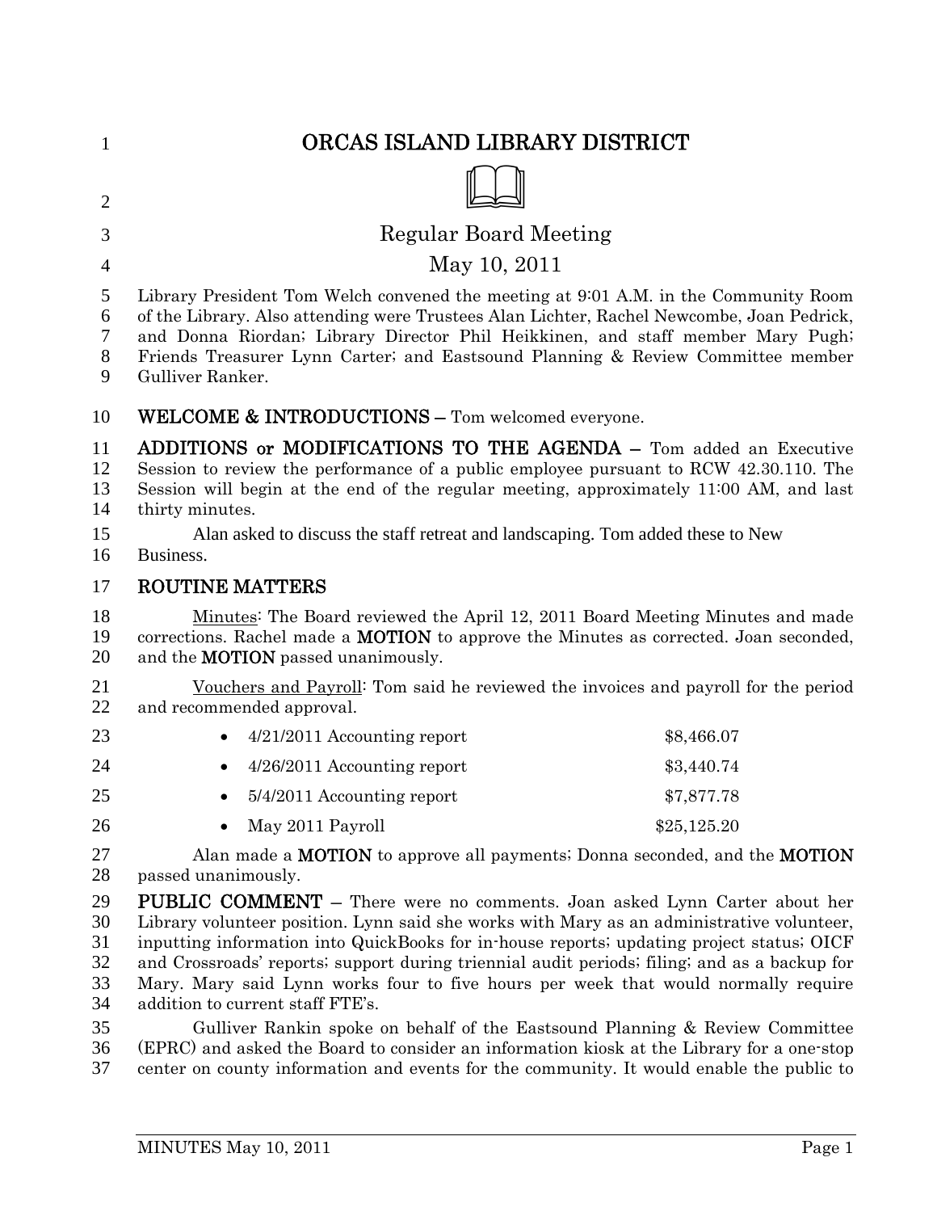# ORCAS ISLAND LIBRARY DISTRICT

## Regular Board Meeting

## May 10, 2011

Library President Tom Welch convened the meeting at 9:01 A.M. in the Community Room of the Library. Also attending were Trustees Alan Lichter, Rachel Newcombe, Joan Pedrick, and Donna Riordan; Library Director Phil Heikkinen, and staff member Mary Pugh; Friends Treasurer Lynn Carter; and Eastsound Planning & Review Committee member Gulliver Ranker.

**WELCOME & INTRODUCTIONS –** Tom welcomed everyone.

**ADDITIONS or MODIFICATIONS TO THE AGENDA –** Tom added an Executive Session to review the performance of a public employee pursuant to RCW 42.30.110. The Session will begin at the end of the regular meeting, approximately 11:00 AM, and last thirty minutes.

Alan asked to discuss the staff retreat and landscaping. Tom added these to New Business.

### ROUTINE MATTERS

Minutes: The Board reviewed the April 12, 2011 Board Meeting Minutes and made corrections. Rachel made a **MOTION** to approve the Minutes as corrected. Joan seconded, and the **MOTION** passed unanimously.

Vouchers and Payroll: Tom said he reviewed the invoices and payroll for the period and recommended approval.

- 4/21/2011 Accounting report $8,466.07
- 4/26/2011 Accounting report $3,440.74
- 5/4/2011 Accounting report $7,877.78
- May 2011 Payroll $25,125.20

Alan made a **MOTION** to approve all payments; Donna seconded, and the **MOTION** passed unanimously.

**PUBLIC COMMENT –** There were no comments. Joan asked Lynn Carter about her Library volunteer position. Lynn said she works with Mary as an administrative volunteer, inputting information into QuickBooks for in-house reports; updating project status; OICF and Crossroads' reports; support during triennial audit periods; filing; and as a backup for Mary. Mary said Lynn works four to five hours per week that would normally require addition to current staff FTE's.

Gulliver Rankin spoke on behalf of the Eastsound Planning & Review Committee (EPRC) and asked the Board to consider an information kiosk at the Library for a one-stop center on county information and events for the community. It would enable the public to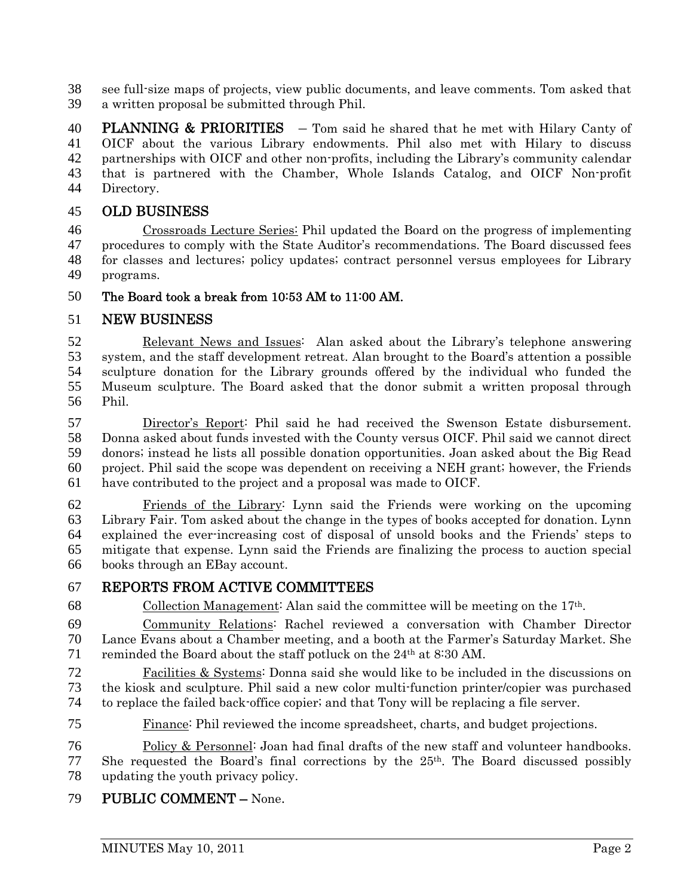see full-size maps of projects, view public documents, and leave comments. Tom asked that a written proposal be submitted through Phil.

**PLANNING & PRIORITIES** – Tom said he shared that he met with Hilary Canty of OICF about the various Library endowments. Phil also met with Hilary to discuss partnerships with OICF and other non-profits, including the Library's community calendar that is partnered with the Chamber, Whole Islands Catalog, and OICF Non-profit Directory.

## OLD BUSINESS

Crossroads Lecture Series: Phil updated the Board on the progress of implementing procedures to comply with the State Auditor's recommendations. The Board discussed fees for classes and lectures; policy updates; contract personnel versus employees for Library programs.

**The Board took a break from 10:53 AM to 11:00 AM.**

## NEW BUSINESS

Relevant News and Issues: Alan asked about the Library's telephone answering system, and the staff development retreat. Alan brought to the Board's attention a possible sculpture donation for the Library grounds offered by the individual who funded the Museum sculpture. The Board asked that the donor submit a written proposal through Phil.

Director's Report: Phil said he had received the Swenson Estate disbursement. Donna asked about funds invested with the County versus OICF. Phil said we cannot direct donors; instead he lists all possible donation opportunities. Joan asked about the Big Read project. Phil said the scope was dependent on receiving a NEH grant; however, the Friends have contributed to the project and a proposal was made to OICF.

Friends of the Library: Lynn said the Friends were working on the upcoming Library Fair. Tom asked about the change in the types of books accepted for donation. Lynn explained the ever-increasing cost of disposal of unsold books and the Friends' steps to mitigate that expense. Lynn said the Friends are finalizing the process to auction special books through an EBay account.

## REPORTS FROM ACTIVE COMMITTEES

Collection Management: Alan said the committee will be meeting on the 17th.

Community Relations: Rachel reviewed a conversation with Chamber Director Lance Evans about a Chamber meeting, and a booth at the Farmer's Saturday Market. She reminded the Board about the staff potluck on the 24th at 8:30 AM.

Facilities & Systems: Donna said she would like to be included in the discussions on the kiosk and sculpture. Phil said a new color multi-function printer/copier was purchased to replace the failed back-office copier; and that Tony will be replacing a file server.

Finance: Phil reviewed the income spreadsheet, charts, and budget projections.

Policy & Personnel: Joan had final drafts of the new staff and volunteer handbooks. She requested the Board's final corrections by the 25th. The Board discussed possibly updating the youth privacy policy.

**PUBLIC COMMENT –** None.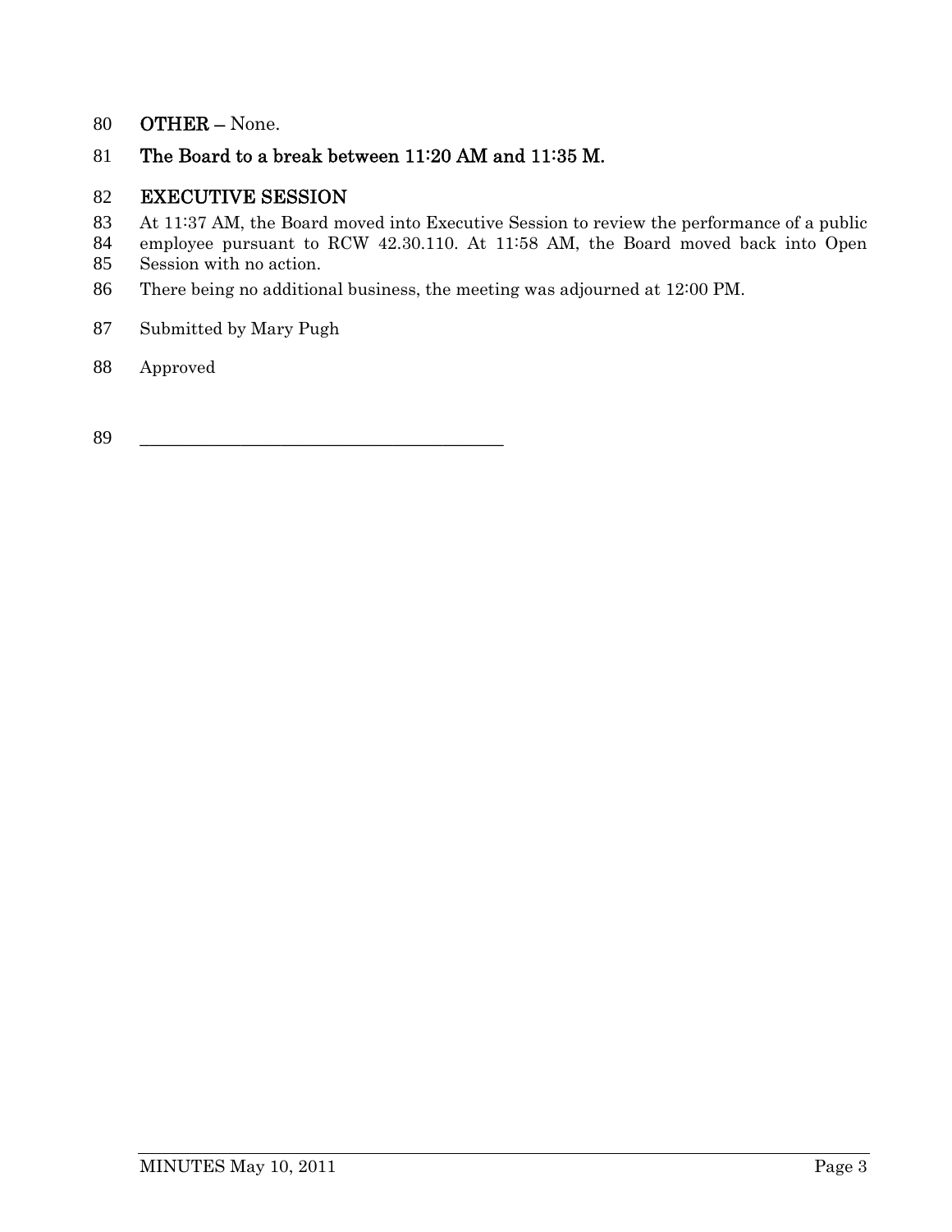**OTHER –** None.

**The Board to a break between 11:20 AM and 11:35 M.**

## EXECUTIVE SESSION

At 11:37 AM, the Board moved into Executive Session to review the performance of a public employee pursuant to RCW 42.30.110. At 11:58 AM, the Board moved back into Open Session with no action.

There being no additional business, the meeting was adjourned at 12:00 PM.

Submitted by Mary Pugh

Approved

\_\_\_\_\_\_\_\_\_\_\_\_\_\_\_\_\_\_\_\_\_\_\_\_\_\_\_\_\_\_\_\_\_\_\_\_\_\_\_\_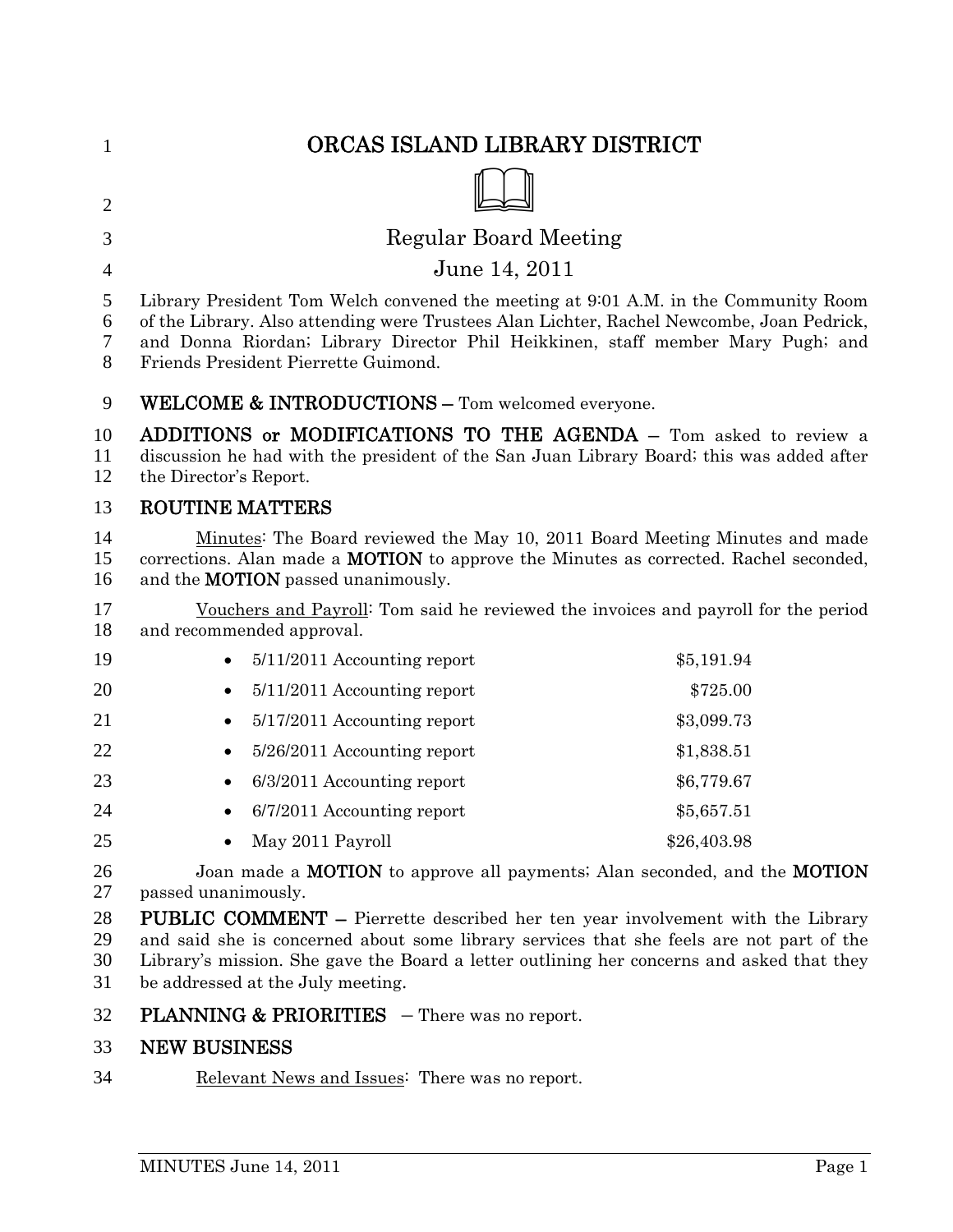# ORCAS ISLAND LIBRARY DISTRICT

## Regular Board Meeting

## June 14, 2011

Library President Tom Welch convened the meeting at 9:01 A.M. in the Community Room of the Library. Also attending were Trustees Alan Lichter, Rachel Newcombe, Joan Pedrick, and Donna Riordan; Library Director Phil Heikkinen, staff member Mary Pugh; and Friends President Pierrette Guimond.

**WELCOME & INTRODUCTIONS –** Tom welcomed everyone.

**ADDITIONS or MODIFICATIONS TO THE AGENDA –** Tom asked to review a discussion he had with the president of the San Juan Library Board; this was added after the Director's Report.

**ROUTINE MATTERS**

Minutes: The Board reviewed the May 10, 2011 Board Meeting Minutes and made corrections. Alan made a **MOTION** to approve the Minutes as corrected. Rachel seconded, and the **MOTION** passed unanimously.

Vouchers and Payroll: Tom said he reviewed the invoices and payroll for the period and recommended approval.

| | |
|---|---:|
| • 5/11/2011 Accounting report | $5,191.94 |
| • 5/11/2011 Accounting report | $725.00 |
| • 5/17/2011 Accounting report | $3,099.73 |
| • 5/26/2011 Accounting report | $1,838.51 |
| • 6/3/2011 Accounting report | $6,779.67 |
| • 6/7/2011 Accounting report | $5,657.51 |
| • May 2011 Payroll | $26,403.98 |

Joan made a **MOTION** to approve all payments; Alan seconded, and the **MOTION** passed unanimously.

**PUBLIC COMMENT –** Pierrette described her ten year involvement with the Library and said she is concerned about some library services that she feels are not part of the Library's mission. She gave the Board a letter outlining her concerns and asked that they be addressed at the July meeting.

**PLANNING & PRIORITIES** – There was no report.

**NEW BUSINESS**

Relevant News and Issues: There was no report.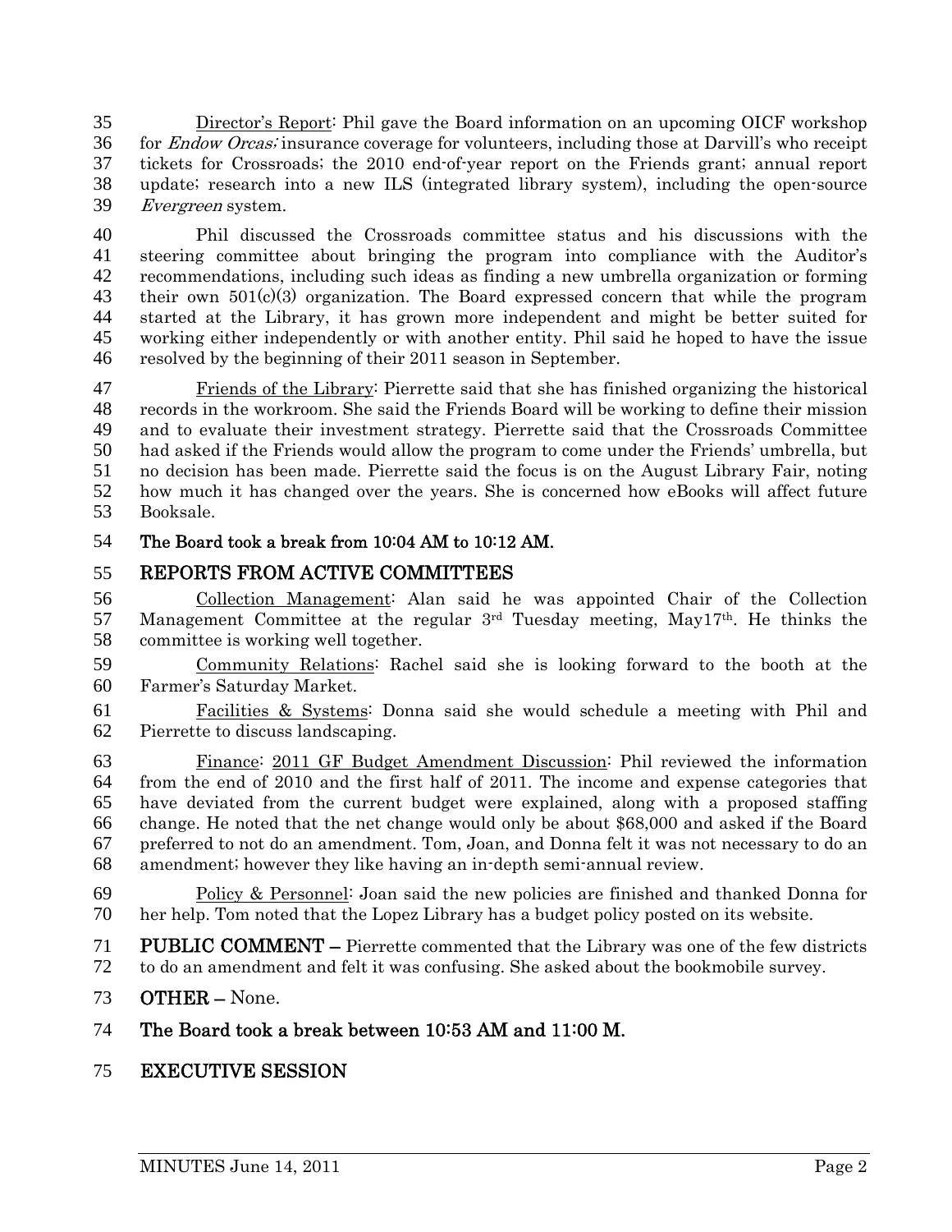Director's Report: Phil gave the Board information on an upcoming OICF workshop for *Endow Orcas;* insurance coverage for volunteers, including those at Darvill's who receipt tickets for Crossroads; the 2010 end-of-year report on the Friends grant; annual report update; research into a new ILS (integrated library system), including the open-source *Evergreen* system.

Phil discussed the Crossroads committee status and his discussions with the steering committee about bringing the program into compliance with the Auditor's recommendations, including such ideas as finding a new umbrella organization or forming their own 501(c)(3) organization. The Board expressed concern that while the program started at the Library, it has grown more independent and might be better suited for working either independently or with another entity. Phil said he hoped to have the issue resolved by the beginning of their 2011 season in September.

Friends of the Library: Pierrette said that she has finished organizing the historical records in the workroom. She said the Friends Board will be working to define their mission and to evaluate their investment strategy. Pierrette said that the Crossroads Committee had asked if the Friends would allow the program to come under the Friends' umbrella, but no decision has been made. Pierrette said the focus is on the August Library Fair, noting how much it has changed over the years. She is concerned how eBooks will affect future Booksale.

**The Board took a break from 10:04 AM to 10:12 AM.**

## REPORTS FROM ACTIVE COMMITTEES

Collection Management: Alan said he was appointed Chair of the Collection Management Committee at the regular 3rd Tuesday meeting, May17th. He thinks the committee is working well together.

Community Relations: Rachel said she is looking forward to the booth at the Farmer's Saturday Market.

Facilities & Systems: Donna said she would schedule a meeting with Phil and Pierrette to discuss landscaping.

Finance: 2011 GF Budget Amendment Discussion: Phil reviewed the information from the end of 2010 and the first half of 2011. The income and expense categories that have deviated from the current budget were explained, along with a proposed staffing change. He noted that the net change would only be about $68,000 and asked if the Board preferred to not do an amendment. Tom, Joan, and Donna felt it was not necessary to do an amendment; however they like having an in-depth semi-annual review.

Policy & Personnel: Joan said the new policies are finished and thanked Donna for her help. Tom noted that the Lopez Library has a budget policy posted on its website.

**PUBLIC COMMENT –** Pierrette commented that the Library was one of the few districts to do an amendment and felt it was confusing. She asked about the bookmobile survey.

**OTHER –** None.

**The Board took a break between 10:53 AM and 11:00 M.**

## EXECUTIVE SESSION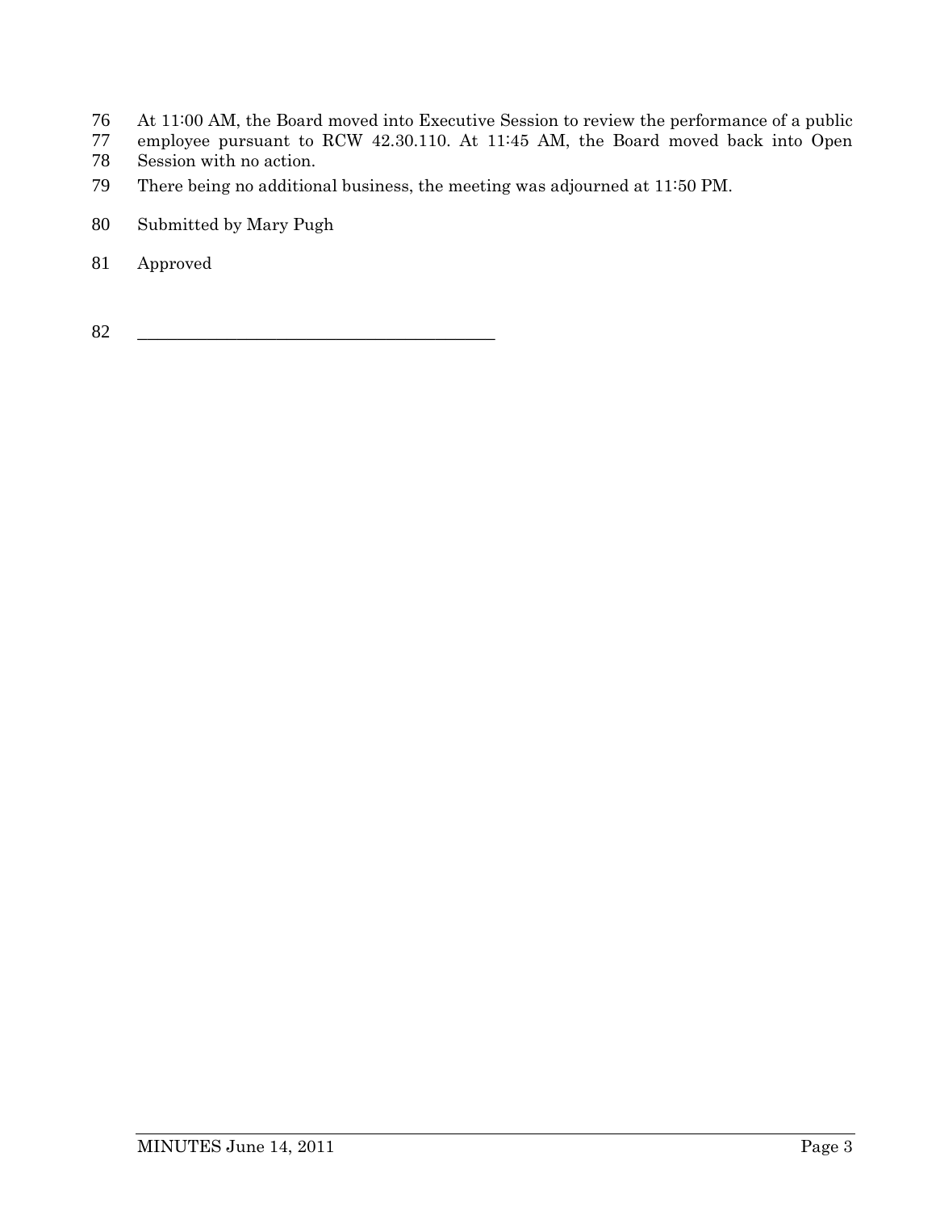At 11:00 AM, the Board moved into Executive Session to review the performance of a public employee pursuant to RCW 42.30.110. At 11:45 AM, the Board moved back into Open Session with no action.

There being no additional business, the meeting was adjourned at 11:50 PM.

Submitted by Mary Pugh

Approved

\_\_\_\_\_\_\_\_\_\_\_\_\_\_\_\_\_\_\_\_\_\_\_\_\_\_\_\_\_\_\_\_\_\_\_\_\_\_\_\_\_\_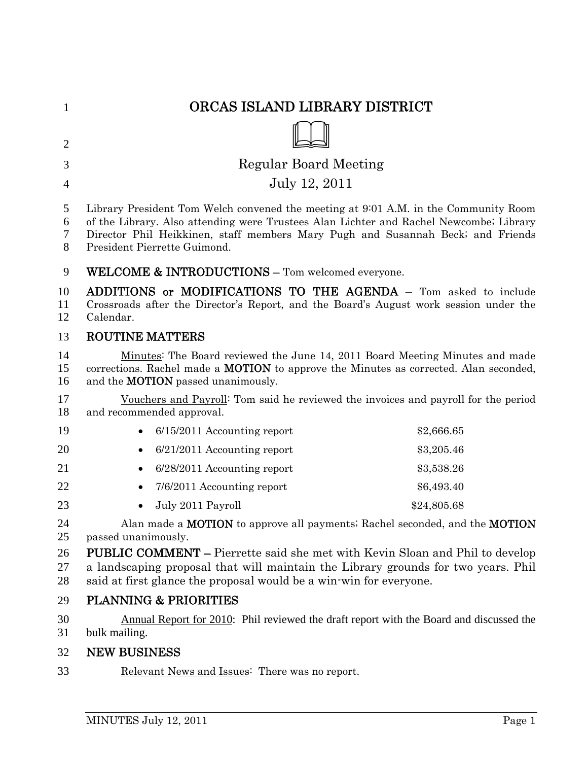# ORCAS ISLAND LIBRARY DISTRICT

## Regular Board Meeting

## July 12, 2011

Library President Tom Welch convened the meeting at 9:01 A.M. in the Community Room of the Library. Also attending were Trustees Alan Lichter and Rachel Newcombe; Library Director Phil Heikkinen, staff members Mary Pugh and Susannah Beck; and Friends President Pierrette Guimond.

**WELCOME & INTRODUCTIONS –** Tom welcomed everyone.

**ADDITIONS or MODIFICATIONS TO THE AGENDA –** Tom asked to include Crossroads after the Director's Report, and the Board's August work session under the Calendar.

**ROUTINE MATTERS**

Minutes: The Board reviewed the June 14, 2011 Board Meeting Minutes and made corrections. Rachel made a **MOTION** to approve the Minutes as corrected. Alan seconded, and the **MOTION** passed unanimously.

Vouchers and Payroll: Tom said he reviewed the invoices and payroll for the period and recommended approval.

- 6/15/2011 Accounting report $2,666.65
- 6/21/2011 Accounting report $3,205.46
- 6/28/2011 Accounting report $3,538.26
- 7/6/2011 Accounting report $6,493.40
- July 2011 Payroll $24,805.68

Alan made a **MOTION** to approve all payments; Rachel seconded, and the **MOTION** passed unanimously.

**PUBLIC COMMENT –** Pierrette said she met with Kevin Sloan and Phil to develop a landscaping proposal that will maintain the Library grounds for two years. Phil said at first glance the proposal would be a win-win for everyone.

**PLANNING & PRIORITIES**

Annual Report for 2010: Phil reviewed the draft report with the Board and discussed the bulk mailing.

**NEW BUSINESS**

Relevant News and Issues: There was no report.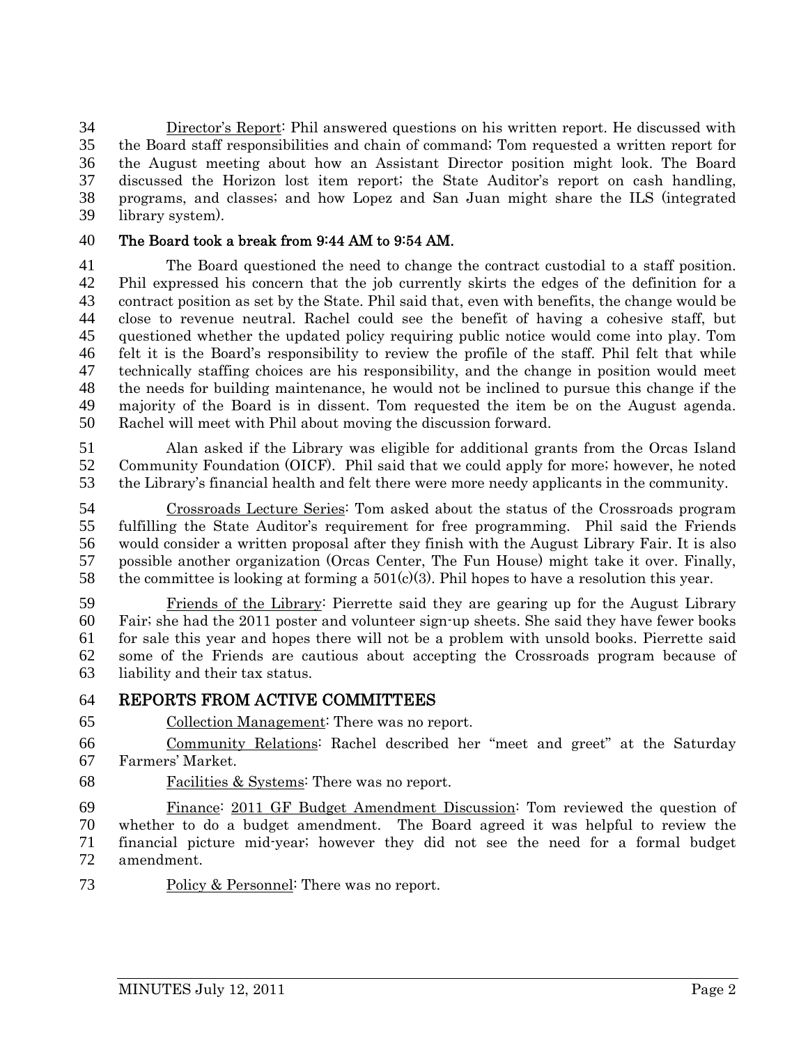Director's Report: Phil answered questions on his written report. He discussed with the Board staff responsibilities and chain of command; Tom requested a written report for the August meeting about how an Assistant Director position might look. The Board discussed the Horizon lost item report; the State Auditor's report on cash handling, programs, and classes; and how Lopez and San Juan might share the ILS (integrated library system).

**The Board took a break from 9:44 AM to 9:54 AM.**

The Board questioned the need to change the contract custodial to a staff position. Phil expressed his concern that the job currently skirts the edges of the definition for a contract position as set by the State. Phil said that, even with benefits, the change would be close to revenue neutral. Rachel could see the benefit of having a cohesive staff, but questioned whether the updated policy requiring public notice would come into play. Tom felt it is the Board's responsibility to review the profile of the staff. Phil felt that while technically staffing choices are his responsibility, and the change in position would meet the needs for building maintenance, he would not be inclined to pursue this change if the majority of the Board is in dissent. Tom requested the item be on the August agenda. Rachel will meet with Phil about moving the discussion forward.

Alan asked if the Library was eligible for additional grants from the Orcas Island Community Foundation (OICF). Phil said that we could apply for more; however, he noted the Library's financial health and felt there were more needy applicants in the community.

Crossroads Lecture Series: Tom asked about the status of the Crossroads program fulfilling the State Auditor's requirement for free programming. Phil said the Friends would consider a written proposal after they finish with the August Library Fair. It is also possible another organization (Orcas Center, The Fun House) might take it over. Finally, the committee is looking at forming a 501(c)(3). Phil hopes to have a resolution this year.

Friends of the Library: Pierrette said they are gearing up for the August Library Fair; she had the 2011 poster and volunteer sign-up sheets. She said they have fewer books for sale this year and hopes there will not be a problem with unsold books. Pierrette said some of the Friends are cautious about accepting the Crossroads program because of liability and their tax status.

## REPORTS FROM ACTIVE COMMITTEES

Collection Management: There was no report.

Community Relations: Rachel described her "meet and greet" at the Saturday Farmers' Market.

Facilities & Systems: There was no report.

Finance: 2011 GF Budget Amendment Discussion: Tom reviewed the question of whether to do a budget amendment. The Board agreed it was helpful to review the financial picture mid-year; however they did not see the need for a formal budget amendment.

Policy & Personnel: There was no report.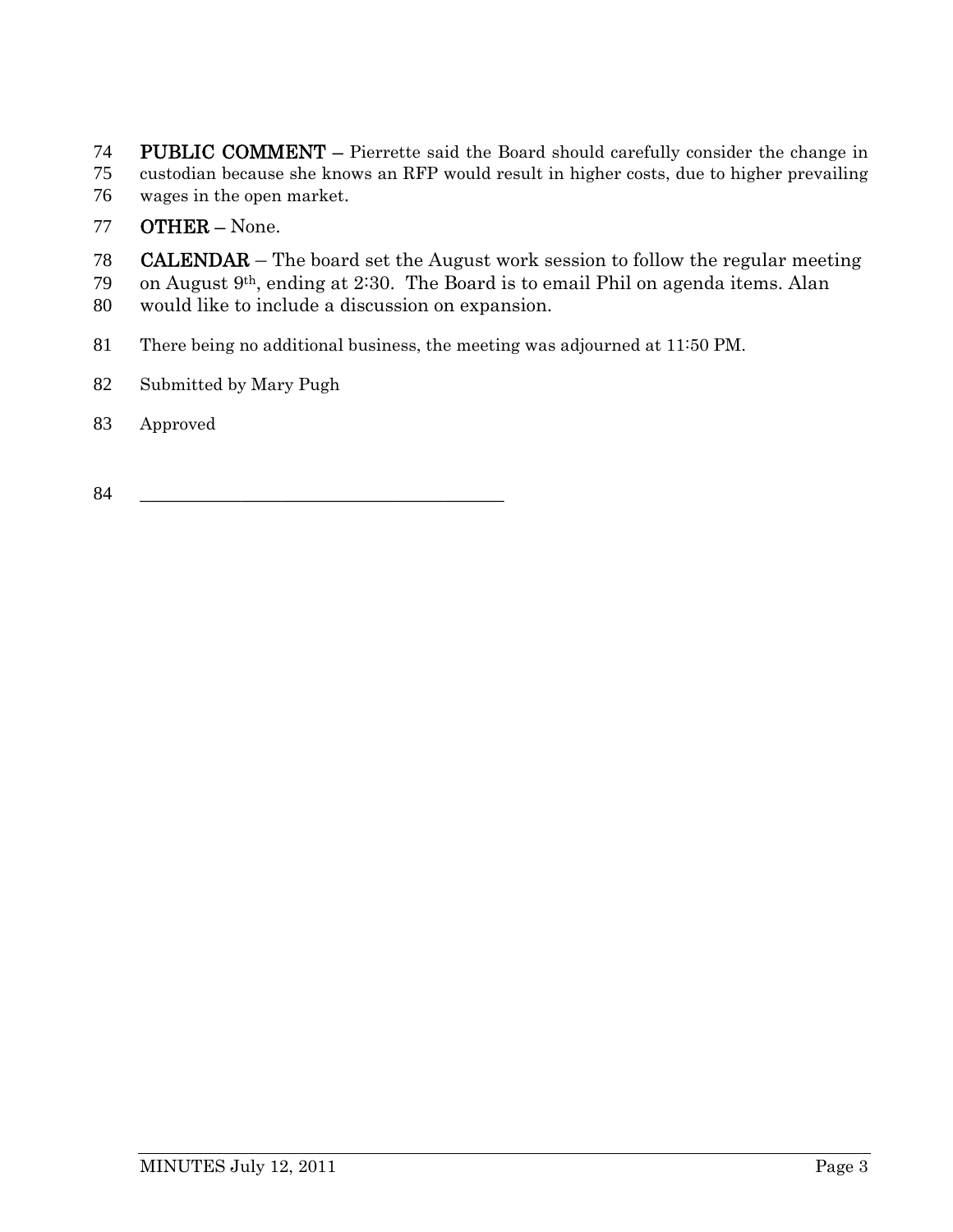**PUBLIC COMMENT –** Pierrette said the Board should carefully consider the change in custodian because she knows an RFP would result in higher costs, due to higher prevailing wages in the open market.

**OTHER –** None.

**CALENDAR** – The board set the August work session to follow the regular meeting on August 9th, ending at 2:30. The Board is to email Phil on agenda items. Alan would like to include a discussion on expansion.

There being no additional business, the meeting was adjourned at 11:50 PM.

Submitted by Mary Pugh

Approved

\_\_\_\_\_\_\_\_\_\_\_\_\_\_\_\_\_\_\_\_\_\_\_\_\_\_\_\_\_\_\_\_\_\_\_\_\_\_\_\_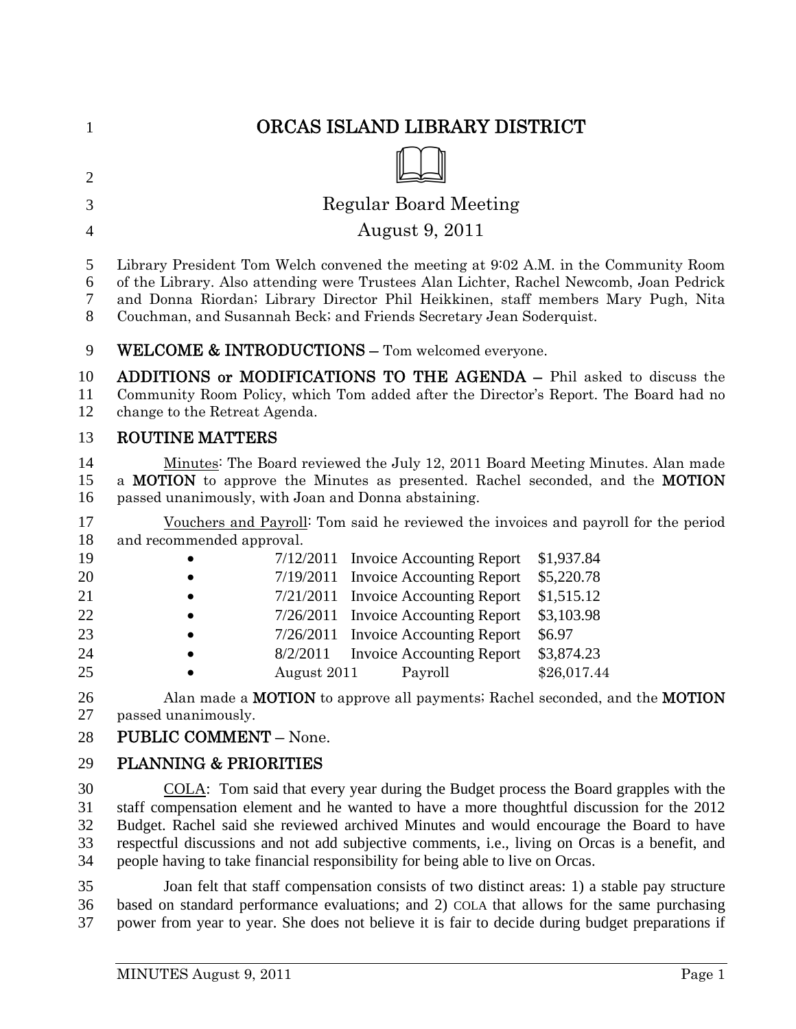# ORCAS ISLAND LIBRARY DISTRICT

## Regular Board Meeting

## August 9, 2011

Library President Tom Welch convened the meeting at 9:02 A.M. in the Community Room of the Library. Also attending were Trustees Alan Lichter, Rachel Newcomb, Joan Pedrick and Donna Riordan; Library Director Phil Heikkinen, staff members Mary Pugh, Nita Couchman, and Susannah Beck; and Friends Secretary Jean Soderquist.

**WELCOME & INTRODUCTIONS –** Tom welcomed everyone.

**ADDITIONS or MODIFICATIONS TO THE AGENDA –** Phil asked to discuss the Community Room Policy, which Tom added after the Director's Report. The Board had no change to the Retreat Agenda.

## ROUTINE MATTERS

Minutes: The Board reviewed the July 12, 2011 Board Meeting Minutes. Alan made a **MOTION** to approve the Minutes as presented. Rachel seconded, and the **MOTION** passed unanimously, with Joan and Donna abstaining.

Vouchers and Payroll: Tom said he reviewed the invoices and payroll for the period and recommended approval.

- 7/12/2011 Invoice Accounting Report $1,937.84
- 7/19/2011 Invoice Accounting Report $5,220.78
- 7/21/2011 Invoice Accounting Report $1,515.12
- 7/26/2011 Invoice Accounting Report $3,103.98
- 7/26/2011 Invoice Accounting Report $6.97
- 8/2/2011 Invoice Accounting Report $3,874.23
- August 2011 Payroll $26,017.44

Alan made a **MOTION** to approve all payments; Rachel seconded, and the **MOTION** passed unanimously.

**PUBLIC COMMENT –** None.

## PLANNING & PRIORITIES

COLA: Tom said that every year during the Budget process the Board grapples with the staff compensation element and he wanted to have a more thoughtful discussion for the 2012 Budget. Rachel said she reviewed archived Minutes and would encourage the Board to have respectful discussions and not add subjective comments, i.e., living on Orcas is a benefit, and people having to take financial responsibility for being able to live on Orcas.

Joan felt that staff compensation consists of two distinct areas: 1) a stable pay structure based on standard performance evaluations; and 2) COLA that allows for the same purchasing power from year to year. She does not believe it is fair to decide during budget preparations if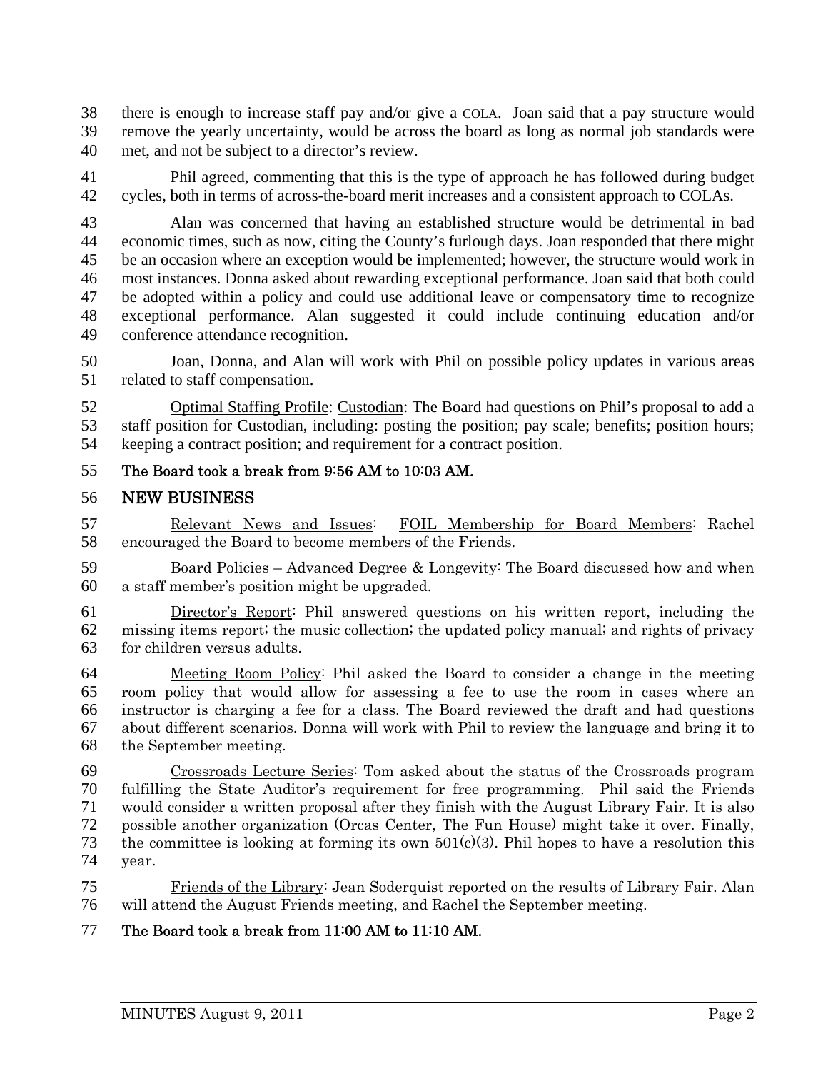there is enough to increase staff pay and/or give a COLA. Joan said that a pay structure would remove the yearly uncertainty, would be across the board as long as normal job standards were met, and not be subject to a director's review.

Phil agreed, commenting that this is the type of approach he has followed during budget cycles, both in terms of across-the-board merit increases and a consistent approach to COLAs.

Alan was concerned that having an established structure would be detrimental in bad economic times, such as now, citing the County's furlough days. Joan responded that there might be an occasion where an exception would be implemented; however, the structure would work in most instances. Donna asked about rewarding exceptional performance. Joan said that both could be adopted within a policy and could use additional leave or compensatory time to recognize exceptional performance. Alan suggested it could include continuing education and/or conference attendance recognition.

Joan, Donna, and Alan will work with Phil on possible policy updates in various areas related to staff compensation.

Optimal Staffing Profile: Custodian: The Board had questions on Phil's proposal to add a staff position for Custodian, including: posting the position; pay scale; benefits; position hours; keeping a contract position; and requirement for a contract position.

**The Board took a break from 9:56 AM to 10:03 AM.**

## NEW BUSINESS

Relevant News and Issues: FOIL Membership for Board Members: Rachel encouraged the Board to become members of the Friends.

Board Policies – Advanced Degree & Longevity: The Board discussed how and when a staff member's position might be upgraded.

Director's Report: Phil answered questions on his written report, including the missing items report; the music collection; the updated policy manual; and rights of privacy for children versus adults.

Meeting Room Policy: Phil asked the Board to consider a change in the meeting room policy that would allow for assessing a fee to use the room in cases where an instructor is charging a fee for a class. The Board reviewed the draft and had questions about different scenarios. Donna will work with Phil to review the language and bring it to the September meeting.

Crossroads Lecture Series: Tom asked about the status of the Crossroads program fulfilling the State Auditor's requirement for free programming. Phil said the Friends would consider a written proposal after they finish with the August Library Fair. It is also possible another organization (Orcas Center, The Fun House) might take it over. Finally, the committee is looking at forming its own 501(c)(3). Phil hopes to have a resolution this year.

Friends of the Library: Jean Soderquist reported on the results of Library Fair. Alan will attend the August Friends meeting, and Rachel the September meeting.

**The Board took a break from 11:00 AM to 11:10 AM.**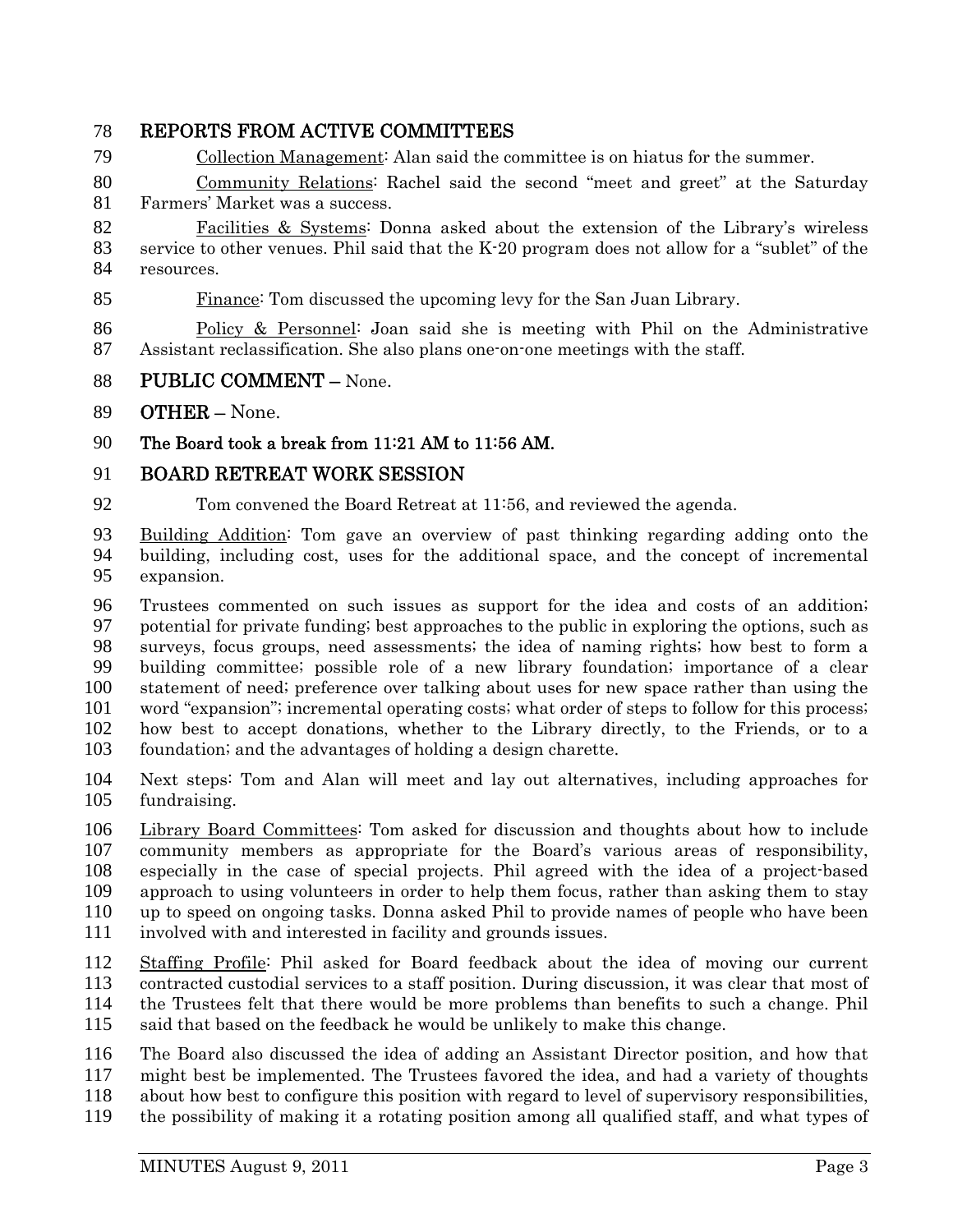## REPORTS FROM ACTIVE COMMITTEES

Collection Management: Alan said the committee is on hiatus for the summer.

Community Relations: Rachel said the second "meet and greet" at the Saturday Farmers' Market was a success.

Facilities & Systems: Donna asked about the extension of the Library's wireless service to other venues. Phil said that the K-20 program does not allow for a "sublet" of the resources.

Finance: Tom discussed the upcoming levy for the San Juan Library.

Policy & Personnel: Joan said she is meeting with Phil on the Administrative Assistant reclassification. She also plans one-on-one meetings with the staff.

## PUBLIC COMMENT – None.

## OTHER – None.

**The Board took a break from 11:21 AM to 11:56 AM.**

## BOARD RETREAT WORK SESSION

Tom convened the Board Retreat at 11:56, and reviewed the agenda.

Building Addition: Tom gave an overview of past thinking regarding adding onto the building, including cost, uses for the additional space, and the concept of incremental expansion.

Trustees commented on such issues as support for the idea and costs of an addition; potential for private funding; best approaches to the public in exploring the options, such as surveys, focus groups, need assessments; the idea of naming rights; how best to form a building committee; possible role of a new library foundation; importance of a clear statement of need; preference over talking about uses for new space rather than using the word "expansion"; incremental operating costs; what order of steps to follow for this process; how best to accept donations, whether to the Library directly, to the Friends, or to a foundation; and the advantages of holding a design charette.

Next steps: Tom and Alan will meet and lay out alternatives, including approaches for fundraising.

Library Board Committees: Tom asked for discussion and thoughts about how to include community members as appropriate for the Board's various areas of responsibility, especially in the case of special projects. Phil agreed with the idea of a project-based approach to using volunteers in order to help them focus, rather than asking them to stay up to speed on ongoing tasks. Donna asked Phil to provide names of people who have been involved with and interested in facility and grounds issues.

Staffing Profile: Phil asked for Board feedback about the idea of moving our current contracted custodial services to a staff position. During discussion, it was clear that most of the Trustees felt that there would be more problems than benefits to such a change. Phil said that based on the feedback he would be unlikely to make this change.

The Board also discussed the idea of adding an Assistant Director position, and how that might best be implemented. The Trustees favored the idea, and had a variety of thoughts about how best to configure this position with regard to level of supervisory responsibilities, the possibility of making it a rotating position among all qualified staff, and what types of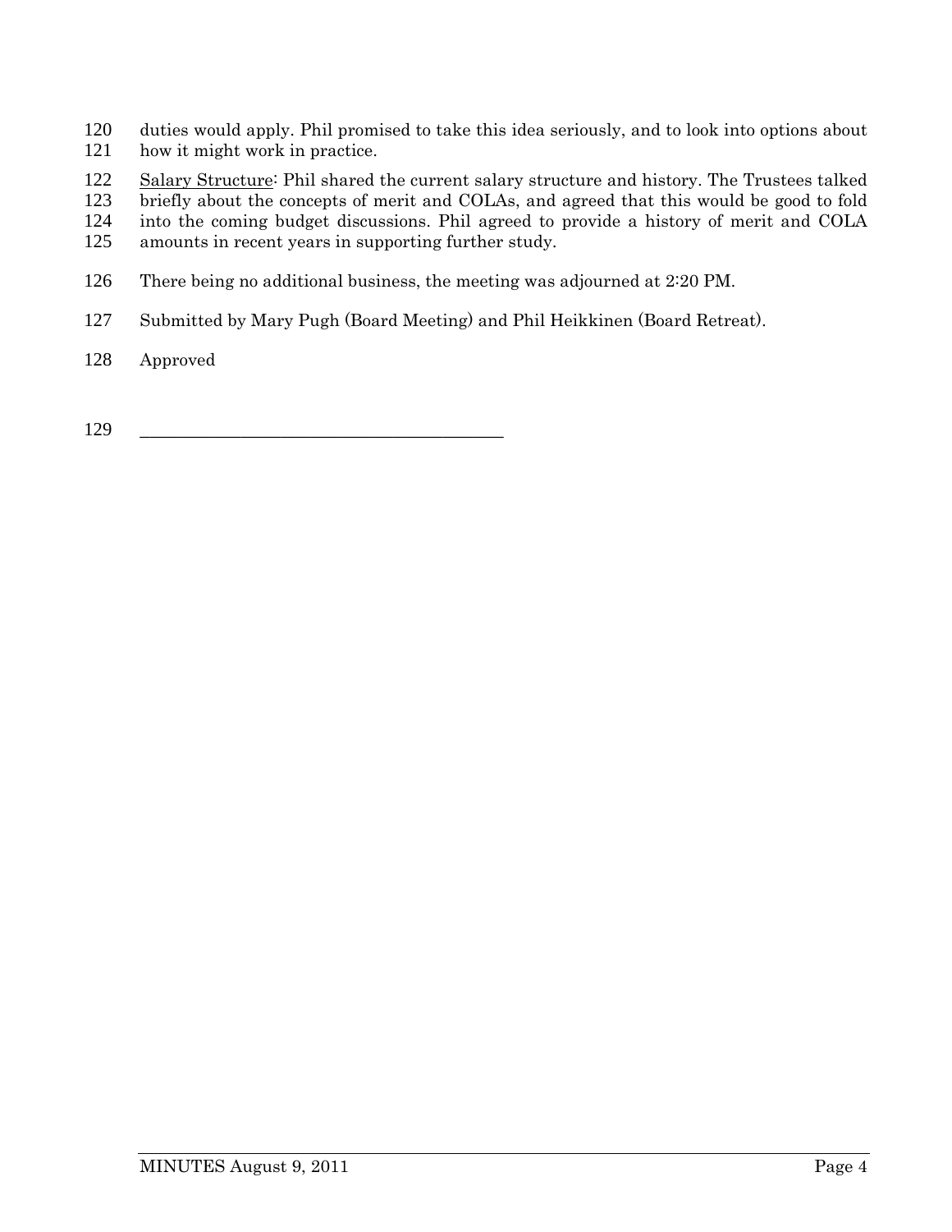duties would apply. Phil promised to take this idea seriously, and to look into options about how it might work in practice.

Salary Structure: Phil shared the current salary structure and history. The Trustees talked briefly about the concepts of merit and COLAs, and agreed that this would be good to fold into the coming budget discussions. Phil agreed to provide a history of merit and COLA amounts in recent years in supporting further study.

There being no additional business, the meeting was adjourned at 2:20 PM.

Submitted by Mary Pugh (Board Meeting) and Phil Heikkinen (Board Retreat).

Approved

_________________________________________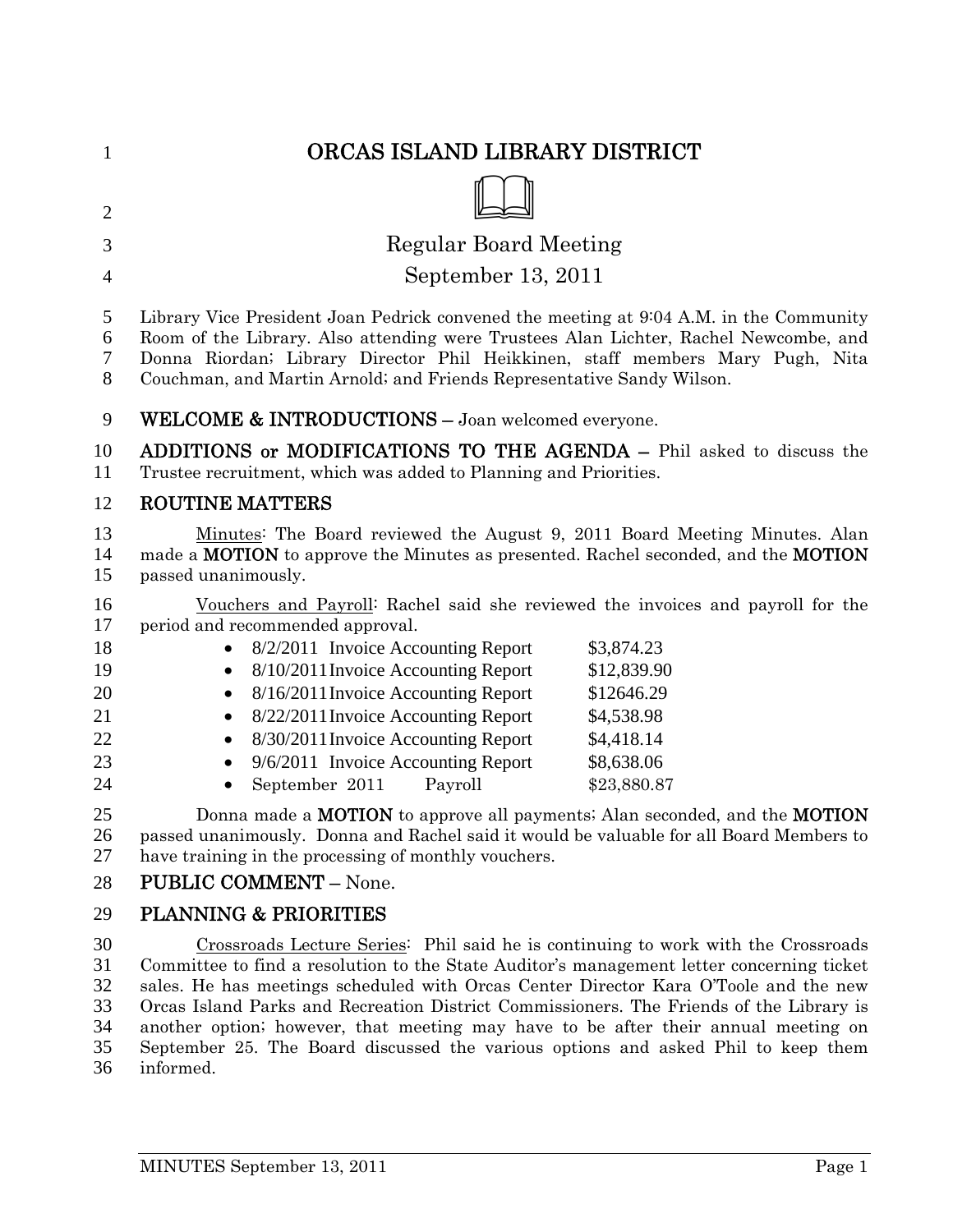# ORCAS ISLAND LIBRARY DISTRICT

## Regular Board Meeting

## September 13, 2011

Library Vice President Joan Pedrick convened the meeting at 9:04 A.M. in the Community Room of the Library. Also attending were Trustees Alan Lichter, Rachel Newcombe, and Donna Riordan; Library Director Phil Heikkinen, staff members Mary Pugh, Nita Couchman, and Martin Arnold; and Friends Representative Sandy Wilson.

**WELCOME & INTRODUCTIONS** – Joan welcomed everyone.

**ADDITIONS or MODIFICATIONS TO THE AGENDA** – Phil asked to discuss the Trustee recruitment, which was added to Planning and Priorities.

**ROUTINE MATTERS**

Minutes: The Board reviewed the August 9, 2011 Board Meeting Minutes. Alan made a **MOTION** to approve the Minutes as presented. Rachel seconded, and the **MOTION** passed unanimously.

Vouchers and Payroll: Rachel said she reviewed the invoices and payroll for the period and recommended approval.

- 8/2/2011 Invoice Accounting Report $3,874.23
- 8/10/2011 Invoice Accounting Report $12,839.90
- 8/16/2011 Invoice Accounting Report $12646.29
- 8/22/2011 Invoice Accounting Report $4,538.98
- 8/30/2011 Invoice Accounting Report $4,418.14
- 9/6/2011 Invoice Accounting Report $8,638.06
- September 2011 Payroll $23,880.87

Donna made a **MOTION** to approve all payments; Alan seconded, and the **MOTION** passed unanimously. Donna and Rachel said it would be valuable for all Board Members to have training in the processing of monthly vouchers.

**PUBLIC COMMENT** – None.

**PLANNING & PRIORITIES**

Crossroads Lecture Series: Phil said he is continuing to work with the Crossroads Committee to find a resolution to the State Auditor's management letter concerning ticket sales. He has meetings scheduled with Orcas Center Director Kara O'Toole and the new Orcas Island Parks and Recreation District Commissioners. The Friends of the Library is another option; however, that meeting may have to be after their annual meeting on September 25. The Board discussed the various options and asked Phil to keep them informed.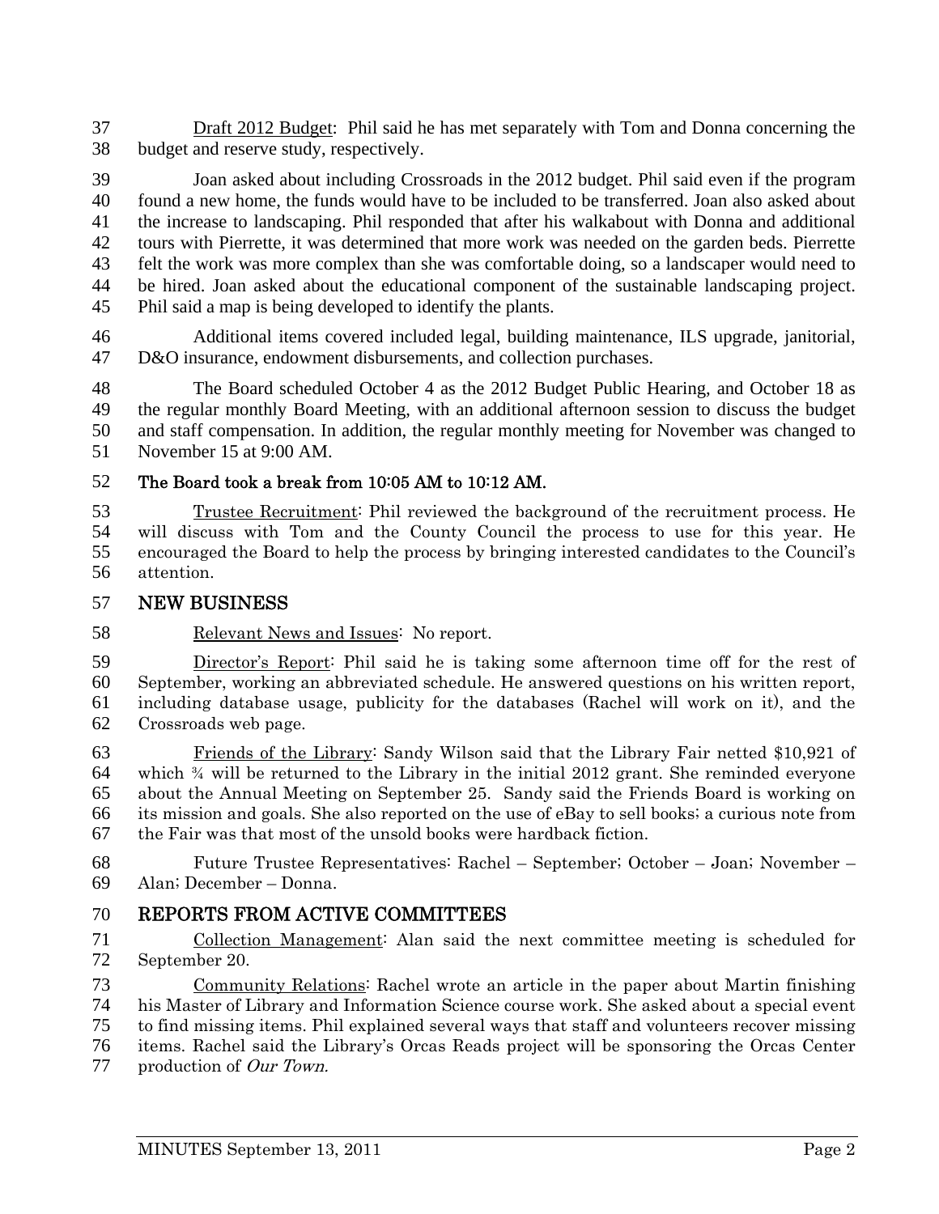Draft 2012 Budget: Phil said he has met separately with Tom and Donna concerning the budget and reserve study, respectively.

Joan asked about including Crossroads in the 2012 budget. Phil said even if the program found a new home, the funds would have to be included to be transferred. Joan also asked about the increase to landscaping. Phil responded that after his walkabout with Donna and additional tours with Pierrette, it was determined that more work was needed on the garden beds. Pierrette felt the work was more complex than she was comfortable doing, so a landscaper would need to be hired. Joan asked about the educational component of the sustainable landscaping project. Phil said a map is being developed to identify the plants.

Additional items covered included legal, building maintenance, ILS upgrade, janitorial, D&O insurance, endowment disbursements, and collection purchases.

The Board scheduled October 4 as the 2012 Budget Public Hearing, and October 18 as the regular monthly Board Meeting, with an additional afternoon session to discuss the budget and staff compensation. In addition, the regular monthly meeting for November was changed to November 15 at 9:00 AM.

**The Board took a break from 10:05 AM to 10:12 AM.**

Trustee Recruitment: Phil reviewed the background of the recruitment process. He will discuss with Tom and the County Council the process to use for this year. He encouraged the Board to help the process by bringing interested candidates to the Council's attention.

## NEW BUSINESS

Relevant News and Issues: No report.

Director's Report: Phil said he is taking some afternoon time off for the rest of September, working an abbreviated schedule. He answered questions on his written report, including database usage, publicity for the databases (Rachel will work on it), and the Crossroads web page.

Friends of the Library: Sandy Wilson said that the Library Fair netted $10,921 of which ¾ will be returned to the Library in the initial 2012 grant. She reminded everyone about the Annual Meeting on September 25. Sandy said the Friends Board is working on its mission and goals. She also reported on the use of eBay to sell books; a curious note from the Fair was that most of the unsold books were hardback fiction.

Future Trustee Representatives: Rachel – September; October – Joan; November – Alan; December – Donna.

## REPORTS FROM ACTIVE COMMITTEES

Collection Management: Alan said the next committee meeting is scheduled for September 20.

Community Relations: Rachel wrote an article in the paper about Martin finishing his Master of Library and Information Science course work. She asked about a special event to find missing items. Phil explained several ways that staff and volunteers recover missing items. Rachel said the Library's Orcas Reads project will be sponsoring the Orcas Center production of *Our Town.*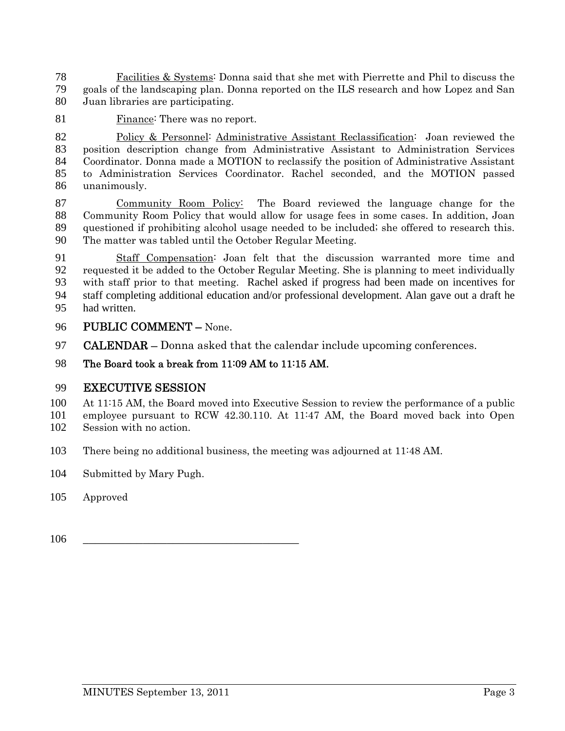Facilities & Systems: Donna said that she met with Pierrette and Phil to discuss the goals of the landscaping plan. Donna reported on the ILS research and how Lopez and San Juan libraries are participating.

Finance: There was no report.

Policy & Personnel: Administrative Assistant Reclassification: Joan reviewed the position description change from Administrative Assistant to Administration Services Coordinator. Donna made a MOTION to reclassify the position of Administrative Assistant to Administration Services Coordinator. Rachel seconded, and the MOTION passed unanimously.

Community Room Policy: The Board reviewed the language change for the Community Room Policy that would allow for usage fees in some cases. In addition, Joan questioned if prohibiting alcohol usage needed to be included; she offered to research this. The matter was tabled until the October Regular Meeting.

Staff Compensation: Joan felt that the discussion warranted more time and requested it be added to the October Regular Meeting. She is planning to meet individually with staff prior to that meeting. Rachel asked if progress had been made on incentives for staff completing additional education and/or professional development. Alan gave out a draft he had written.

**PUBLIC COMMENT –** None.

**CALENDAR –** Donna asked that the calendar include upcoming conferences.

**The Board took a break from 11:09 AM to 11:15 AM.**

## EXECUTIVE SESSION

At 11:15 AM, the Board moved into Executive Session to review the performance of a public employee pursuant to RCW 42.30.110. At 11:47 AM, the Board moved back into Open Session with no action.

There being no additional business, the meeting was adjourned at 11:48 AM.

Submitted by Mary Pugh.

Approved

\_\_\_\_\_\_\_\_\_\_\_\_\_\_\_\_\_\_\_\_\_\_\_\_\_\_\_\_\_\_\_\_\_\_\_\_\_\_\_\_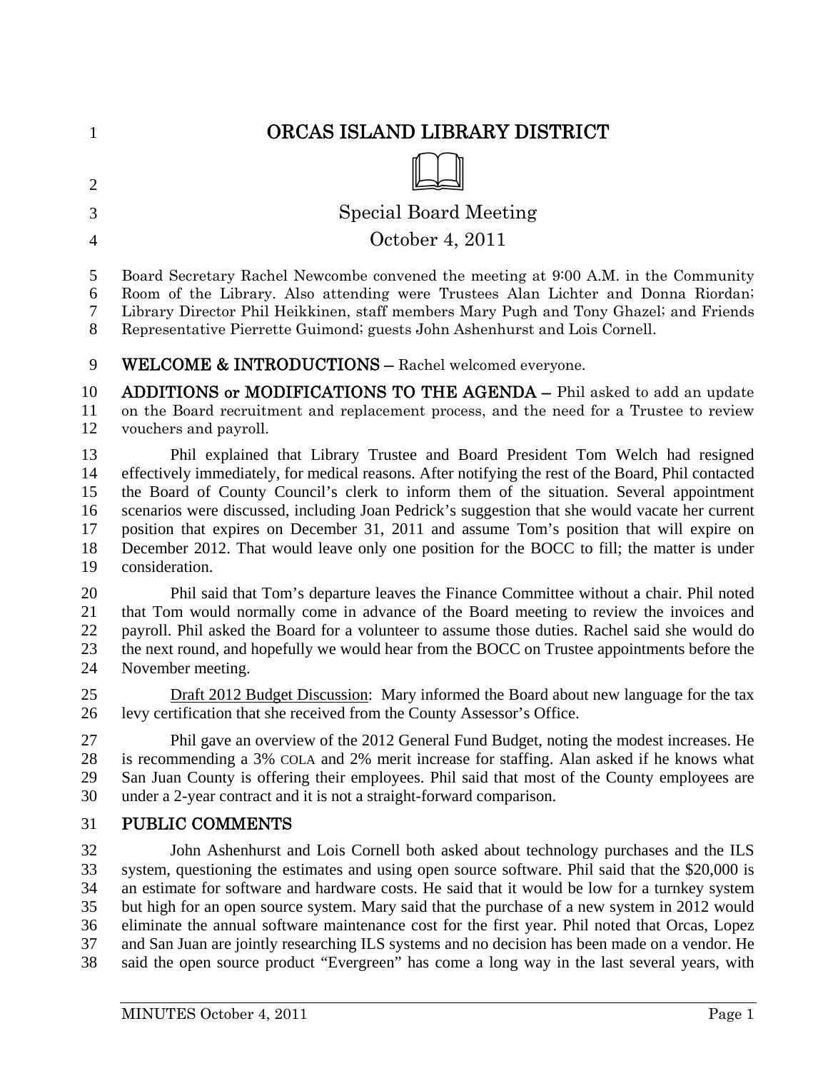# ORCAS ISLAND LIBRARY DISTRICT

## Special Board Meeting

## October 4, 2011

Board Secretary Rachel Newcombe convened the meeting at 9:00 A.M. in the Community Room of the Library. Also attending were Trustees Alan Lichter and Donna Riordan; Library Director Phil Heikkinen, staff members Mary Pugh and Tony Ghazel; and Friends Representative Pierrette Guimond; guests John Ashenhurst and Lois Cornell.

**WELCOME & INTRODUCTIONS –** Rachel welcomed everyone.

**ADDITIONS or MODIFICATIONS TO THE AGENDA –** Phil asked to add an update on the Board recruitment and replacement process, and the need for a Trustee to review vouchers and payroll.

Phil explained that Library Trustee and Board President Tom Welch had resigned effectively immediately, for medical reasons. After notifying the rest of the Board, Phil contacted the Board of County Council's clerk to inform them of the situation. Several appointment scenarios were discussed, including Joan Pedrick's suggestion that she would vacate her current position that expires on December 31, 2011 and assume Tom's position that will expire on December 2012. That would leave only one position for the BOCC to fill; the matter is under consideration.

Phil said that Tom's departure leaves the Finance Committee without a chair. Phil noted that Tom would normally come in advance of the Board meeting to review the invoices and payroll. Phil asked the Board for a volunteer to assume those duties. Rachel said she would do the next round, and hopefully we would hear from the BOCC on Trustee appointments before the November meeting.

Draft 2012 Budget Discussion: Mary informed the Board about new language for the tax levy certification that she received from the County Assessor's Office.

Phil gave an overview of the 2012 General Fund Budget, noting the modest increases. He is recommending a 3% COLA and 2% merit increase for staffing. Alan asked if he knows what San Juan County is offering their employees. Phil said that most of the County employees are under a 2-year contract and it is not a straight-forward comparison.

## PUBLIC COMMENTS

John Ashenhurst and Lois Cornell both asked about technology purchases and the ILS system, questioning the estimates and using open source software. Phil said that the $20,000 is an estimate for software and hardware costs. He said that it would be low for a turnkey system but high for an open source system. Mary said that the purchase of a new system in 2012 would eliminate the annual software maintenance cost for the first year. Phil noted that Orcas, Lopez and San Juan are jointly researching ILS systems and no decision has been made on a vendor. He said the open source product "Evergreen" has come a long way in the last several years, with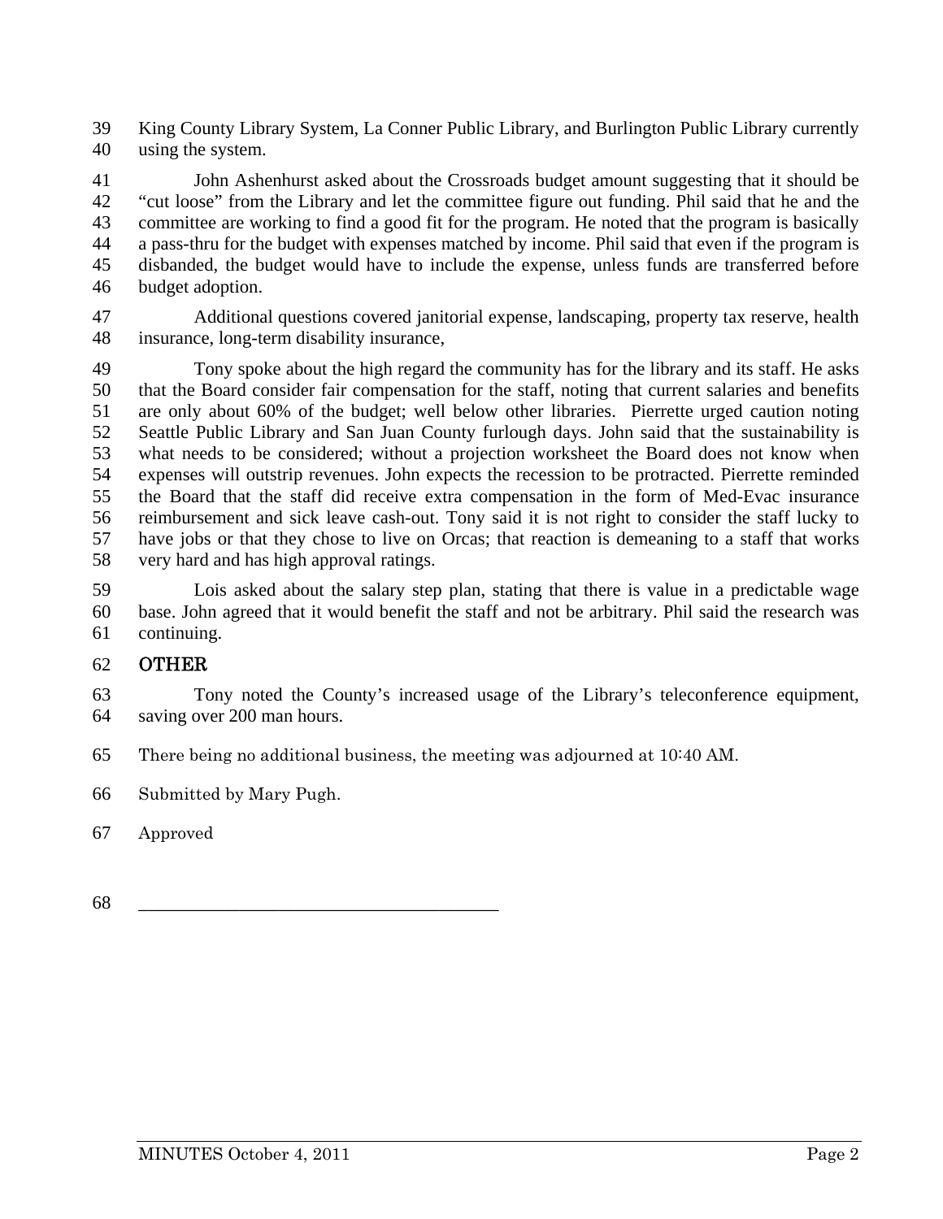King County Library System, La Conner Public Library, and Burlington Public Library currently using the system.

John Ashenhurst asked about the Crossroads budget amount suggesting that it should be "cut loose" from the Library and let the committee figure out funding. Phil said that he and the committee are working to find a good fit for the program. He noted that the program is basically a pass-thru for the budget with expenses matched by income. Phil said that even if the program is disbanded, the budget would have to include the expense, unless funds are transferred before budget adoption.

Additional questions covered janitorial expense, landscaping, property tax reserve, health insurance, long-term disability insurance,

Tony spoke about the high regard the community has for the library and its staff. He asks that the Board consider fair compensation for the staff, noting that current salaries and benefits are only about 60% of the budget; well below other libraries. Pierrette urged caution noting Seattle Public Library and San Juan County furlough days. John said that the sustainability is what needs to be considered; without a projection worksheet the Board does not know when expenses will outstrip revenues. John expects the recession to be protracted. Pierrette reminded the Board that the staff did receive extra compensation in the form of Med-Evac insurance reimbursement and sick leave cash-out. Tony said it is not right to consider the staff lucky to have jobs or that they chose to live on Orcas; that reaction is demeaning to a staff that works very hard and has high approval ratings.

Lois asked about the salary step plan, stating that there is value in a predictable wage base. John agreed that it would benefit the staff and not be arbitrary. Phil said the research was continuing.

## OTHER

Tony noted the County's increased usage of the Library's teleconference equipment, saving over 200 man hours.

There being no additional business, the meeting was adjourned at 10:40 AM.

Submitted by Mary Pugh.

Approved

\_\_\_\_\_\_\_\_\_\_\_\_\_\_\_\_\_\_\_\_\_\_\_\_\_\_\_\_\_\_\_\_\_\_\_\_\_\_\_\_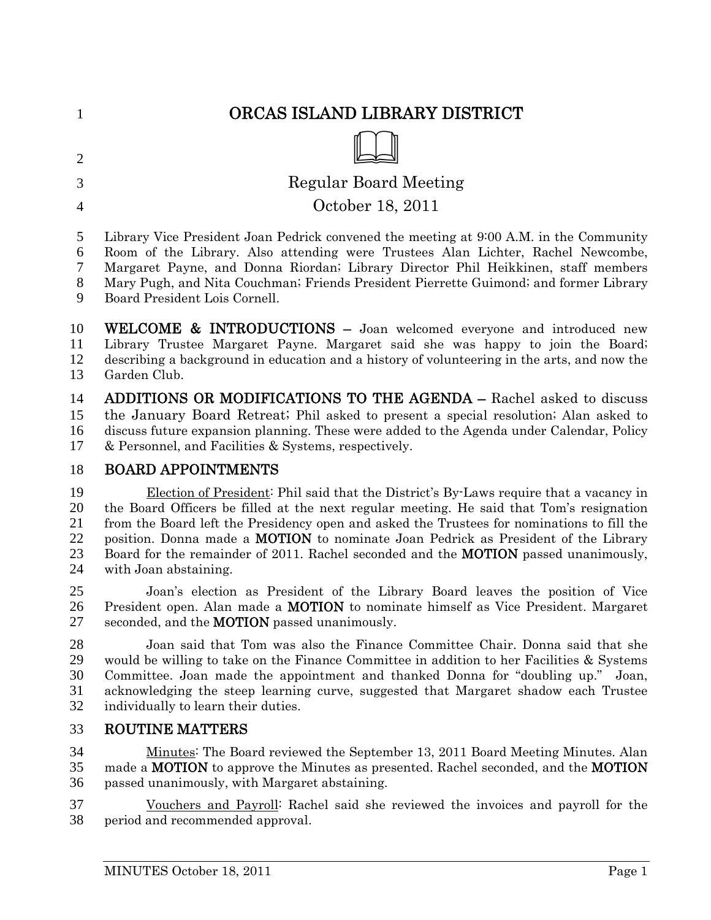# ORCAS ISLAND LIBRARY DISTRICT

## Regular Board Meeting

## October 18, 2011

Library Vice President Joan Pedrick convened the meeting at 9:00 A.M. in the Community Room of the Library. Also attending were Trustees Alan Lichter, Rachel Newcombe, Margaret Payne, and Donna Riordan; Library Director Phil Heikkinen, staff members Mary Pugh, and Nita Couchman; Friends President Pierrette Guimond; and former Library Board President Lois Cornell.

**WELCOME & INTRODUCTIONS –** Joan welcomed everyone and introduced new Library Trustee Margaret Payne. Margaret said she was happy to join the Board; describing a background in education and a history of volunteering in the arts, and now the Garden Club.

**ADDITIONS OR MODIFICATIONS TO THE AGENDA –** Rachel asked to discuss the January Board Retreat; Phil asked to present a special resolution; Alan asked to discuss future expansion planning. These were added to the Agenda under Calendar, Policy & Personnel, and Facilities & Systems, respectively.

### BOARD APPOINTMENTS

Election of President: Phil said that the District's By-Laws require that a vacancy in the Board Officers be filled at the next regular meeting. He said that Tom's resignation from the Board left the Presidency open and asked the Trustees for nominations to fill the position. Donna made a **MOTION** to nominate Joan Pedrick as President of the Library Board for the remainder of 2011. Rachel seconded and the **MOTION** passed unanimously, with Joan abstaining.

Joan's election as President of the Library Board leaves the position of Vice President open. Alan made a **MOTION** to nominate himself as Vice President. Margaret seconded, and the **MOTION** passed unanimously.

Joan said that Tom was also the Finance Committee Chair. Donna said that she would be willing to take on the Finance Committee in addition to her Facilities & Systems Committee. Joan made the appointment and thanked Donna for "doubling up." Joan, acknowledging the steep learning curve, suggested that Margaret shadow each Trustee individually to learn their duties.

### ROUTINE MATTERS

Minutes: The Board reviewed the September 13, 2011 Board Meeting Minutes. Alan made a **MOTION** to approve the Minutes as presented. Rachel seconded, and the **MOTION** passed unanimously, with Margaret abstaining.

Vouchers and Payroll: Rachel said she reviewed the invoices and payroll for the period and recommended approval.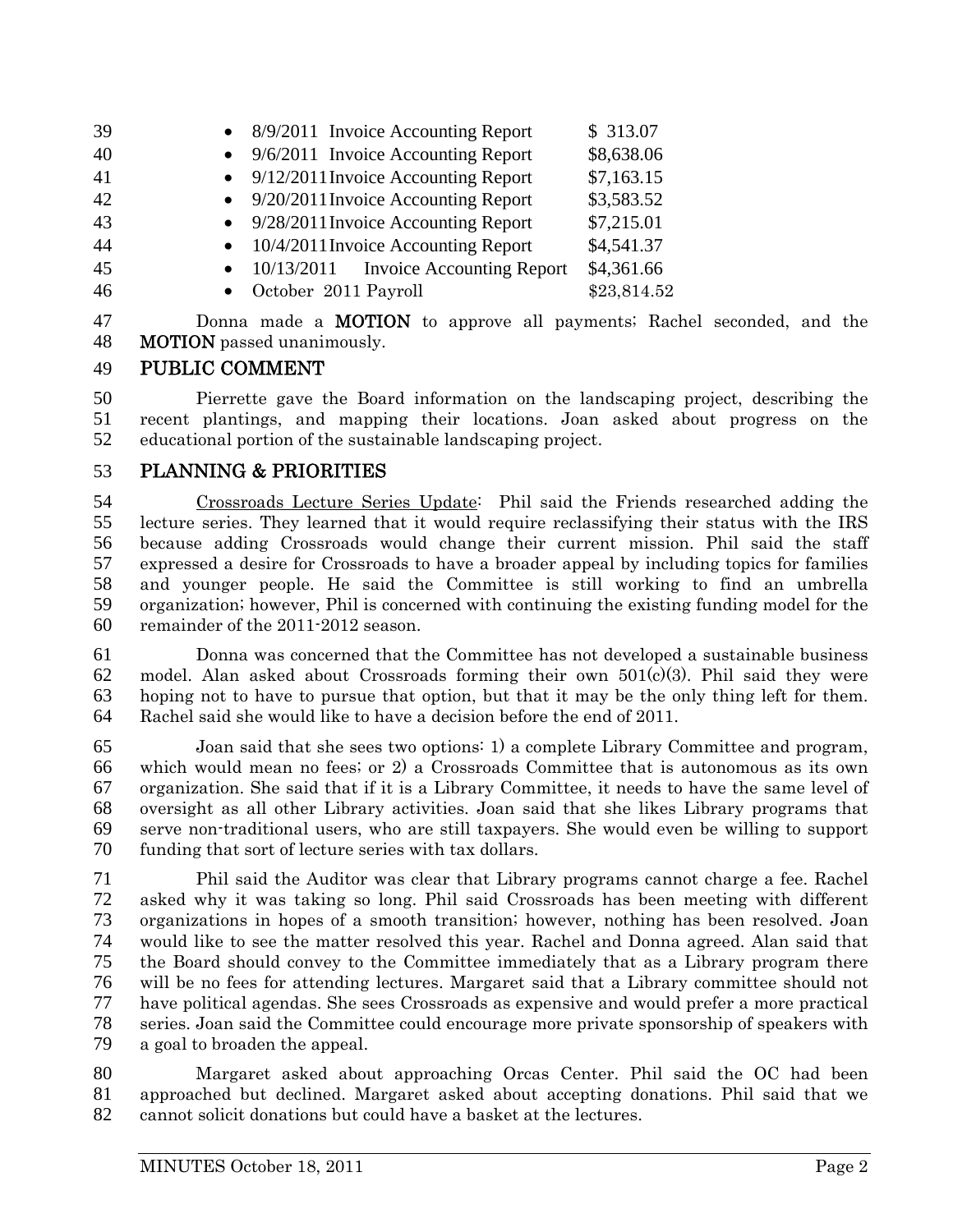- 8/9/2011 Invoice Accounting Report $ 313.07
- 9/6/2011 Invoice Accounting Report $8,638.06
- 9/12/2011 Invoice Accounting Report $7,163.15
- 9/20/2011 Invoice Accounting Report $3,583.52
- 9/28/2011 Invoice Accounting Report $7,215.01
- 10/4/2011 Invoice Accounting Report $4,541.37
- 10/13/2011 Invoice Accounting Report $4,361.66
- October 2011 Payroll $23,814.52

Donna made a **MOTION** to approve all payments; Rachel seconded, and the **MOTION** passed unanimously.

## PUBLIC COMMENT

Pierrette gave the Board information on the landscaping project, describing the recent plantings, and mapping their locations. Joan asked about progress on the educational portion of the sustainable landscaping project.

## PLANNING & PRIORITIES

Crossroads Lecture Series Update: Phil said the Friends researched adding the lecture series. They learned that it would require reclassifying their status with the IRS because adding Crossroads would change their current mission. Phil said the staff expressed a desire for Crossroads to have a broader appeal by including topics for families and younger people. He said the Committee is still working to find an umbrella organization; however, Phil is concerned with continuing the existing funding model for the remainder of the 2011-2012 season.

Donna was concerned that the Committee has not developed a sustainable business model. Alan asked about Crossroads forming their own 501(c)(3). Phil said they were hoping not to have to pursue that option, but that it may be the only thing left for them. Rachel said she would like to have a decision before the end of 2011.

Joan said that she sees two options: 1) a complete Library Committee and program, which would mean no fees; or 2) a Crossroads Committee that is autonomous as its own organization. She said that if it is a Library Committee, it needs to have the same level of oversight as all other Library activities. Joan said that she likes Library programs that serve non-traditional users, who are still taxpayers. She would even be willing to support funding that sort of lecture series with tax dollars.

Phil said the Auditor was clear that Library programs cannot charge a fee. Rachel asked why it was taking so long. Phil said Crossroads has been meeting with different organizations in hopes of a smooth transition; however, nothing has been resolved. Joan would like to see the matter resolved this year. Rachel and Donna agreed. Alan said that the Board should convey to the Committee immediately that as a Library program there will be no fees for attending lectures. Margaret said that a Library committee should not have political agendas. She sees Crossroads as expensive and would prefer a more practical series. Joan said the Committee could encourage more private sponsorship of speakers with a goal to broaden the appeal.

Margaret asked about approaching Orcas Center. Phil said the OC had been approached but declined. Margaret asked about accepting donations. Phil said that we cannot solicit donations but could have a basket at the lectures.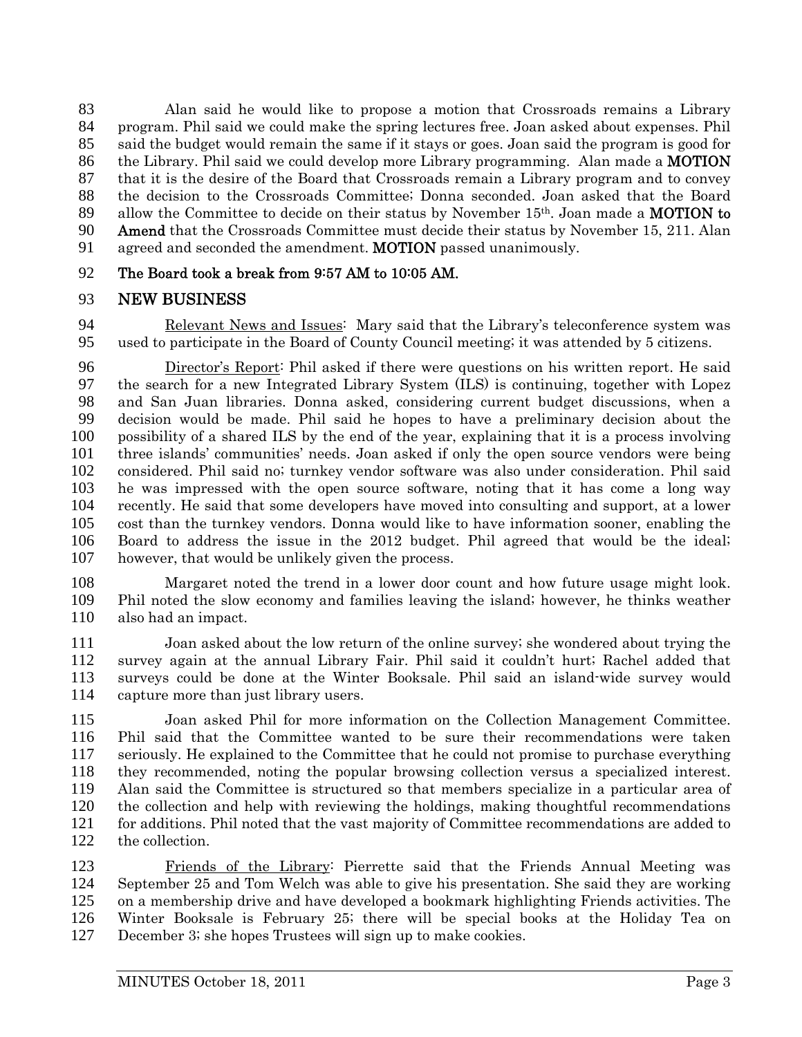Alan said he would like to propose a motion that Crossroads remains a Library program. Phil said we could make the spring lectures free. Joan asked about expenses. Phil said the budget would remain the same if it stays or goes. Joan said the program is good for the Library. Phil said we could develop more Library programming. Alan made a **MOTION** that it is the desire of the Board that Crossroads remain a Library program and to convey the decision to the Crossroads Committee; Donna seconded. Joan asked that the Board allow the Committee to decide on their status by November 15th. Joan made a **MOTION to Amend** that the Crossroads Committee must decide their status by November 15, 211. Alan agreed and seconded the amendment. **MOTION** passed unanimously.

**The Board took a break from 9:57 AM to 10:05 AM.**

## NEW BUSINESS

Relevant News and Issues: Mary said that the Library's teleconference system was used to participate in the Board of County Council meeting; it was attended by 5 citizens.

Director's Report: Phil asked if there were questions on his written report. He said the search for a new Integrated Library System (ILS) is continuing, together with Lopez and San Juan libraries. Donna asked, considering current budget discussions, when a decision would be made. Phil said he hopes to have a preliminary decision about the possibility of a shared ILS by the end of the year, explaining that it is a process involving three islands' communities' needs. Joan asked if only the open source vendors were being considered. Phil said no; turnkey vendor software was also under consideration. Phil said he was impressed with the open source software, noting that it has come a long way recently. He said that some developers have moved into consulting and support, at a lower cost than the turnkey vendors. Donna would like to have information sooner, enabling the Board to address the issue in the 2012 budget. Phil agreed that would be the ideal; however, that would be unlikely given the process.

Margaret noted the trend in a lower door count and how future usage might look. Phil noted the slow economy and families leaving the island; however, he thinks weather also had an impact.

Joan asked about the low return of the online survey; she wondered about trying the survey again at the annual Library Fair. Phil said it couldn't hurt; Rachel added that surveys could be done at the Winter Booksale. Phil said an island-wide survey would capture more than just library users.

Joan asked Phil for more information on the Collection Management Committee. Phil said that the Committee wanted to be sure their recommendations were taken seriously. He explained to the Committee that he could not promise to purchase everything they recommended, noting the popular browsing collection versus a specialized interest. Alan said the Committee is structured so that members specialize in a particular area of the collection and help with reviewing the holdings, making thoughtful recommendations for additions. Phil noted that the vast majority of Committee recommendations are added to the collection.

Friends of the Library: Pierrette said that the Friends Annual Meeting was September 25 and Tom Welch was able to give his presentation. She said they are working on a membership drive and have developed a bookmark highlighting Friends activities. The Winter Booksale is February 25; there will be special books at the Holiday Tea on December 3; she hopes Trustees will sign up to make cookies.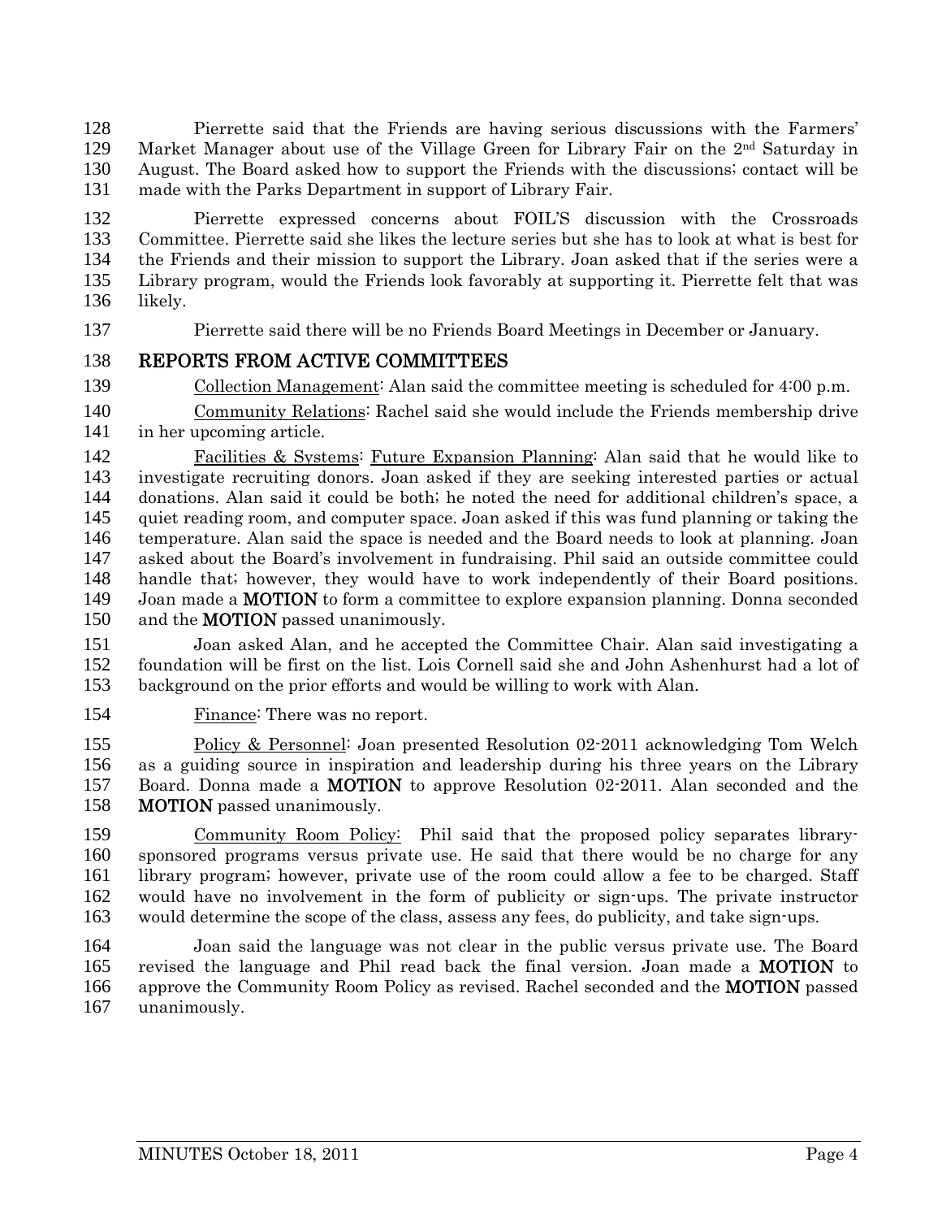Pierrette said that the Friends are having serious discussions with the Farmers' Market Manager about use of the Village Green for Library Fair on the 2nd Saturday in August. The Board asked how to support the Friends with the discussions; contact will be made with the Parks Department in support of Library Fair.

Pierrette expressed concerns about FOIL'S discussion with the Crossroads Committee. Pierrette said she likes the lecture series but she has to look at what is best for the Friends and their mission to support the Library. Joan asked that if the series were a Library program, would the Friends look favorably at supporting it. Pierrette felt that was likely.

Pierrette said there will be no Friends Board Meetings in December or January.

## REPORTS FROM ACTIVE COMMITTEES

Collection Management: Alan said the committee meeting is scheduled for 4:00 p.m.

Community Relations: Rachel said she would include the Friends membership drive in her upcoming article.

Facilities & Systems: Future Expansion Planning: Alan said that he would like to investigate recruiting donors. Joan asked if they are seeking interested parties or actual donations. Alan said it could be both; he noted the need for additional children's space, a quiet reading room, and computer space. Joan asked if this was fund planning or taking the temperature. Alan said the space is needed and the Board needs to look at planning. Joan asked about the Board's involvement in fundraising. Phil said an outside committee could handle that; however, they would have to work independently of their Board positions. Joan made a **MOTION** to form a committee to explore expansion planning. Donna seconded and the **MOTION** passed unanimously.

Joan asked Alan, and he accepted the Committee Chair. Alan said investigating a foundation will be first on the list. Lois Cornell said she and John Ashenhurst had a lot of background on the prior efforts and would be willing to work with Alan.

Finance: There was no report.

Policy & Personnel: Joan presented Resolution 02-2011 acknowledging Tom Welch as a guiding source in inspiration and leadership during his three years on the Library Board. Donna made a **MOTION** to approve Resolution 02-2011. Alan seconded and the **MOTION** passed unanimously.

Community Room Policy: Phil said that the proposed policy separates library-sponsored programs versus private use. He said that there would be no charge for any library program; however, private use of the room could allow a fee to be charged. Staff would have no involvement in the form of publicity or sign-ups. The private instructor would determine the scope of the class, assess any fees, do publicity, and take sign-ups.

Joan said the language was not clear in the public versus private use. The Board revised the language and Phil read back the final version. Joan made a **MOTION** to approve the Community Room Policy as revised. Rachel seconded and the **MOTION** passed unanimously.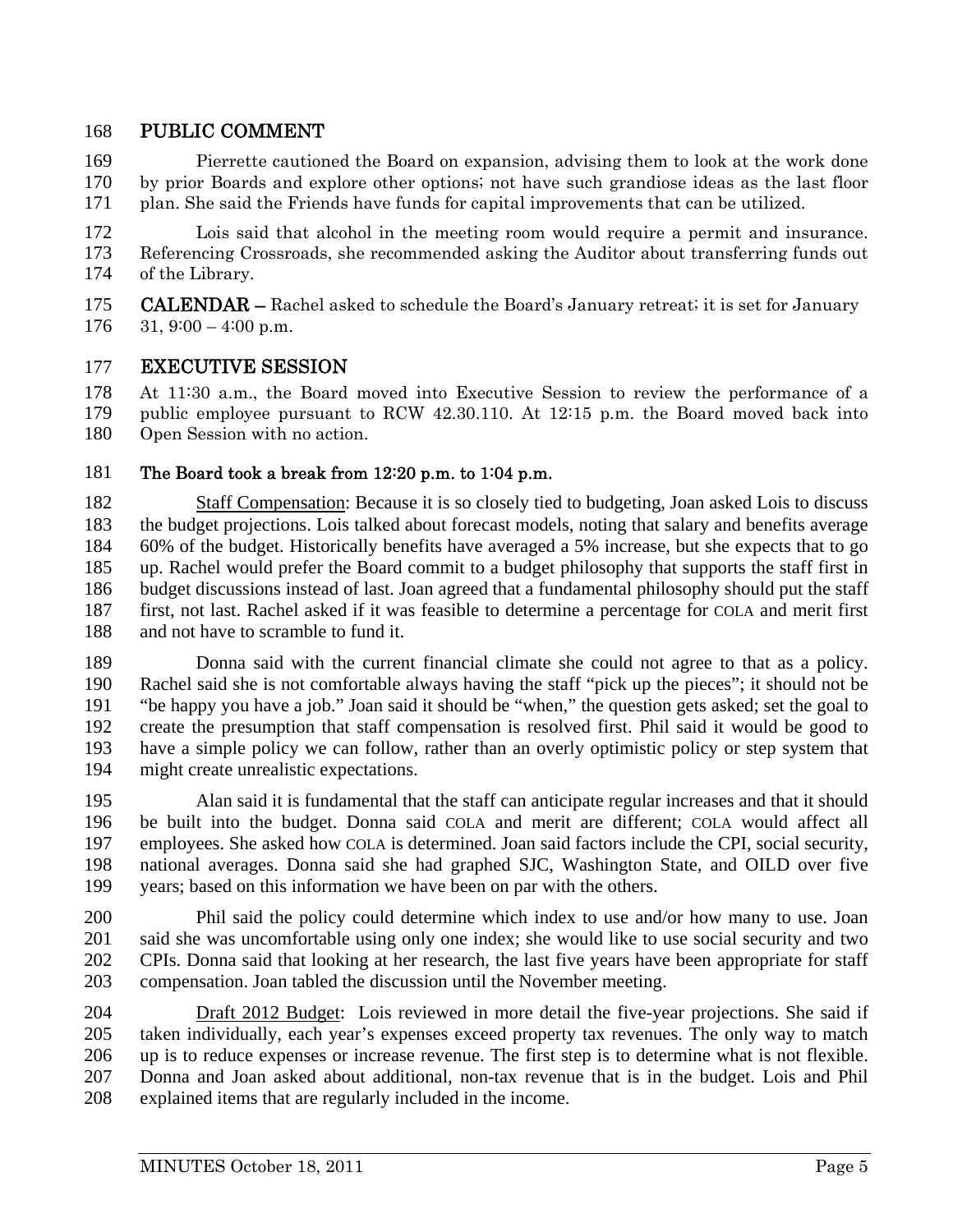## PUBLIC COMMENT

Pierrette cautioned the Board on expansion, advising them to look at the work done by prior Boards and explore other options; not have such grandiose ideas as the last floor plan. She said the Friends have funds for capital improvements that can be utilized.

Lois said that alcohol in the meeting room would require a permit and insurance. Referencing Crossroads, she recommended asking the Auditor about transferring funds out of the Library.

**CALENDAR –** Rachel asked to schedule the Board's January retreat; it is set for January 31, 9:00 – 4:00 p.m.

## EXECUTIVE SESSION

At 11:30 a.m., the Board moved into Executive Session to review the performance of a public employee pursuant to RCW 42.30.110. At 12:15 p.m. the Board moved back into Open Session with no action.

**The Board took a break from 12:20 p.m. to 1:04 p.m.**

Staff Compensation: Because it is so closely tied to budgeting, Joan asked Lois to discuss the budget projections. Lois talked about forecast models, noting that salary and benefits average 60% of the budget. Historically benefits have averaged a 5% increase, but she expects that to go up. Rachel would prefer the Board commit to a budget philosophy that supports the staff first in budget discussions instead of last. Joan agreed that a fundamental philosophy should put the staff first, not last. Rachel asked if it was feasible to determine a percentage for COLA and merit first and not have to scramble to fund it.

Donna said with the current financial climate she could not agree to that as a policy. Rachel said she is not comfortable always having the staff "pick up the pieces"; it should not be "be happy you have a job." Joan said it should be "when," the question gets asked; set the goal to create the presumption that staff compensation is resolved first. Phil said it would be good to have a simple policy we can follow, rather than an overly optimistic policy or step system that might create unrealistic expectations.

Alan said it is fundamental that the staff can anticipate regular increases and that it should be built into the budget. Donna said COLA and merit are different; COLA would affect all employees. She asked how COLA is determined. Joan said factors include the CPI, social security, national averages. Donna said she had graphed SJC, Washington State, and OILD over five years; based on this information we have been on par with the others.

Phil said the policy could determine which index to use and/or how many to use. Joan said she was uncomfortable using only one index; she would like to use social security and two CPIs. Donna said that looking at her research, the last five years have been appropriate for staff compensation. Joan tabled the discussion until the November meeting.

Draft 2012 Budget: Lois reviewed in more detail the five-year projections. She said if taken individually, each year's expenses exceed property tax revenues. The only way to match up is to reduce expenses or increase revenue. The first step is to determine what is not flexible. Donna and Joan asked about additional, non-tax revenue that is in the budget. Lois and Phil explained items that are regularly included in the income.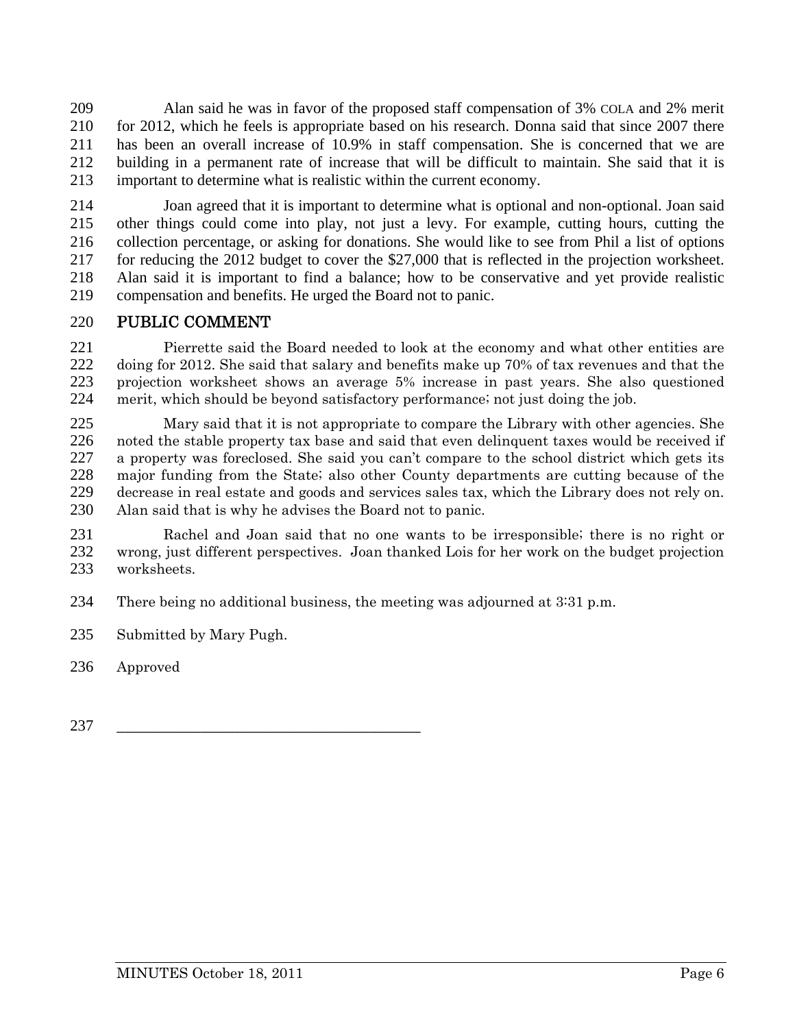Alan said he was in favor of the proposed staff compensation of 3% COLA and 2% merit for 2012, which he feels is appropriate based on his research. Donna said that since 2007 there has been an overall increase of 10.9% in staff compensation. She is concerned that we are building in a permanent rate of increase that will be difficult to maintain. She said that it is important to determine what is realistic within the current economy.

Joan agreed that it is important to determine what is optional and non-optional. Joan said other things could come into play, not just a levy. For example, cutting hours, cutting the collection percentage, or asking for donations. She would like to see from Phil a list of options for reducing the 2012 budget to cover the $27,000 that is reflected in the projection worksheet. Alan said it is important to find a balance; how to be conservative and yet provide realistic compensation and benefits. He urged the Board not to panic.

## PUBLIC COMMENT

Pierrette said the Board needed to look at the economy and what other entities are doing for 2012. She said that salary and benefits make up 70% of tax revenues and that the projection worksheet shows an average 5% increase in past years. She also questioned merit, which should be beyond satisfactory performance; not just doing the job.

Mary said that it is not appropriate to compare the Library with other agencies. She noted the stable property tax base and said that even delinquent taxes would be received if a property was foreclosed. She said you can't compare to the school district which gets its major funding from the State; also other County departments are cutting because of the decrease in real estate and goods and services sales tax, which the Library does not rely on. Alan said that is why he advises the Board not to panic.

Rachel and Joan said that no one wants to be irresponsible; there is no right or wrong, just different perspectives. Joan thanked Lois for her work on the budget projection worksheets.

There being no additional business, the meeting was adjourned at 3:31 p.m.

Submitted by Mary Pugh.

Approved

\_\_\_\_\_\_\_\_\_\_\_\_\_\_\_\_\_\_\_\_\_\_\_\_\_\_\_\_\_\_\_\_\_\_\_\_\_\_\_\_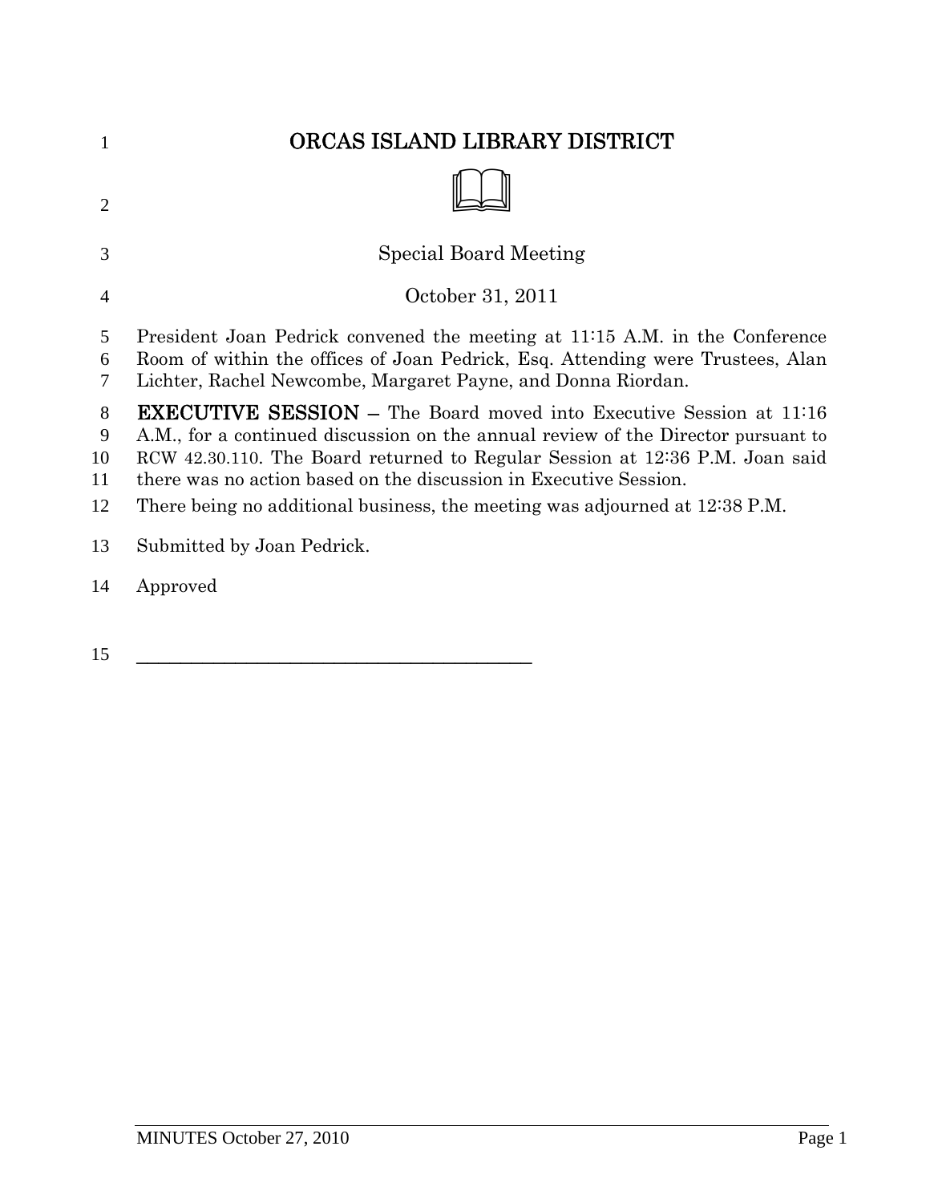# ORCAS ISLAND LIBRARY DISTRICT

Special Board Meeting

October 31, 2011

President Joan Pedrick convened the meeting at 11:15 A.M. in the Conference Room of within the offices of Joan Pedrick, Esq. Attending were Trustees, Alan Lichter, Rachel Newcombe, Margaret Payne, and Donna Riordan.

**EXECUTIVE SESSION –** The Board moved into Executive Session at 11:16 A.M., for a continued discussion on the annual review of the Director pursuant to RCW 42.30.110. The Board returned to Regular Session at 12:36 P.M. Joan said there was no action based on the discussion in Executive Session.

There being no additional business, the meeting was adjourned at 12:38 P.M.

Submitted by Joan Pedrick.

Approved

\_\_\_\_\_\_\_\_\_\_\_\_\_\_\_\_\_\_\_\_\_\_\_\_\_\_\_\_\_\_\_\_\_\_\_\_\_\_\_\_\_\_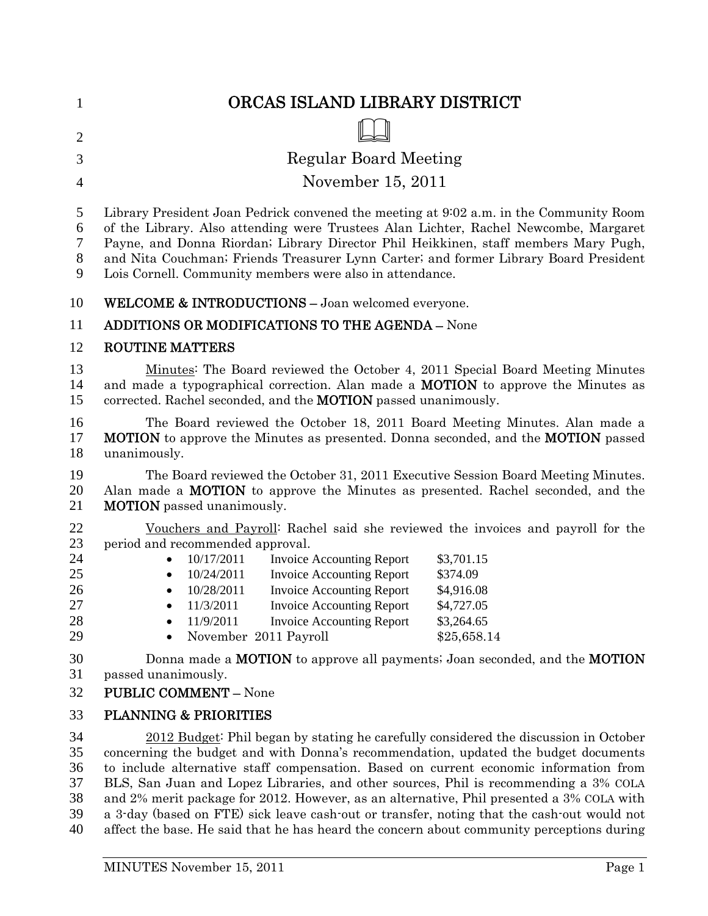# ORCAS ISLAND LIBRARY DISTRICT

## Regular Board Meeting

## November 15, 2011

Library President Joan Pedrick convened the meeting at 9:02 a.m. in the Community Room of the Library. Also attending were Trustees Alan Lichter, Rachel Newcombe, Margaret Payne, and Donna Riordan; Library Director Phil Heikkinen, staff members Mary Pugh, and Nita Couchman; Friends Treasurer Lynn Carter; and former Library Board President Lois Cornell. Community members were also in attendance.

**WELCOME & INTRODUCTIONS –** Joan welcomed everyone.

**ADDITIONS OR MODIFICATIONS TO THE AGENDA –** None

**ROUTINE MATTERS**

Minutes: The Board reviewed the October 4, 2011 Special Board Meeting Minutes and made a typographical correction. Alan made a **MOTION** to approve the Minutes as corrected. Rachel seconded, and the **MOTION** passed unanimously.

The Board reviewed the October 18, 2011 Board Meeting Minutes. Alan made a **MOTION** to approve the Minutes as presented. Donna seconded, and the **MOTION** passed unanimously.

The Board reviewed the October 31, 2011 Executive Session Board Meeting Minutes. Alan made a **MOTION** to approve the Minutes as presented. Rachel seconded, and the **MOTION** passed unanimously.

Vouchers and Payroll: Rachel said she reviewed the invoices and payroll for the period and recommended approval.

- 10/17/2011 Invoice Accounting Report $3,701.15
- 10/24/2011 Invoice Accounting Report $374.09
- 10/28/2011 Invoice Accounting Report $4,916.08
- 11/3/2011 Invoice Accounting Report $4,727.05
- 11/9/2011 Invoice Accounting Report $3,264.65
- November 2011 Payroll $25,658.14

Donna made a **MOTION** to approve all payments; Joan seconded, and the **MOTION** passed unanimously.

**PUBLIC COMMENT –** None

**PLANNING & PRIORITIES**

2012 Budget: Phil began by stating he carefully considered the discussion in October concerning the budget and with Donna's recommendation, updated the budget documents to include alternative staff compensation. Based on current economic information from BLS, San Juan and Lopez Libraries, and other sources, Phil is recommending a 3% COLA and 2% merit package for 2012. However, as an alternative, Phil presented a 3% COLA with a 3-day (based on FTE) sick leave cash-out or transfer, noting that the cash-out would not affect the base. He said that he has heard the concern about community perceptions during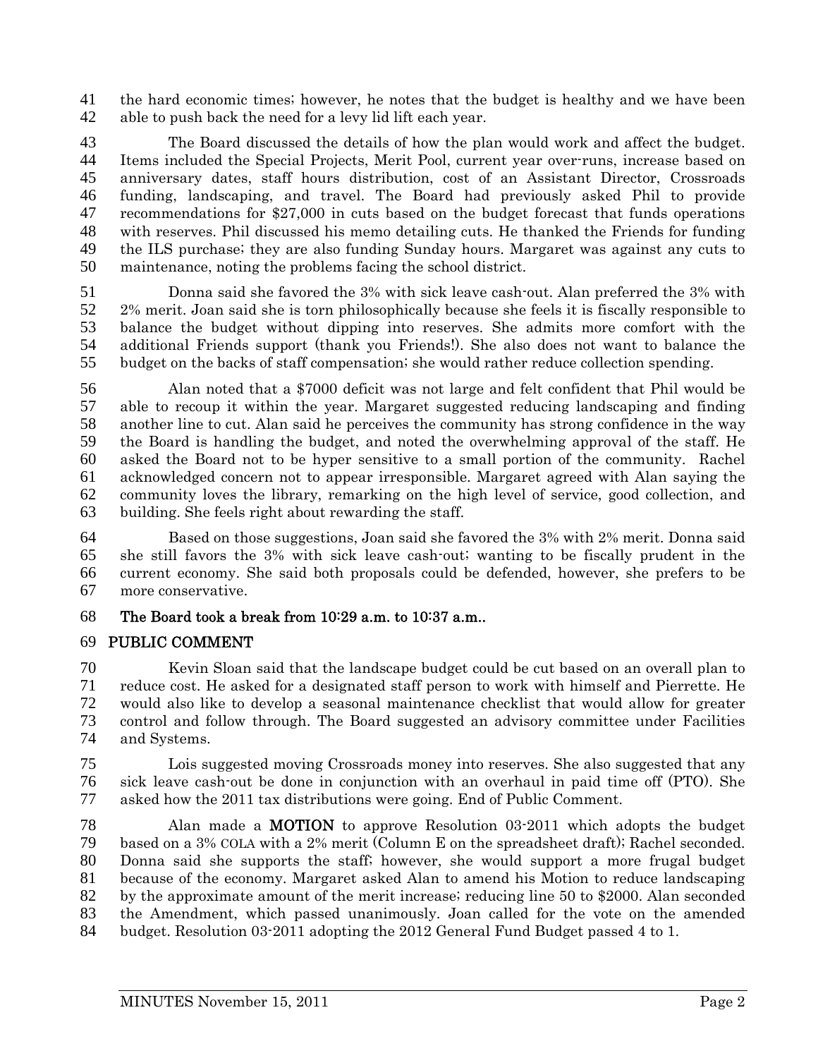the hard economic times; however, he notes that the budget is healthy and we have been able to push back the need for a levy lid lift each year.

The Board discussed the details of how the plan would work and affect the budget. Items included the Special Projects, Merit Pool, current year over-runs, increase based on anniversary dates, staff hours distribution, cost of an Assistant Director, Crossroads funding, landscaping, and travel. The Board had previously asked Phil to provide recommendations for $27,000 in cuts based on the budget forecast that funds operations with reserves. Phil discussed his memo detailing cuts. He thanked the Friends for funding the ILS purchase; they are also funding Sunday hours. Margaret was against any cuts to maintenance, noting the problems facing the school district.

Donna said she favored the 3% with sick leave cash-out. Alan preferred the 3% with 2% merit. Joan said she is torn philosophically because she feels it is fiscally responsible to balance the budget without dipping into reserves. She admits more comfort with the additional Friends support (thank you Friends!). She also does not want to balance the budget on the backs of staff compensation; she would rather reduce collection spending.

Alan noted that a $7000 deficit was not large and felt confident that Phil would be able to recoup it within the year. Margaret suggested reducing landscaping and finding another line to cut. Alan said he perceives the community has strong confidence in the way the Board is handling the budget, and noted the overwhelming approval of the staff. He asked the Board not to be hyper sensitive to a small portion of the community. Rachel acknowledged concern not to appear irresponsible. Margaret agreed with Alan saying the community loves the library, remarking on the high level of service, good collection, and building. She feels right about rewarding the staff.

Based on those suggestions, Joan said she favored the 3% with 2% merit. Donna said she still favors the 3% with sick leave cash-out; wanting to be fiscally prudent in the current economy. She said both proposals could be defended, however, she prefers to be more conservative.

**The Board took a break from 10:29 a.m. to 10:37 a.m..**

**PUBLIC COMMENT**

Kevin Sloan said that the landscape budget could be cut based on an overall plan to reduce cost. He asked for a designated staff person to work with himself and Pierrette. He would also like to develop a seasonal maintenance checklist that would allow for greater control and follow through. The Board suggested an advisory committee under Facilities and Systems.

Lois suggested moving Crossroads money into reserves. She also suggested that any sick leave cash-out be done in conjunction with an overhaul in paid time off (PTO). She asked how the 2011 tax distributions were going. End of Public Comment.

Alan made a **MOTION** to approve Resolution 03-2011 which adopts the budget based on a 3% COLA with a 2% merit (Column E on the spreadsheet draft); Rachel seconded. Donna said she supports the staff; however, she would support a more frugal budget because of the economy. Margaret asked Alan to amend his Motion to reduce landscaping by the approximate amount of the merit increase; reducing line 50 to $2000. Alan seconded the Amendment, which passed unanimously. Joan called for the vote on the amended budget. Resolution 03-2011 adopting the 2012 General Fund Budget passed 4 to 1.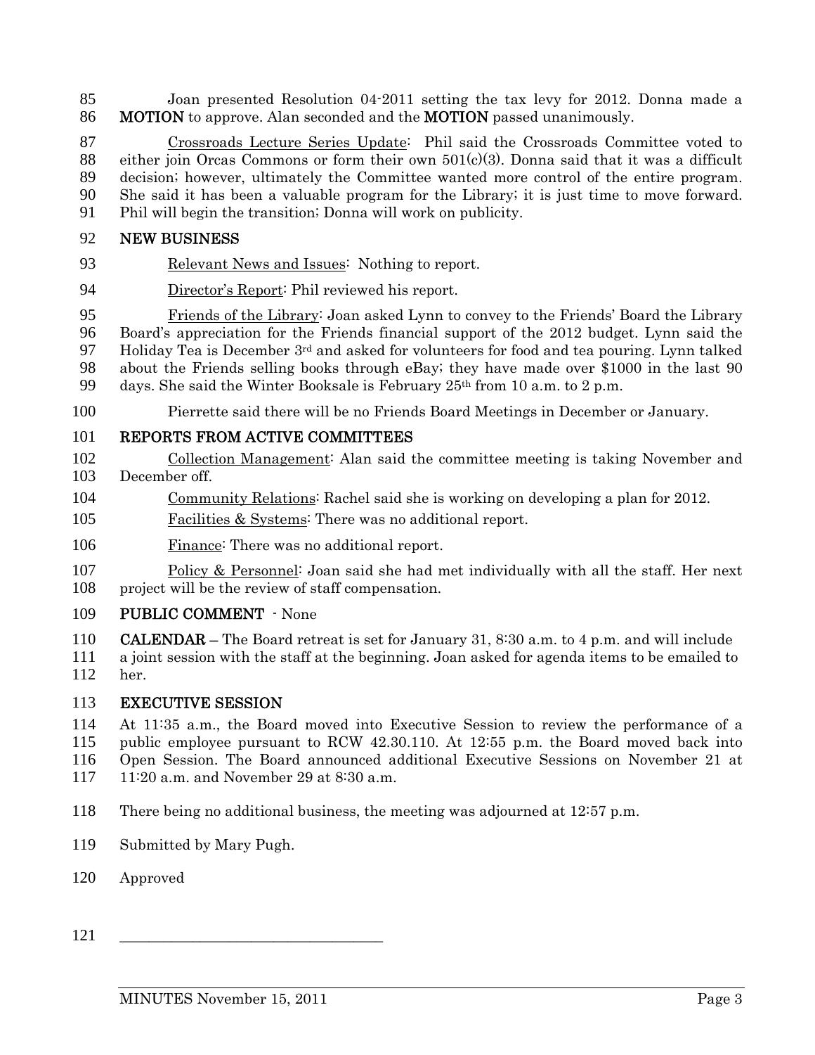Joan presented Resolution 04-2011 setting the tax levy for 2012. Donna made a **MOTION** to approve. Alan seconded and the **MOTION** passed unanimously.

Crossroads Lecture Series Update: Phil said the Crossroads Committee voted to either join Orcas Commons or form their own 501(c)(3). Donna said that it was a difficult decision; however, ultimately the Committee wanted more control of the entire program. She said it has been a valuable program for the Library; it is just time to move forward. Phil will begin the transition; Donna will work on publicity.

## NEW BUSINESS

Relevant News and Issues: Nothing to report.

Director's Report: Phil reviewed his report.

Friends of the Library: Joan asked Lynn to convey to the Friends' Board the Library Board's appreciation for the Friends financial support of the 2012 budget. Lynn said the Holiday Tea is December 3rd and asked for volunteers for food and tea pouring. Lynn talked about the Friends selling books through eBay; they have made over $1000 in the last 90 days. She said the Winter Booksale is February 25th from 10 a.m. to 2 p.m.

Pierrette said there will be no Friends Board Meetings in December or January.

## REPORTS FROM ACTIVE COMMITTEES

Collection Management: Alan said the committee meeting is taking November and December off.

Community Relations: Rachel said she is working on developing a plan for 2012.

Facilities & Systems: There was no additional report.

Finance: There was no additional report.

Policy & Personnel: Joan said she had met individually with all the staff. Her next project will be the review of staff compensation.

## PUBLIC COMMENT - None

**CALENDAR –** The Board retreat is set for January 31, 8:30 a.m. to 4 p.m. and will include a joint session with the staff at the beginning. Joan asked for agenda items to be emailed to her.

## EXECUTIVE SESSION

At 11:35 a.m., the Board moved into Executive Session to review the performance of a public employee pursuant to RCW 42.30.110. At 12:55 p.m. the Board moved back into Open Session. The Board announced additional Executive Sessions on November 21 at 11:20 a.m. and November 29 at 8:30 a.m.

There being no additional business, the meeting was adjourned at 12:57 p.m.

Submitted by Mary Pugh.

Approved

___________________________________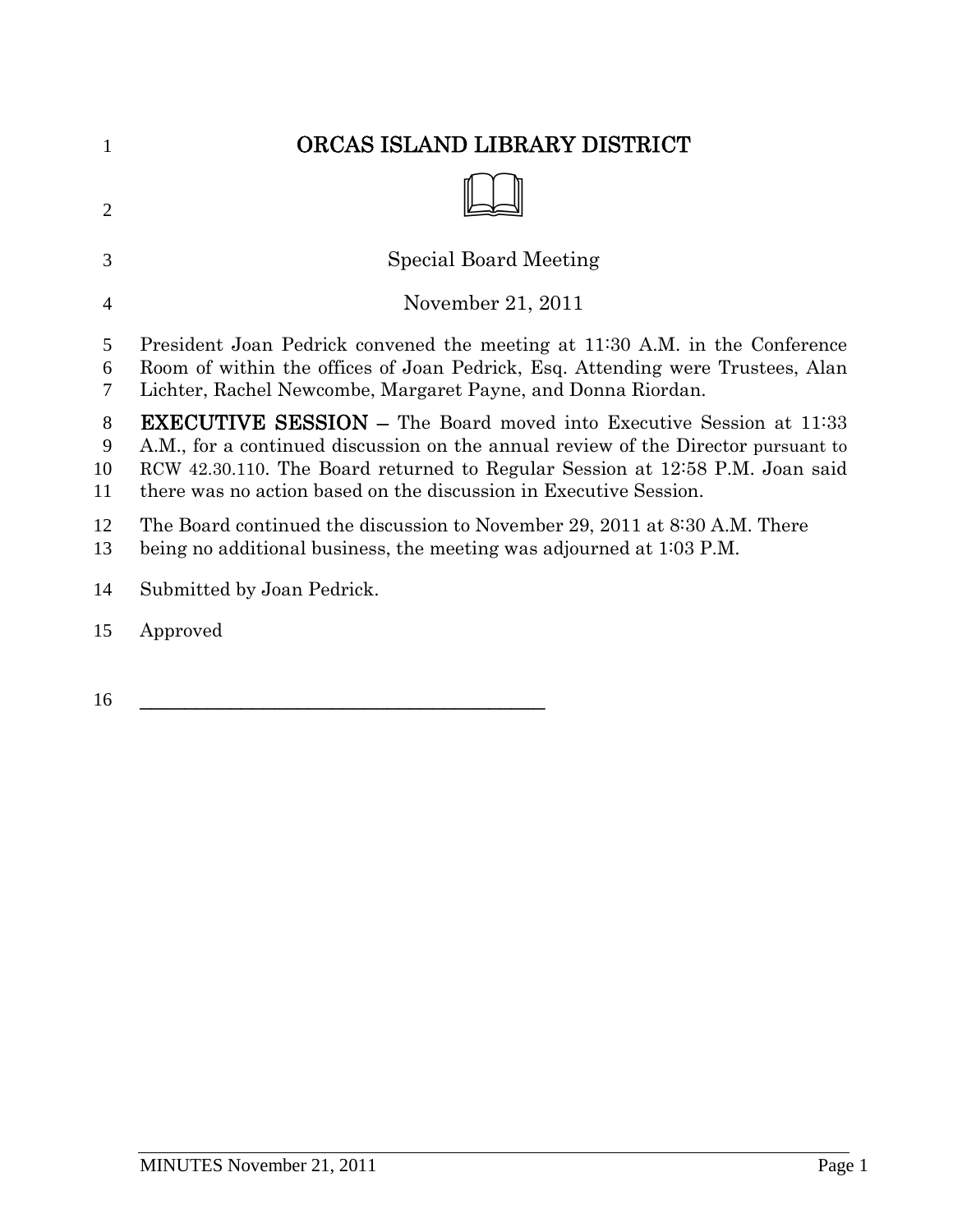# ORCAS ISLAND LIBRARY DISTRICT

Special Board Meeting

November 21, 2011

President Joan Pedrick convened the meeting at 11:30 A.M. in the Conference Room of within the offices of Joan Pedrick, Esq. Attending were Trustees, Alan Lichter, Rachel Newcombe, Margaret Payne, and Donna Riordan.

**EXECUTIVE SESSION –** The Board moved into Executive Session at 11:33 A.M., for a continued discussion on the annual review of the Director pursuant to RCW 42.30.110. The Board returned to Regular Session at 12:58 P.M. Joan said there was no action based on the discussion in Executive Session.

The Board continued the discussion to November 29, 2011 at 8:30 A.M. There being no additional business, the meeting was adjourned at 1:03 P.M.

Submitted by Joan Pedrick.

Approved

\_\_\_\_\_\_\_\_\_\_\_\_\_\_\_\_\_\_\_\_\_\_\_\_\_\_\_\_\_\_\_\_\_\_\_\_\_\_\_\_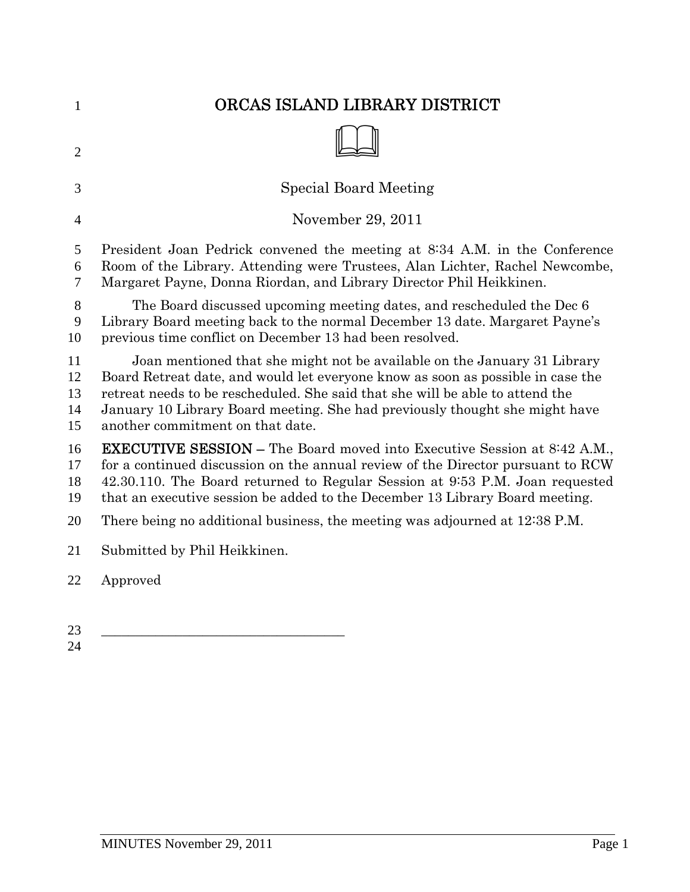# ORCAS ISLAND LIBRARY DISTRICT

Special Board Meeting

November 29, 2011

President Joan Pedrick convened the meeting at 8:34 A.M. in the Conference Room of the Library. Attending were Trustees, Alan Lichter, Rachel Newcombe, Margaret Payne, Donna Riordan, and Library Director Phil Heikkinen.

The Board discussed upcoming meeting dates, and rescheduled the Dec 6 Library Board meeting back to the normal December 13 date. Margaret Payne's previous time conflict on December 13 had been resolved.

Joan mentioned that she might not be available on the January 31 Library Board Retreat date, and would let everyone know as soon as possible in case the retreat needs to be rescheduled. She said that she will be able to attend the January 10 Library Board meeting. She had previously thought she might have another commitment on that date.

**EXECUTIVE SESSION –** The Board moved into Executive Session at 8:42 A.M., for a continued discussion on the annual review of the Director pursuant to RCW 42.30.110. The Board returned to Regular Session at 9:53 P.M. Joan requested that an executive session be added to the December 13 Library Board meeting.

There being no additional business, the meeting was adjourned at 12:38 P.M.

Submitted by Phil Heikkinen.

Approved

\_\_\_\_\_\_\_\_\_\_\_\_\_\_\_\_\_\_\_\_\_\_\_\_\_\_\_\_\_\_\_\_\_\_\_\_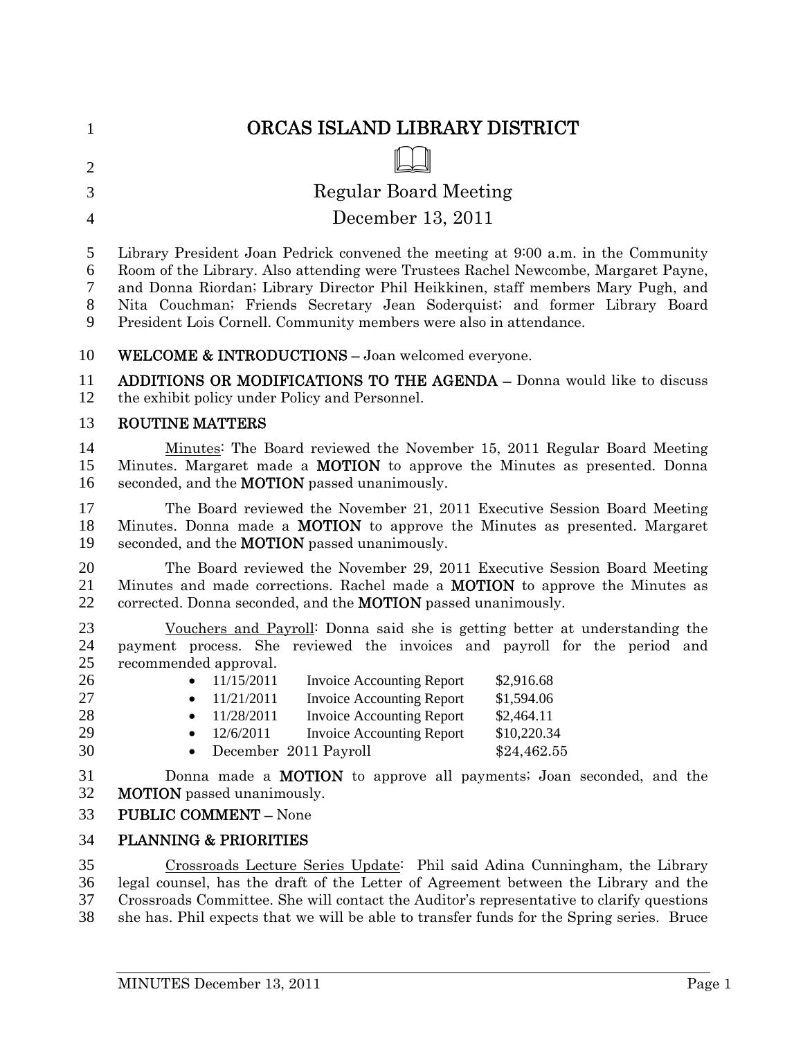# ORCAS ISLAND LIBRARY DISTRICT

## Regular Board Meeting

## December 13, 2011

Library President Joan Pedrick convened the meeting at 9:00 a.m. in the Community Room of the Library. Also attending were Trustees Rachel Newcombe, Margaret Payne, and Donna Riordan; Library Director Phil Heikkinen, staff members Mary Pugh, and Nita Couchman; Friends Secretary Jean Soderquist; and former Library Board President Lois Cornell. Community members were also in attendance.

**WELCOME & INTRODUCTIONS –** Joan welcomed everyone.

**ADDITIONS OR MODIFICATIONS TO THE AGENDA –** Donna would like to discuss the exhibit policy under Policy and Personnel.

**ROUTINE MATTERS**

Minutes: The Board reviewed the November 15, 2011 Regular Board Meeting Minutes. Margaret made a **MOTION** to approve the Minutes as presented. Donna seconded, and the **MOTION** passed unanimously.

The Board reviewed the November 21, 2011 Executive Session Board Meeting Minutes. Donna made a **MOTION** to approve the Minutes as presented. Margaret seconded, and the **MOTION** passed unanimously.

The Board reviewed the November 29, 2011 Executive Session Board Meeting Minutes and made corrections. Rachel made a **MOTION** to approve the Minutes as corrected. Donna seconded, and the **MOTION** passed unanimously.

Vouchers and Payroll: Donna said she is getting better at understanding the payment process. She reviewed the invoices and payroll for the period and recommended approval.

- 11/15/2011 Invoice Accounting Report $2,916.68
- 11/21/2011 Invoice Accounting Report $1,594.06
- 11/28/2011 Invoice Accounting Report $2,464.11
- 12/6/2011 Invoice Accounting Report $10,220.34
- December 2011 Payroll $24,462.55

Donna made a **MOTION** to approve all payments; Joan seconded, and the **MOTION** passed unanimously.

**PUBLIC COMMENT –** None

**PLANNING & PRIORITIES**

Crossroads Lecture Series Update: Phil said Adina Cunningham, the Library legal counsel, has the draft of the Letter of Agreement between the Library and the Crossroads Committee. She will contact the Auditor's representative to clarify questions she has. Phil expects that we will be able to transfer funds for the Spring series. Bruce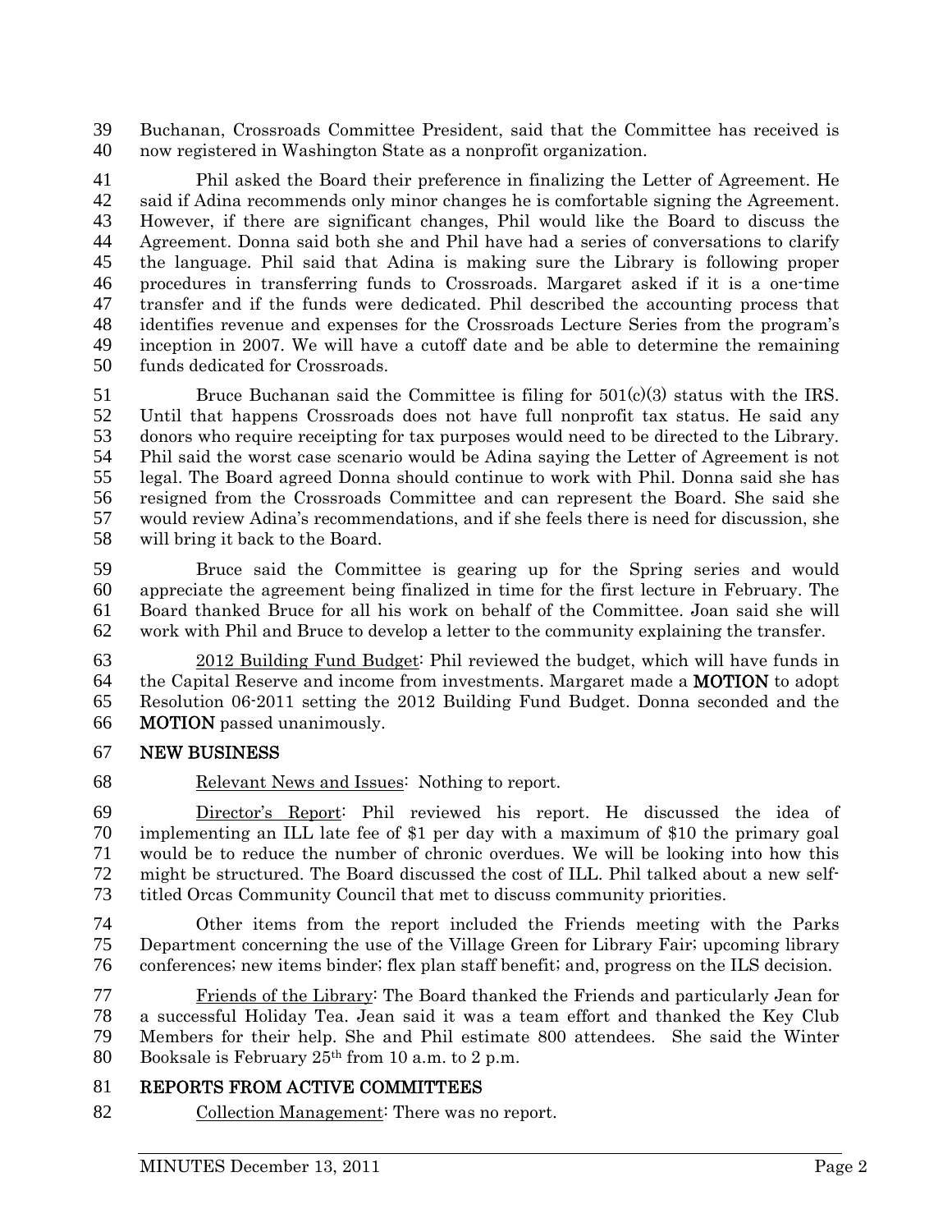Buchanan, Crossroads Committee President, said that the Committee has received is now registered in Washington State as a nonprofit organization.

Phil asked the Board their preference in finalizing the Letter of Agreement. He said if Adina recommends only minor changes he is comfortable signing the Agreement. However, if there are significant changes, Phil would like the Board to discuss the Agreement. Donna said both she and Phil have had a series of conversations to clarify the language. Phil said that Adina is making sure the Library is following proper procedures in transferring funds to Crossroads. Margaret asked if it is a one-time transfer and if the funds were dedicated. Phil described the accounting process that identifies revenue and expenses for the Crossroads Lecture Series from the program's inception in 2007. We will have a cutoff date and be able to determine the remaining funds dedicated for Crossroads.

Bruce Buchanan said the Committee is filing for 501(c)(3) status with the IRS. Until that happens Crossroads does not have full nonprofit tax status. He said any donors who require receipting for tax purposes would need to be directed to the Library. Phil said the worst case scenario would be Adina saying the Letter of Agreement is not legal. The Board agreed Donna should continue to work with Phil. Donna said she has resigned from the Crossroads Committee and can represent the Board. She said she would review Adina's recommendations, and if she feels there is need for discussion, she will bring it back to the Board.

Bruce said the Committee is gearing up for the Spring series and would appreciate the agreement being finalized in time for the first lecture in February. The Board thanked Bruce for all his work on behalf of the Committee. Joan said she will work with Phil and Bruce to develop a letter to the community explaining the transfer.

<u>2012 Building Fund Budget</u>: Phil reviewed the budget, which will have funds in the Capital Reserve and income from investments. Margaret made a **MOTION** to adopt Resolution 06-2011 setting the 2012 Building Fund Budget. Donna seconded and the **MOTION** passed unanimously.

## NEW BUSINESS

<u>Relevant News and Issues</u>: Nothing to report.

<u>Director's Report</u>: Phil reviewed his report. He discussed the idea of implementing an ILL late fee of $1 per day with a maximum of $10 the primary goal would be to reduce the number of chronic overdues. We will be looking into how this might be structured. The Board discussed the cost of ILL. Phil talked about a new self-titled Orcas Community Council that met to discuss community priorities.

Other items from the report included the Friends meeting with the Parks Department concerning the use of the Village Green for Library Fair; upcoming library conferences; new items binder; flex plan staff benefit; and, progress on the ILS decision.

<u>Friends of the Library</u>: The Board thanked the Friends and particularly Jean for a successful Holiday Tea. Jean said it was a team effort and thanked the Key Club Members for their help. She and Phil estimate 800 attendees. She said the Winter Booksale is February 25th from 10 a.m. to 2 p.m.

## REPORTS FROM ACTIVE COMMITTEES

<u>Collection Management</u>: There was no report.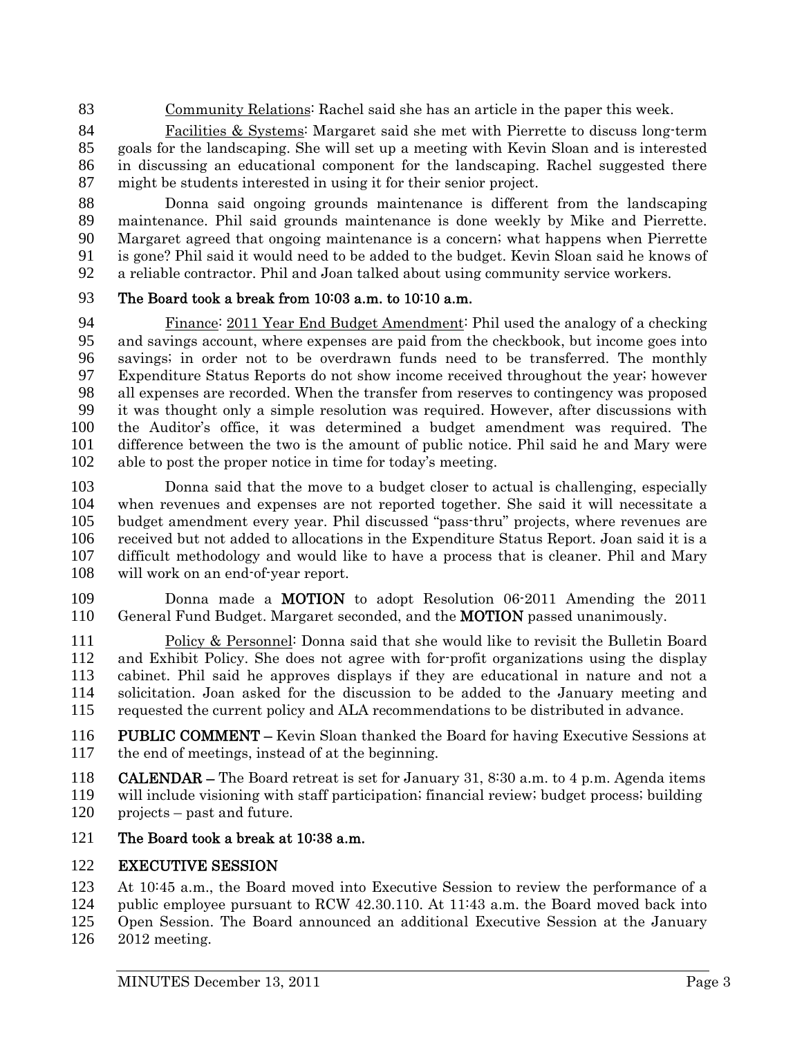Community Relations: Rachel said she has an article in the paper this week.

Facilities & Systems: Margaret said she met with Pierrette to discuss long-term goals for the landscaping. She will set up a meeting with Kevin Sloan and is interested in discussing an educational component for the landscaping. Rachel suggested there might be students interested in using it for their senior project.

Donna said ongoing grounds maintenance is different from the landscaping maintenance. Phil said grounds maintenance is done weekly by Mike and Pierrette. Margaret agreed that ongoing maintenance is a concern; what happens when Pierrette is gone? Phil said it would need to be added to the budget. Kevin Sloan said he knows of a reliable contractor. Phil and Joan talked about using community service workers.

**The Board took a break from 10:03 a.m. to 10:10 a.m.**

Finance: 2011 Year End Budget Amendment: Phil used the analogy of a checking and savings account, where expenses are paid from the checkbook, but income goes into savings; in order not to be overdrawn funds need to be transferred. The monthly Expenditure Status Reports do not show income received throughout the year; however all expenses are recorded. When the transfer from reserves to contingency was proposed it was thought only a simple resolution was required. However, after discussions with the Auditor's office, it was determined a budget amendment was required. The difference between the two is the amount of public notice. Phil said he and Mary were able to post the proper notice in time for today's meeting.

Donna said that the move to a budget closer to actual is challenging, especially when revenues and expenses are not reported together. She said it will necessitate a budget amendment every year. Phil discussed "pass-thru" projects, where revenues are received but not added to allocations in the Expenditure Status Report. Joan said it is a difficult methodology and would like to have a process that is cleaner. Phil and Mary will work on an end-of-year report.

Donna made a **MOTION** to adopt Resolution 06-2011 Amending the 2011 General Fund Budget. Margaret seconded, and the **MOTION** passed unanimously.

Policy & Personnel: Donna said that she would like to revisit the Bulletin Board and Exhibit Policy. She does not agree with for-profit organizations using the display cabinet. Phil said he approves displays if they are educational in nature and not a solicitation. Joan asked for the discussion to be added to the January meeting and requested the current policy and ALA recommendations to be distributed in advance.

**PUBLIC COMMENT –** Kevin Sloan thanked the Board for having Executive Sessions at the end of meetings, instead of at the beginning.

**CALENDAR –** The Board retreat is set for January 31, 8:30 a.m. to 4 p.m. Agenda items will include visioning with staff participation; financial review; budget process; building projects – past and future.

**The Board took a break at 10:38 a.m.**

## EXECUTIVE SESSION

At 10:45 a.m., the Board moved into Executive Session to review the performance of a public employee pursuant to RCW 42.30.110. At 11:43 a.m. the Board moved back into Open Session. The Board announced an additional Executive Session at the January 2012 meeting.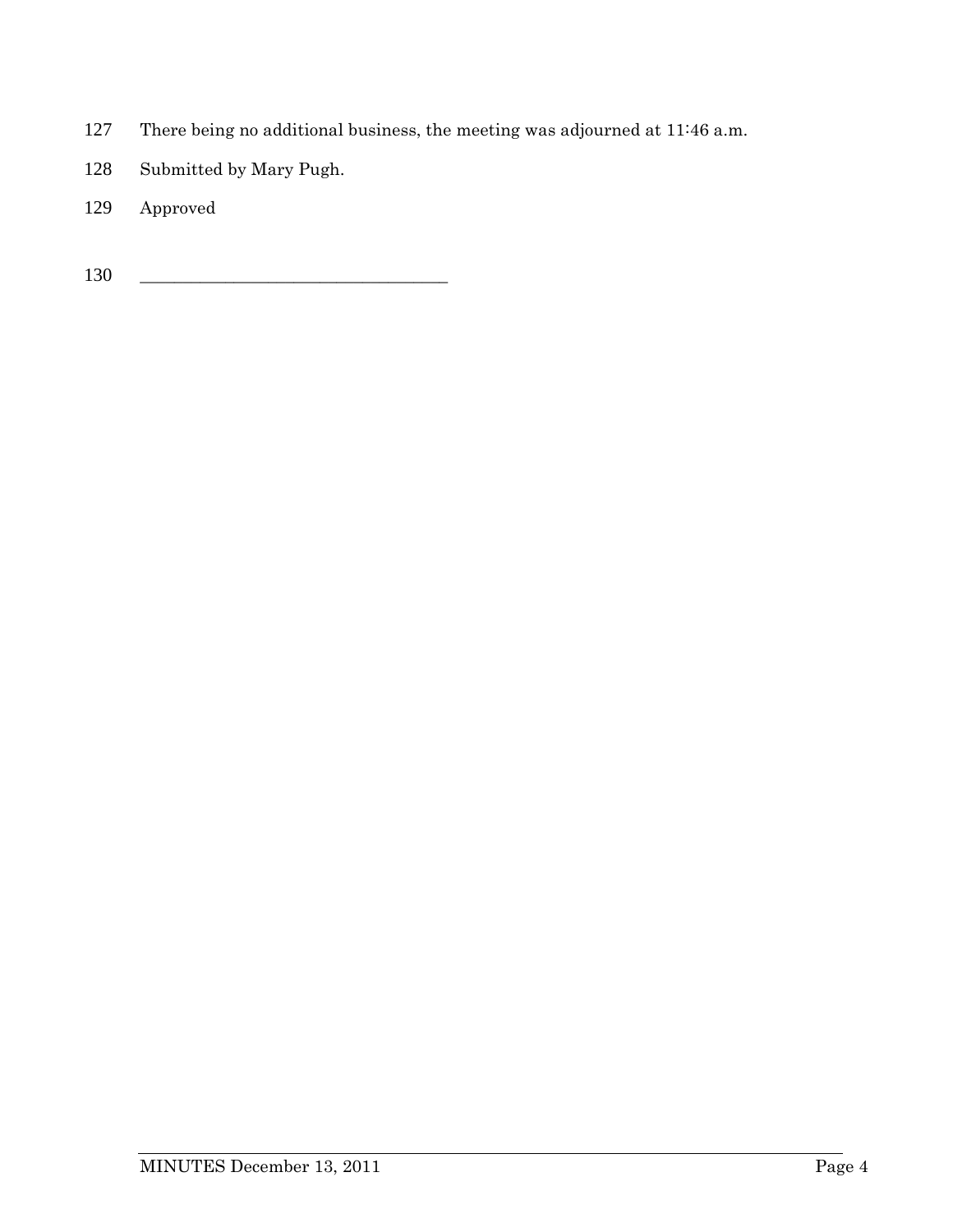127 There being no additional business, the meeting was adjourned at 11:46 a.m.

128 Submitted by Mary Pugh.

129 Approved

130 ___________________________________